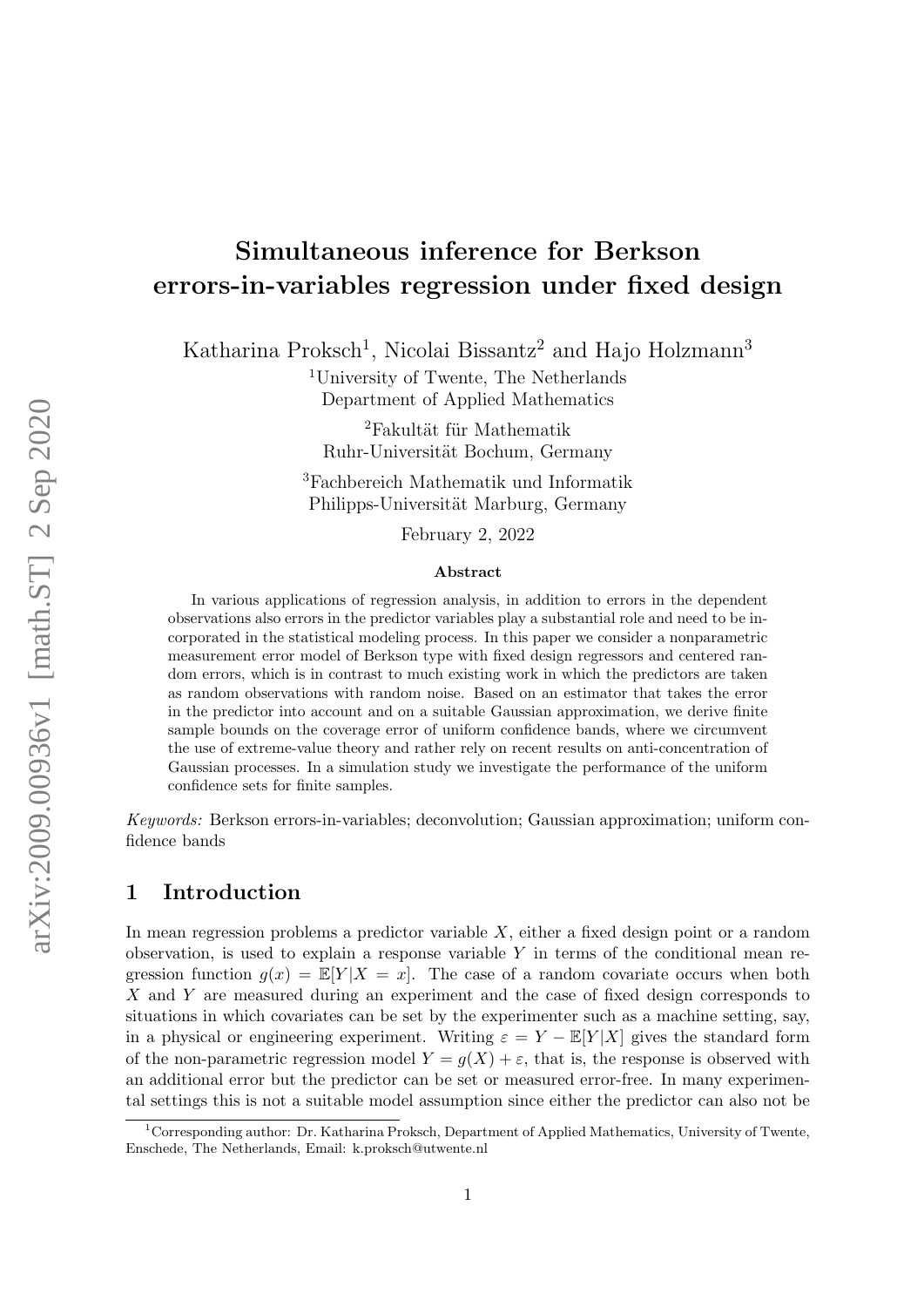# Simultaneous inference for Berkson errors-in-variables regression under fixed design

Katharina Proksch[1], Nicolai Bissantz[2] and Hajo Holzmann[3]

[1]University of Twente, The Netherlands
Department of Applied Mathematics

[2]Fakultät für Mathematik
Ruhr-Universität Bochum, Germany

[3]Fachbereich Mathematik und Informatik
Philipps-Universität Marburg, Germany

February 2, 2022

**Abstract**

In various applications of regression analysis, in addition to errors in the dependent observations also errors in the predictor variables play a substantial role and need to be incorporated in the statistical modeling process. In this paper we consider a nonparametric measurement error model of Berkson type with fixed design regressors and centered random errors, which is in contrast to much existing work in which the predictors are taken as random observations with random noise. Based on an estimator that takes the error in the predictor into account and on a suitable Gaussian approximation, we derive finite sample bounds on the coverage error of uniform confidence bands, where we circumvent the use of extreme-value theory and rather rely on recent results on anti-concentration of Gaussian processes. In a simulation study we investigate the performance of the uniform confidence sets for finite samples.

*Keywords:* Berkson errors-in-variables; deconvolution; Gaussian approximation; uniform confidence bands

## 1 Introduction

In mean regression problems a predictor variable $X$, either a fixed design point or a random observation, is used to explain a response variable $Y$ in terms of the conditional mean regression function $g(x) = \mathbb{E}[Y|X = x]$. The case of a random covariate occurs when both $X$ and $Y$ are measured during an experiment and the case of fixed design corresponds to situations in which covariates can be set by the experimenter such as a machine setting, say, in a physical or engineering experiment. Writing $\varepsilon = Y - \mathbb{E}[Y|X]$ gives the standard form of the non-parametric regression model $Y = g(X) + \varepsilon$, that is, the response is observed with an additional error but the predictor can be set or measured error-free. In many experimental settings this is not a suitable model assumption since either the predictor can also not be

[1]Corresponding author: Dr. Katharina Proksch, Department of Applied Mathematics, University of Twente, Enschede, The Netherlands, Email: k.proksch@utwente.nl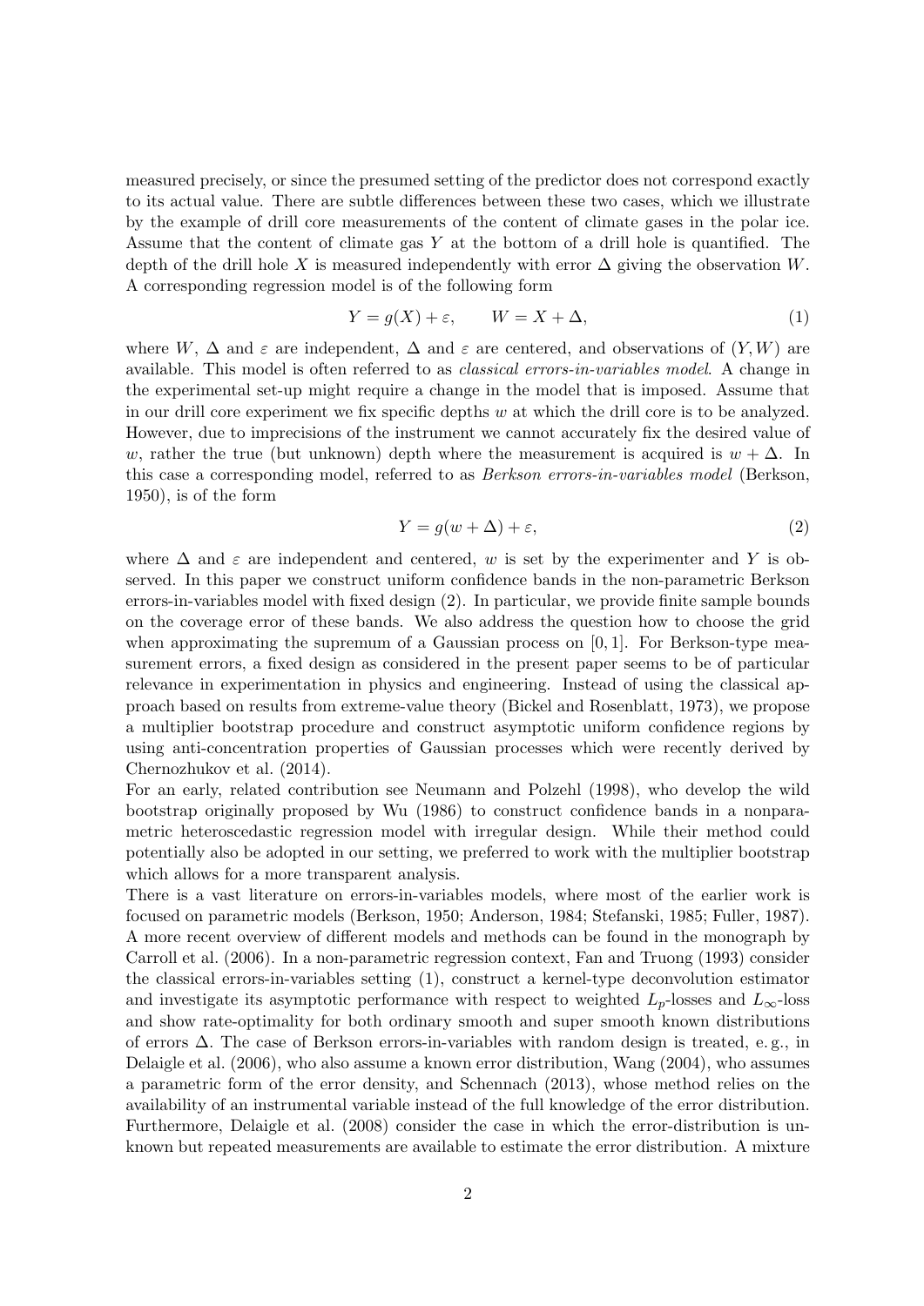measured precisely, or since the presumed setting of the predictor does not correspond exactly to its actual value. There are subtle differences between these two cases, which we illustrate by the example of drill core measurements of the content of climate gases in the polar ice. Assume that the content of climate gas $Y$ at the bottom of a drill hole is quantified. The depth of the drill hole $X$ is measured independently with error $\Delta$ giving the observation $W$. A corresponding regression model is of the following form

$$Y = g(X) + \varepsilon, \qquad W = X + \Delta, \tag{1}$$

where $W$, $\Delta$ and $\varepsilon$ are independent, $\Delta$ and $\varepsilon$ are centered, and observations of $(Y, W)$ are available. This model is often referred to as *classical errors-in-variables model*. A change in the experimental set-up might require a change in the model that is imposed. Assume that in our drill core experiment we fix specific depths $w$ at which the drill core is to be analyzed. However, due to imprecisions of the instrument we cannot accurately fix the desired value of $w$, rather the true (but unknown) depth where the measurement is acquired is $w + \Delta$. In this case a corresponding model, referred to as *Berkson errors-in-variables model* (Berkson, 1950), is of the form

$$Y = g(w + \Delta) + \varepsilon, \tag{2}$$

where $\Delta$ and $\varepsilon$ are independent and centered, $w$ is set by the experimenter and $Y$ is observed. In this paper we construct uniform confidence bands in the non-parametric Berkson errors-in-variables model with fixed design (2). In particular, we provide finite sample bounds on the coverage error of these bands. We also address the question how to choose the grid when approximating the supremum of a Gaussian process on $[0, 1]$. For Berkson-type measurement errors, a fixed design as considered in the present paper seems to be of particular relevance in experimentation in physics and engineering. Instead of using the classical approach based on results from extreme-value theory (Bickel and Rosenblatt, 1973), we propose a multiplier bootstrap procedure and construct asymptotic uniform confidence regions by using anti-concentration properties of Gaussian processes which were recently derived by Chernozhukov et al. (2014).

For an early, related contribution see Neumann and Polzehl (1998), who develop the wild bootstrap originally proposed by Wu (1986) to construct confidence bands in a nonparametric heteroscedastic regression model with irregular design. While their method could potentially also be adopted in our setting, we preferred to work with the multiplier bootstrap which allows for a more transparent analysis.

There is a vast literature on errors-in-variables models, where most of the earlier work is focused on parametric models (Berkson, 1950; Anderson, 1984; Stefanski, 1985; Fuller, 1987). A more recent overview of different models and methods can be found in the monograph by Carroll et al. (2006). In a non-parametric regression context, Fan and Truong (1993) consider the classical errors-in-variables setting (1), construct a kernel-type deconvolution estimator and investigate its asymptotic performance with respect to weighted $L_p$-losses and $L_\infty$-loss and show rate-optimality for both ordinary smooth and super smooth known distributions of errors $\Delta$. The case of Berkson errors-in-variables with random design is treated, e. g., in Delaigle et al. (2006), who also assume a known error distribution, Wang (2004), who assumes a parametric form of the error density, and Schennach (2013), whose method relies on the availability of an instrumental variable instead of the full knowledge of the error distribution. Furthermore, Delaigle et al. (2008) consider the case in which the error-distribution is unknown but repeated measurements are available to estimate the error distribution. A mixture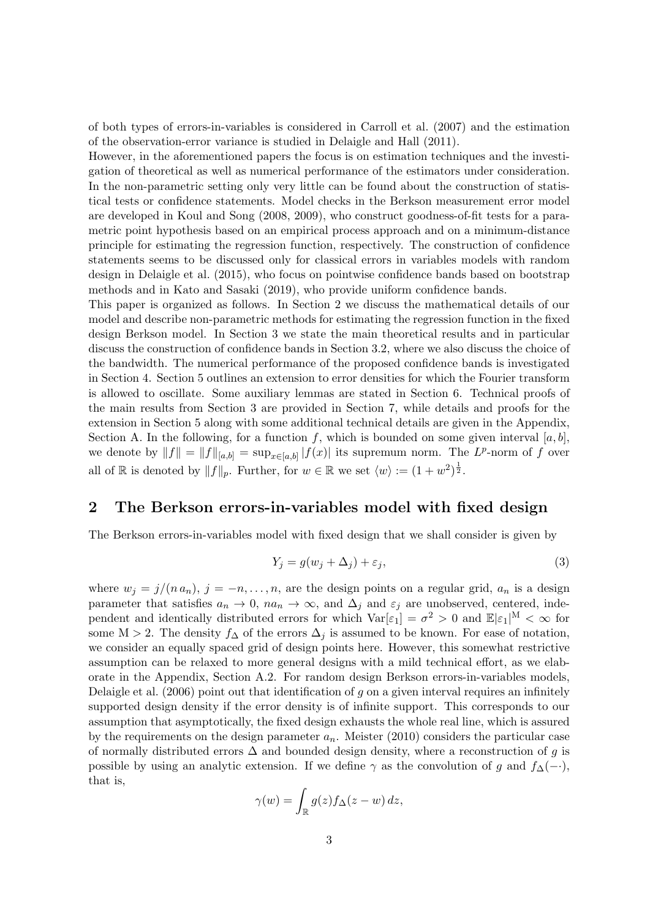of both types of errors-in-variables is considered in Carroll et al. (2007) and the estimation of the observation-error variance is studied in Delaigle and Hall (2011).

However, in the aforementioned papers the focus is on estimation techniques and the investigation of theoretical as well as numerical performance of the estimators under consideration. In the non-parametric setting only very little can be found about the construction of statistical tests or confidence statements. Model checks in the Berkson measurement error model are developed in Koul and Song (2008, 2009), who construct goodness-of-fit tests for a parametric point hypothesis based on an empirical process approach and on a minimum-distance principle for estimating the regression function, respectively. The construction of confidence statements seems to be discussed only for classical errors in variables models with random design in Delaigle et al. (2015), who focus on pointwise confidence bands based on bootstrap methods and in Kato and Sasaki (2019), who provide uniform confidence bands.

This paper is organized as follows. In Section 2 we discuss the mathematical details of our model and describe non-parametric methods for estimating the regression function in the fixed design Berkson model. In Section 3 we state the main theoretical results and in particular discuss the construction of confidence bands in Section 3.2, where we also discuss the choice of the bandwidth. The numerical performance of the proposed confidence bands is investigated in Section 4. Section 5 outlines an extension to error densities for which the Fourier transform is allowed to oscillate. Some auxiliary lemmas are stated in Section 6. Technical proofs of the main results from Section 3 are provided in Section 7, while details and proofs for the extension in Section 5 along with some additional technical details are given in the Appendix, Section A. In the following, for a function $f$, which is bounded on some given interval $[a, b]$, we denote by $\|f\| = \|f\|_{[a,b]} = \sup_{x\in[a,b]} |f(x)|$ its supremum norm. The $L^p$-norm of $f$ over all of $\mathbb{R}$ is denoted by $\|f\|_p$. Further, for $w \in \mathbb{R}$ we set $\langle w\rangle := (1 + w^2)^{\frac{1}{2}}$.

## 2 The Berkson errors-in-variables model with fixed design

The Berkson errors-in-variables model with fixed design that we shall consider is given by

$$Y_j = g(w_j + \Delta_j) + \varepsilon_j, \tag{3}$$

where $w_j = j/(n\, a_n)$, $j = -n, \ldots, n$, are the design points on a regular grid, $a_n$ is a design parameter that satisfies $a_n \to 0$, $na_n \to \infty$, and $\Delta_j$ and $\varepsilon_j$ are unobserved, centered, independent and identically distributed errors for which $\mathrm{Var}[\varepsilon_1] = \sigma^2 > 0$ and $\mathbb{E}|\varepsilon_1|^{\mathrm{M}} < \infty$ for some $\mathrm{M} > 2$. The density $f_\Delta$ of the errors $\Delta_j$ is assumed to be known. For ease of notation, we consider an equally spaced grid of design points here. However, this somewhat restrictive assumption can be relaxed to more general designs with a mild technical effort, as we elaborate in the Appendix, Section A.2. For random design Berkson errors-in-variables models, Delaigle et al. (2006) point out that identification of $g$ on a given interval requires an infinitely supported design density if the error density is of infinite support. This corresponds to our assumption that asymptotically, the fixed design exhausts the whole real line, which is assured by the requirements on the design parameter $a_n$. Meister (2010) considers the particular case of normally distributed errors $\Delta$ and bounded design density, where a reconstruction of $g$ is possible by using an analytic extension. If we define $\gamma$ as the convolution of $g$ and $f_\Delta(-\cdot)$, that is,

$$\gamma(w) = \int_{\mathbb{R}} g(z) f_\Delta(z - w)\, dz,$$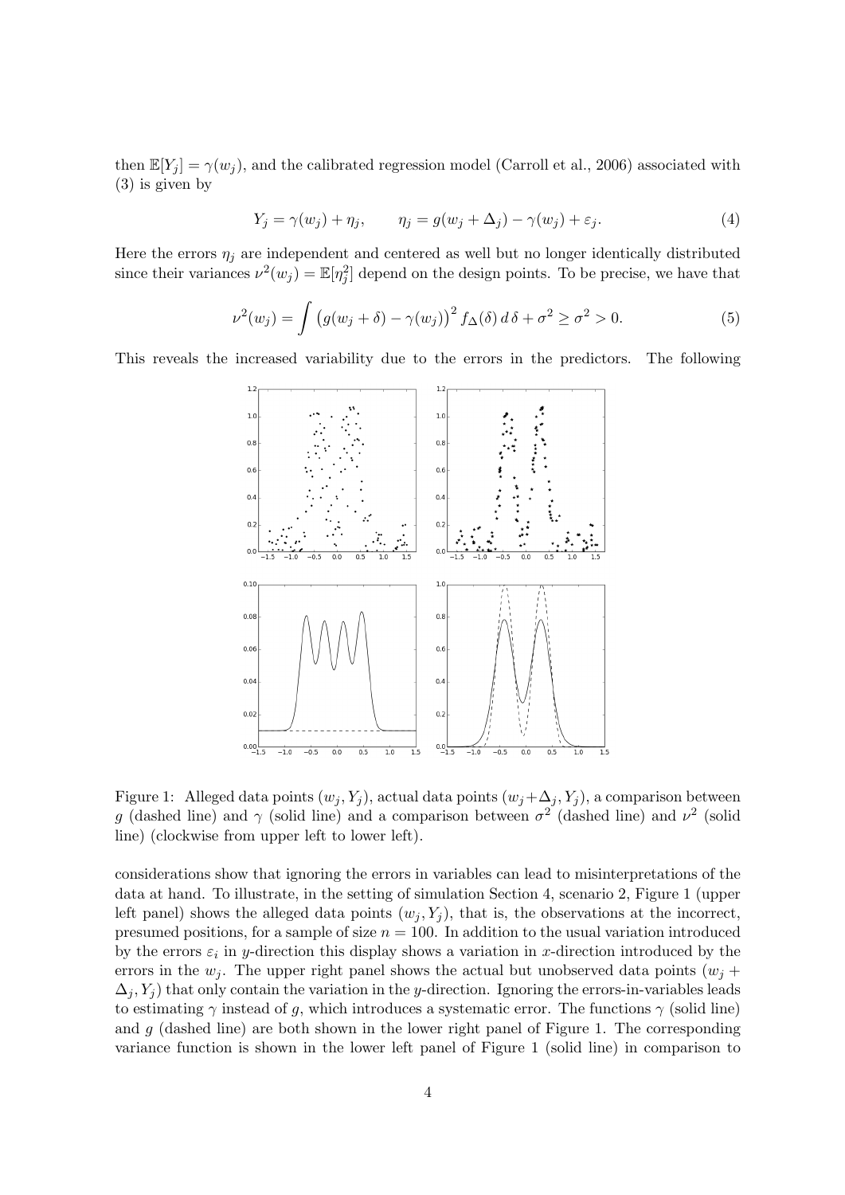then $\mathbb{E}[Y_j] = \gamma(w_j)$, and the calibrated regression model (Carroll et al., 2006) associated with (3) is given by

$$Y_j = \gamma(w_j) + \eta_j, \qquad \eta_j = g(w_j + \Delta_j) - \gamma(w_j) + \varepsilon_j. \tag{4}$$

Here the errors $\eta_j$ are independent and centered as well but no longer identically distributed since their variances $\nu^2(w_j) = \mathbb{E}[\eta_j^2]$ depend on the design points. To be precise, we have that

$$\nu^2(w_j) = \int \big(g(w_j + \delta) - \gamma(w_j)\big)^2 f_\Delta(\delta)\, d\,\delta + \sigma^2 \geq \sigma^2 > 0. \tag{5}$$

This reveals the increased variability due to the errors in the predictors. The following

Figure 1: Alleged data points $(w_j, Y_j)$, actual data points $(w_j + \Delta_j, Y_j)$, a comparison between $g$ (dashed line) and $\gamma$ (solid line) and a comparison between $\sigma^2$ (dashed line) and $\nu^2$ (solid line) (clockwise from upper left to lower left).

considerations show that ignoring the errors in variables can lead to misinterpretations of the data at hand. To illustrate, in the setting of simulation Section 4, scenario 2, Figure 1 (upper left panel) shows the alleged data points $(w_j, Y_j)$, that is, the observations at the incorrect, presumed positions, for a sample of size $n = 100$. In addition to the usual variation introduced by the errors $\varepsilon_i$ in $y$-direction this display shows a variation in $x$-direction introduced by the errors in the $w_j$. The upper right panel shows the actual but unobserved data points $(w_j + \Delta_j, Y_j)$ that only contain the variation in the $y$-direction. Ignoring the errors-in-variables leads to estimating $\gamma$ instead of $g$, which introduces a systematic error. The functions $\gamma$ (solid line) and $g$ (dashed line) are both shown in the lower right panel of Figure 1. The corresponding variance function is shown in the lower left panel of Figure 1 (solid line) in comparison to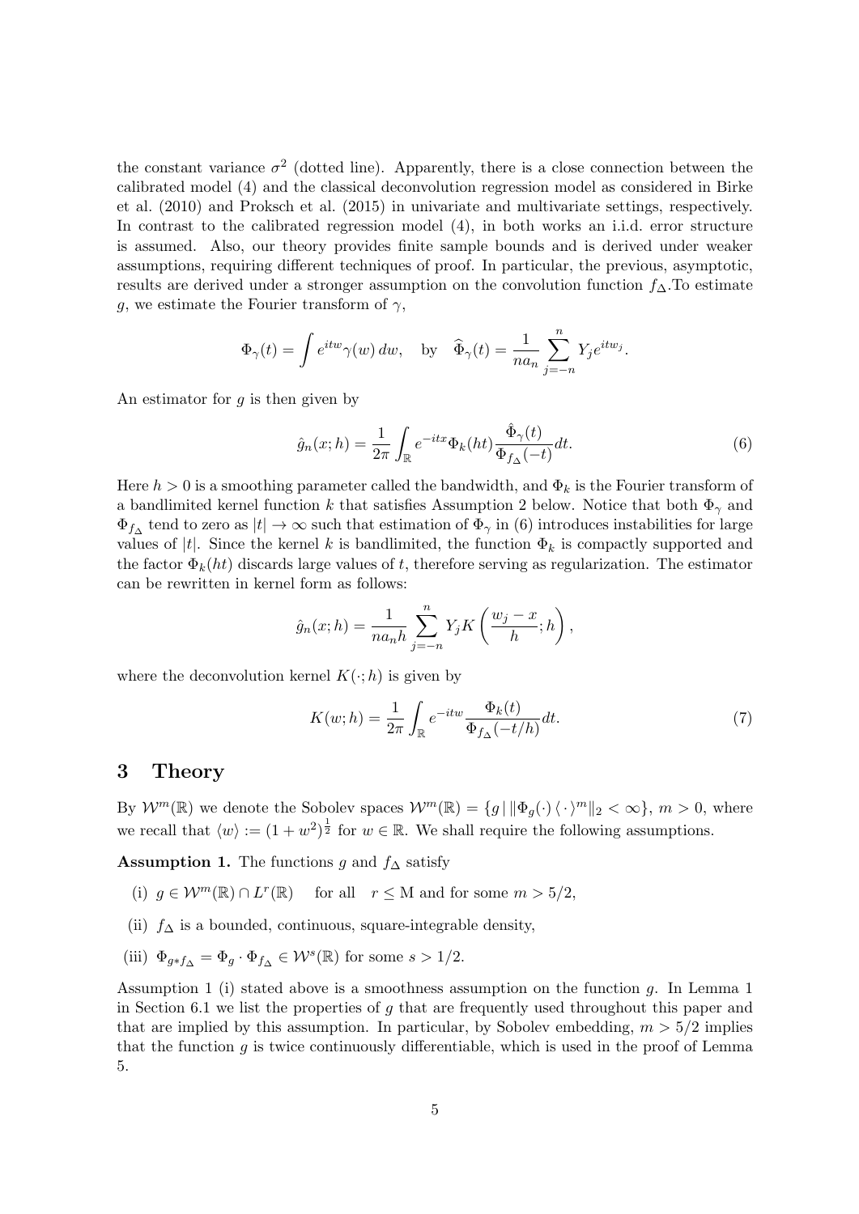the constant variance $\sigma^2$ (dotted line). Apparently, there is a close connection between the calibrated model (4) and the classical deconvolution regression model as considered in Birke et al. (2010) and Proksch et al. (2015) in univariate and multivariate settings, respectively. In contrast to the calibrated regression model (4), in both works an i.i.d. error structure is assumed. Also, our theory provides finite sample bounds and is derived under weaker assumptions, requiring different techniques of proof. In particular, the previous, asymptotic, results are derived under a stronger assumption on the convolution function $f_\Delta$.To estimate $g$, we estimate the Fourier transform of $\gamma$,

$$\Phi_\gamma(t) = \int e^{itw}\gamma(w)\,dw, \quad \text{by} \quad \widehat{\Phi}_\gamma(t) = \frac{1}{na_n}\sum_{j=-n}^{n} Y_j e^{itw_j}.$$

An estimator for $g$ is then given by

$$\hat{g}_n(x;h) = \frac{1}{2\pi}\int_{\mathbb{R}} e^{-itx}\Phi_k(ht)\frac{\hat{\Phi}_\gamma(t)}{\Phi_{f_\Delta}(-t)}dt. \tag{6}$$

Here $h > 0$ is a smoothing parameter called the bandwidth, and $\Phi_k$ is the Fourier transform of a bandlimited kernel function $k$ that satisfies Assumption 2 below. Notice that both $\Phi_\gamma$ and $\Phi_{f_\Delta}$ tend to zero as $|t| \to \infty$ such that estimation of $\Phi_\gamma$ in (6) introduces instabilities for large values of $|t|$. Since the kernel $k$ is bandlimited, the function $\Phi_k$ is compactly supported and the factor $\Phi_k(ht)$ discards large values of $t$, therefore serving as regularization. The estimator can be rewritten in kernel form as follows:

$$\hat{g}_n(x;h) = \frac{1}{na_nh}\sum_{j=-n}^{n} Y_j K\left(\frac{w_j - x}{h};h\right),$$

where the deconvolution kernel $K(\cdot;h)$ is given by

$$K(w;h) = \frac{1}{2\pi}\int_{\mathbb{R}} e^{-itw}\frac{\Phi_k(t)}{\Phi_{f_\Delta}(-t/h)}dt. \tag{7}$$

# 3 Theory

By $\mathcal{W}^m(\mathbb{R})$ we denote the Sobolev spaces $\mathcal{W}^m(\mathbb{R}) = \{g \,|\, \|\Phi_g(\cdot)\langle\cdot\rangle^m\|_2 < \infty\}$, $m > 0$, where we recall that $\langle w\rangle := (1 + w^2)^{\frac{1}{2}}$ for $w \in \mathbb{R}$. We shall require the following assumptions.

**Assumption 1.** The functions $g$ and $f_\Delta$ satisfy

(i) $g \in \mathcal{W}^m(\mathbb{R}) \cap L^r(\mathbb{R})$ for all $r \leq$ M and for some $m > 5/2$,

(ii) $f_\Delta$ is a bounded, continuous, square-integrable density,

(iii) $\Phi_{g*f_\Delta} = \Phi_g \cdot \Phi_{f_\Delta} \in \mathcal{W}^s(\mathbb{R})$ for some $s > 1/2$.

Assumption 1 (i) stated above is a smoothness assumption on the function $g$. In Lemma 1 in Section 6.1 we list the properties of $g$ that are frequently used throughout this paper and that are implied by this assumption. In particular, by Sobolev embedding, $m > 5/2$ implies that the function $g$ is twice continuously differentiable, which is used in the proof of Lemma 5.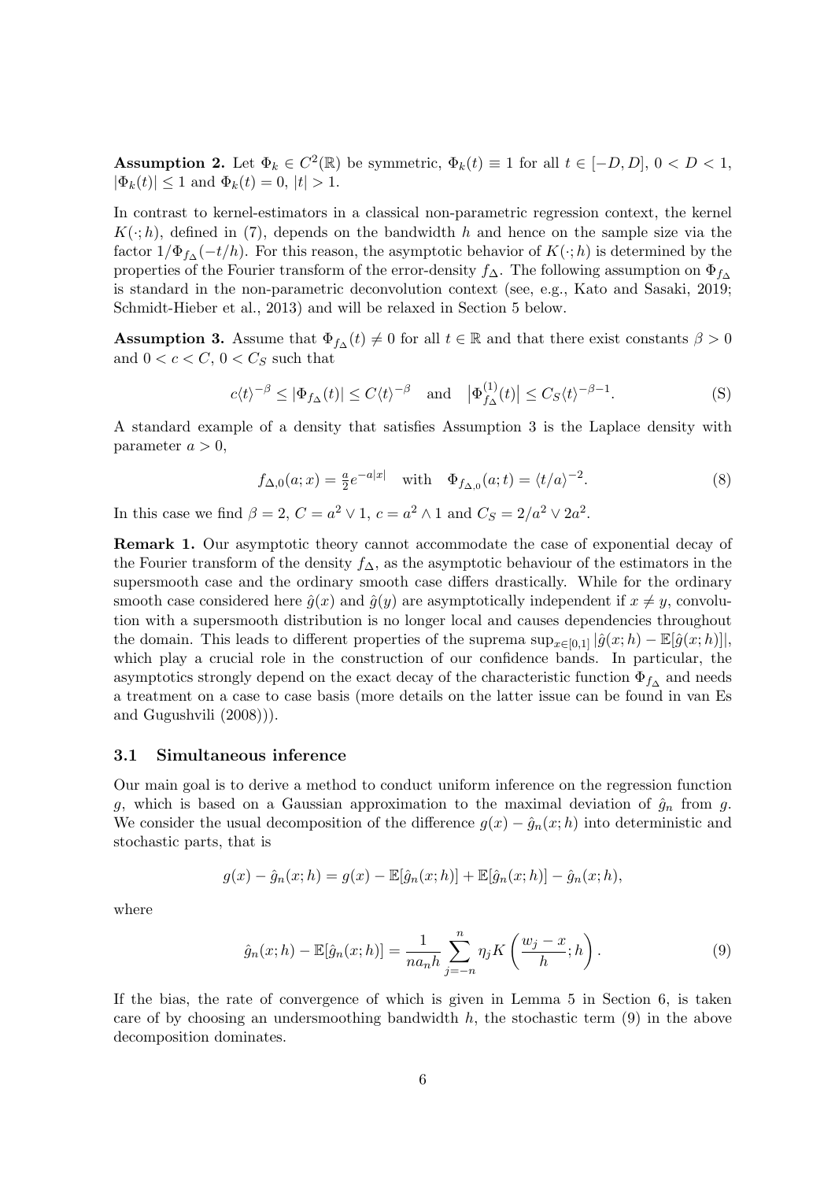**Assumption 2.** Let $\Phi_k \in C^2(\mathbb{R})$ be symmetric, $\Phi_k(t) \equiv 1$ for all $t \in [-D, D]$, $0 < D < 1$, $|\Phi_k(t)| \leq 1$ and $\Phi_k(t) = 0$, $|t| > 1$.

In contrast to kernel-estimators in a classical non-parametric regression context, the kernel $K(\cdot; h)$, defined in (7), depends on the bandwidth $h$ and hence on the sample size via the factor $1/\Phi_{f_\Delta}(-t/h)$. For this reason, the asymptotic behavior of $K(\cdot; h)$ is determined by the properties of the Fourier transform of the error-density $f_\Delta$. The following assumption on $\Phi_{f_\Delta}$ is standard in the non-parametric deconvolution context (see, e.g., Kato and Sasaki, 2019; Schmidt-Hieber et al., 2013) and will be relaxed in Section 5 below.

**Assumption 3.** Assume that $\Phi_{f_\Delta}(t) \neq 0$ for all $t \in \mathbb{R}$ and that there exist constants $\beta > 0$ and $0 < c < C$, $0 < C_S$ such that

$$c\langle t\rangle^{-\beta} \leq |\Phi_{f_\Delta}(t)| \leq C\langle t\rangle^{-\beta} \quad \text{and} \quad \left|\Phi_{f_\Delta}^{(1)}(t)\right| \leq C_S \langle t\rangle^{-\beta-1}. \tag{S}$$

A standard example of a density that satisfies Assumption 3 is the Laplace density with parameter $a > 0$,

$$f_{\Delta,0}(a; x) = \tfrac{a}{2} e^{-a|x|} \quad \text{with} \quad \Phi_{f_{\Delta,0}}(a; t) = \langle t/a\rangle^{-2}. \tag{8}$$

In this case we find $\beta = 2$, $C = a^2 \vee 1$, $c = a^2 \wedge 1$ and $C_S = 2/a^2 \vee 2a^2$.

**Remark 1.** Our asymptotic theory cannot accommodate the case of exponential decay of the Fourier transform of the density $f_\Delta$, as the asymptotic behaviour of the estimators in the supersmooth case and the ordinary smooth case differs drastically. While for the ordinary smooth case considered here $\hat{g}(x)$ and $\hat{g}(y)$ are asymptotically independent if $x \neq y$, convolution with a supersmooth distribution is no longer local and causes dependencies throughout the domain. This leads to different properties of the suprema $\sup_{x\in[0,1]} |\hat{g}(x; h) - \mathbb{E}[\hat{g}(x; h)]|$, which play a crucial role in the construction of our confidence bands. In particular, the asymptotics strongly depend on the exact decay of the characteristic function $\Phi_{f_\Delta}$ and needs a treatment on a case to case basis (more details on the latter issue can be found in van Es and Gugushvili (2008))).

### 3.1 Simultaneous inference

Our main goal is to derive a method to conduct uniform inference on the regression function $g$, which is based on a Gaussian approximation to the maximal deviation of $\hat{g}_n$ from $g$. We consider the usual decomposition of the difference $g(x) - \hat{g}_n(x; h)$ into deterministic and stochastic parts, that is

$$g(x) - \hat{g}_n(x; h) = g(x) - \mathbb{E}[\hat{g}_n(x; h)] + \mathbb{E}[\hat{g}_n(x; h)] - \hat{g}_n(x; h),$$

where

$$\hat{g}_n(x; h) - \mathbb{E}[\hat{g}_n(x; h)] = \frac{1}{na_n h} \sum_{j=-n}^{n} \eta_j K\left(\frac{w_j - x}{h}; h\right). \tag{9}$$

If the bias, the rate of convergence of which is given in Lemma 5 in Section 6, is taken care of by choosing an undersmoothing bandwidth $h$, the stochastic term (9) in the above decomposition dominates.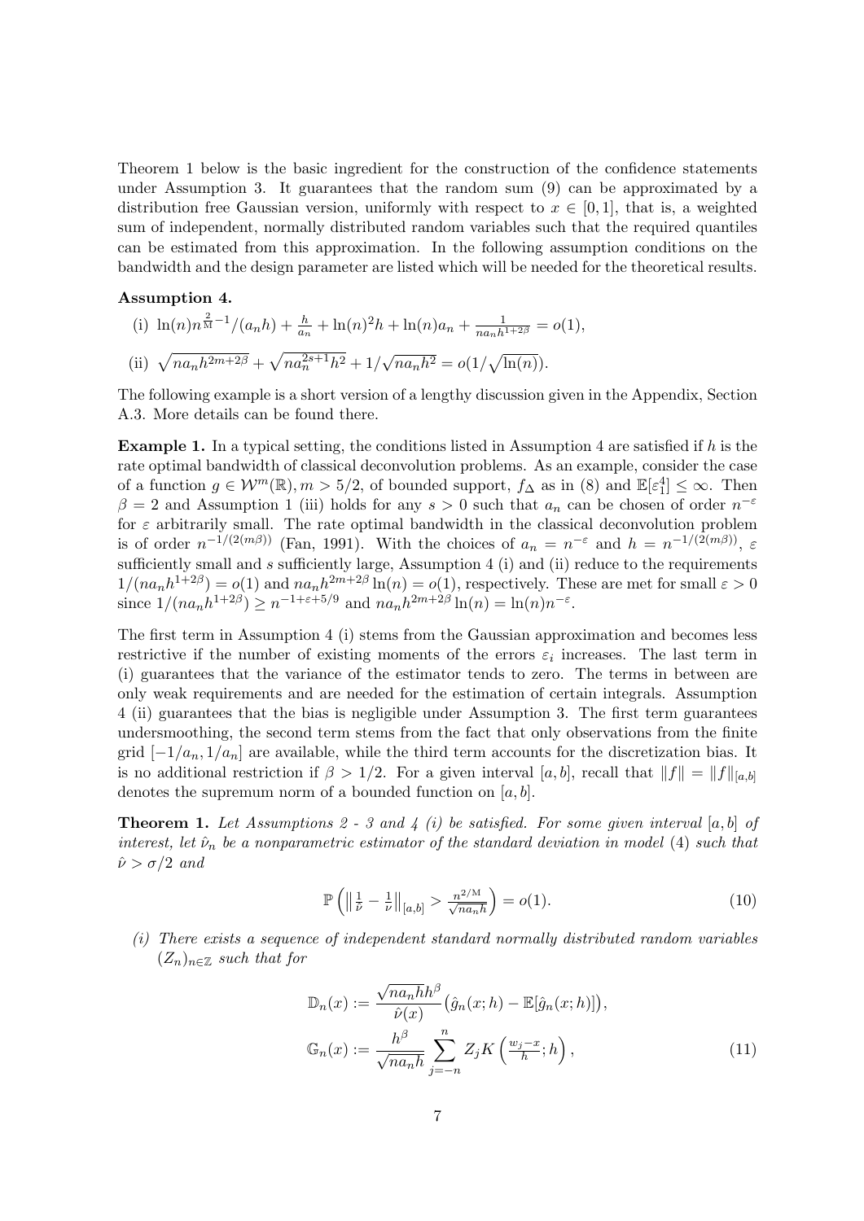Theorem 1 below is the basic ingredient for the construction of the confidence statements under Assumption 3. It guarantees that the random sum (9) can be approximated by a distribution free Gaussian version, uniformly with respect to $x \in [0,1]$, that is, a weighted sum of independent, normally distributed random variables such that the required quantiles can be estimated from this approximation. In the following assumption conditions on the bandwidth and the design parameter are listed which will be needed for the theoretical results.

**Assumption 4.**

(i) $\ln(n)n^{\frac{2}{\mathrm{M}}-1}/(a_n h) + \frac{h}{a_n} + \ln(n)^2 h + \ln(n) a_n + \frac{1}{n a_n h^{1+2\beta}} = o(1)$,

(ii) $\sqrt{n a_n h^{2m+2\beta}} + \sqrt{n a_n^{2s+1} h^2} + 1/\sqrt{n a_n h^2} = o(1/\sqrt{\ln(n)})$.

The following example is a short version of a lengthy discussion given in the Appendix, Section A.3. More details can be found there.

**Example 1.** In a typical setting, the conditions listed in Assumption 4 are satisfied if $h$ is the rate optimal bandwidth of classical deconvolution problems. As an example, consider the case of a function $g \in \mathcal{W}^m(\mathbb{R}), m > 5/2$, of bounded support, $f_\Delta$ as in (8) and $\mathbb{E}[\varepsilon_1^4] \leq \infty$. Then $\beta = 2$ and Assumption 1 (iii) holds for any $s > 0$ such that $a_n$ can be chosen of order $n^{-\varepsilon}$ for $\varepsilon$ arbitrarily small. The rate optimal bandwidth in the classical deconvolution problem is of order $n^{-1/(2(m\beta))}$ (Fan, 1991). With the choices of $a_n = n^{-\varepsilon}$ and $h = n^{-1/(2(m\beta))}$, $\varepsilon$ sufficiently small and $s$ sufficiently large, Assumption 4 (i) and (ii) reduce to the requirements $1/(n a_n h^{1+2\beta}) = o(1)$ and $n a_n h^{2m+2\beta} \ln(n) = o(1)$, respectively. These are met for small $\varepsilon > 0$ since $1/(n a_n h^{1+2\beta}) \geq n^{-1+\varepsilon+5/9}$ and $n a_n h^{2m+2\beta} \ln(n) = \ln(n) n^{-\varepsilon}$.

The first term in Assumption 4 (i) stems from the Gaussian approximation and becomes less restrictive if the number of existing moments of the errors $\varepsilon_i$ increases. The last term in (i) guarantees that the variance of the estimator tends to zero. The terms in between are only weak requirements and are needed for the estimation of certain integrals. Assumption 4 (ii) guarantees that the bias is negligible under Assumption 3. The first term guarantees undersmoothing, the second term stems from the fact that only observations from the finite grid $[-1/a_n, 1/a_n]$ are available, while the third term accounts for the discretization bias. It is no additional restriction if $\beta > 1/2$. For a given interval $[a,b]$, recall that $\|f\| = \|f\|_{[a,b]}$ denotes the supremum norm of a bounded function on $[a,b]$.

**Theorem 1.** *Let Assumptions 2 - 3 and 4 (i) be satisfied. For some given interval $[a,b]$ of interest, let $\hat{\nu}_n$ be a nonparametric estimator of the standard deviation in model (4) such that $\hat{\nu} > \sigma/2$ and*

$$\mathbb{P}\left(\left\|\tfrac{1}{\hat{\nu}} - \tfrac{1}{\nu}\right\|_{[a,b]} > \tfrac{n^{2/\mathrm{M}}}{\sqrt{n a_n h}}\right) = o(1). \tag{10}$$

*(i) There exists a sequence of independent standard normally distributed random variables $(Z_n)_{n\in\mathbb{Z}}$ such that for*

$$\mathbb{D}_n(x) := \frac{\sqrt{n a_n h} h^\beta}{\hat{\nu}(x)}\big(\hat{g}_n(x;h) - \mathbb{E}[\hat{g}_n(x;h)]\big),$$

$$\mathbb{G}_n(x) := \frac{h^\beta}{\sqrt{n a_n h}} \sum_{j=-n}^{n} Z_j K\left(\tfrac{w_j - x}{h}; h\right), \tag{11}$$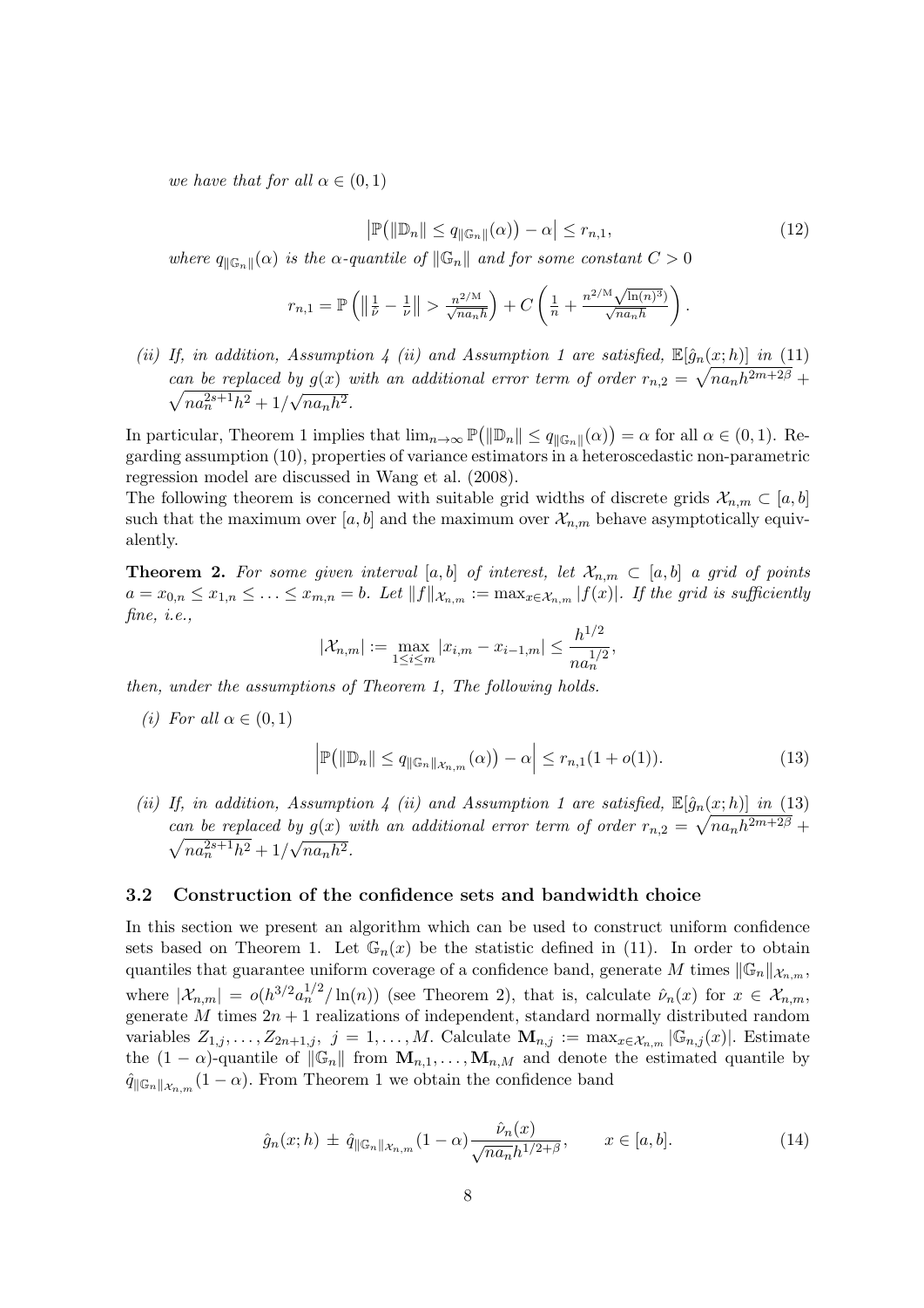*we have that for all $\alpha \in (0,1)$*

$$\left|\mathbb{P}\big(\|\mathbb{D}_n\| \leq q_{\|\mathbb{G}_n\|}(\alpha)\big) - \alpha\right| \leq r_{n,1}, \tag{12}$$

*where $q_{\|\mathbb{G}_n\|}(\alpha)$ is the $\alpha$-quantile of $\|\mathbb{G}_n\|$ and for some constant $C > 0$*

$$r_{n,1} = \mathbb{P}\left(\left\|\tfrac{1}{\hat{\nu}} - \tfrac{1}{\nu}\right\| > \tfrac{n^{2/\mathrm{M}}}{\sqrt{na_n h}}\right) + C\left(\tfrac{1}{n} + \tfrac{n^{2/\mathrm{M}}\sqrt{\ln(n)^3)}}{\sqrt{na_n h}}\right).$$

*(ii) If, in addition, Assumption 4 (ii) and Assumption 1 are satisfied, $\mathbb{E}[\hat{g}_n(x;h)]$ in (11) can be replaced by $g(x)$ with an additional error term of order $r_{n,2} = \sqrt{na_n h^{2m+2\beta}} + \sqrt{na_n^{2s+1}h^2} + 1/\sqrt{na_n h^2}$.*

In particular, Theorem 1 implies that $\lim_{n\to\infty} \mathbb{P}\big(\|\mathbb{D}_n\| \leq q_{\|\mathbb{G}_n\|}(\alpha)\big) = \alpha$ for all $\alpha \in (0,1)$. Regarding assumption (10), properties of variance estimators in a heteroscedastic non-parametric regression model are discussed in Wang et al. (2008).

The following theorem is concerned with suitable grid widths of discrete grids $\mathcal{X}_{n,m} \subset [a,b]$ such that the maximum over $[a,b]$ and the maximum over $\mathcal{X}_{n,m}$ behave asymptotically equivalently.

**Theorem 2.** *For some given interval $[a,b]$ of interest, let $\mathcal{X}_{n,m} \subset [a,b]$ a grid of points $a = x_{0,n} \leq x_{1,n} \leq \ldots \leq x_{m,n} = b$. Let $\|f\|_{\mathcal{X}_{n,m}} := \max_{x\in\mathcal{X}_{n,m}} |f(x)|$. If the grid is sufficiently fine, i.e.,*

$$|\mathcal{X}_{n,m}| := \max_{1\leq i\leq m} |x_{i,m} - x_{i-1,m}| \leq \frac{h^{1/2}}{na_n^{1/2}},$$

*then, under the assumptions of Theorem 1, The following holds.*

*(i) For all $\alpha \in (0,1)$*

$$\left|\mathbb{P}\big(\|\mathbb{D}_n\| \leq q_{\|\mathbb{G}_n\|_{\mathcal{X}_{n,m}}}(\alpha)\big) - \alpha\right| \leq r_{n,1}(1 + o(1)). \tag{13}$$

*(ii) If, in addition, Assumption 4 (ii) and Assumption 1 are satisfied, $\mathbb{E}[\hat{g}_n(x;h)]$ in (13) can be replaced by $g(x)$ with an additional error term of order $r_{n,2} = \sqrt{na_n h^{2m+2\beta}} + \sqrt{na_n^{2s+1}h^2} + 1/\sqrt{na_n h^2}$.*

### 3.2 Construction of the confidence sets and bandwidth choice

In this section we present an algorithm which can be used to construct uniform confidence sets based on Theorem 1. Let $\mathbb{G}_n(x)$ be the statistic defined in (11). In order to obtain quantiles that guarantee uniform coverage of a confidence band, generate $M$ times $\|\mathbb{G}_n\|_{\mathcal{X}_{n,m}}$, where $|\mathcal{X}_{n,m}| = o(h^{3/2}a_n^{1/2}/\ln(n))$ (see Theorem 2), that is, calculate $\hat{\nu}_n(x)$ for $x \in \mathcal{X}_{n,m}$, generate $M$ times $2n+1$ realizations of independent, standard normally distributed random variables $Z_{1,j}, \ldots, Z_{2n+1,j}$, $j = 1, \ldots, M$. Calculate $\mathbf{M}_{n,j} := \max_{x\in\mathcal{X}_{n,m}} |\mathbb{G}_{n,j}(x)|$. Estimate the $(1-\alpha)$-quantile of $\|\mathbb{G}_n\|$ from $\mathbf{M}_{n,1}, \ldots, \mathbf{M}_{n,M}$ and denote the estimated quantile by $\hat{q}_{\|\mathbb{G}_n\|_{\mathcal{X}_{n,m}}}(1-\alpha)$. From Theorem 1 we obtain the confidence band

$$\hat{g}_n(x;h) \,\pm\, \hat{q}_{\|\mathbb{G}_n\|_{\mathcal{X}_{n,m}}}(1-\alpha)\frac{\hat{\nu}_n(x)}{\sqrt{na_n}h^{1/2+\beta}}, \qquad x \in [a,b]. \tag{14}$$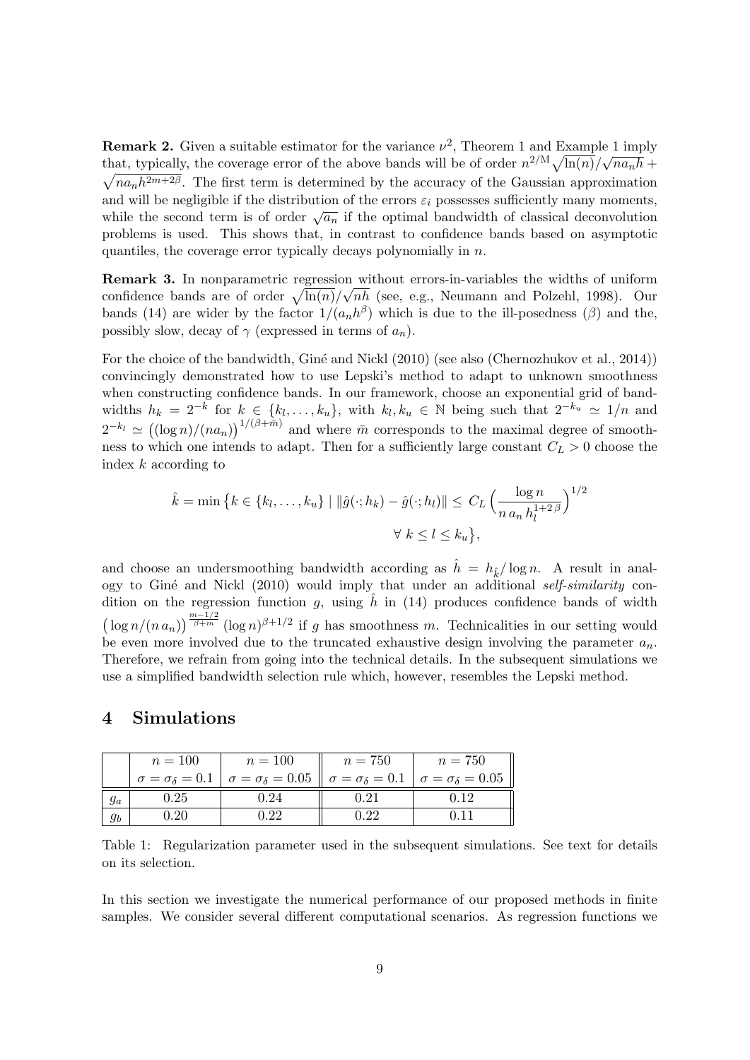**Remark 2.** Given a suitable estimator for the variance $\nu^2$, Theorem 1 and Example 1 imply that, typically, the coverage error of the above bands will be of order $n^{2/\mathrm{M}}\sqrt{\ln(n)}/\sqrt{na_nh} + \sqrt{na_nh^{2m+2\beta}}$. The first term is determined by the accuracy of the Gaussian approximation and will be negligible if the distribution of the errors $\varepsilon_i$ possesses sufficiently many moments, while the second term is of order $\sqrt{a_n}$ if the optimal bandwidth of classical deconvolution problems is used. This shows that, in contrast to confidence bands based on asymptotic quantiles, the coverage error typically decays polynomially in $n$.

**Remark 3.** In nonparametric regression without errors-in-variables the widths of uniform confidence bands are of order $\sqrt{\ln(n)}/\sqrt{nh}$ (see, e.g., Neumann and Polzehl, 1998). Our bands (14) are wider by the factor $1/(a_nh^\beta)$ which is due to the ill-posedness ($\beta$) and the, possibly slow, decay of $\gamma$ (expressed in terms of $a_n$).

For the choice of the bandwidth, Giné and Nickl (2010) (see also (Chernozhukov et al., 2014)) convincingly demonstrated how to use Lepski's method to adapt to unknown smoothness when constructing confidence bands. In our framework, choose an exponential grid of bandwidths $h_k = 2^{-k}$ for $k \in \{k_l, \dots, k_u\}$, with $k_l, k_u \in \mathbb{N}$ being such that $2^{-k_u} \simeq 1/n$ and $2^{-k_l} \simeq \big((\log n)/(na_n)\big)^{1/(\beta+\bar{m})}$ and where $\bar{m}$ corresponds to the maximal degree of smoothness to which one intends to adapt. Then for a sufficiently large constant $C_L > 0$ choose the index $k$ according to

$$\hat{k} = \min\big\{k \in \{k_l, \dots, k_u\} \mid \|\hat{g}(\cdot; h_k) - \hat{g}(\cdot; h_l)\| \leq C_L \Big(\frac{\log n}{n\, a_n\, h_l^{1+2\,\beta}}\Big)^{1/2} \quad \forall\ k \leq l \leq k_u\big\},$$

and choose an undersmoothing bandwidth according as $\hat{h} = h_{\hat{k}}/\log n$. A result in analogy to Giné and Nickl (2010) would imply that under an additional *self-similarity* condition on the regression function $g$, using $\hat{h}$ in (14) produces confidence bands of width $\big(\log n/(n\,a_n)\big)^{\frac{m-1/2}{\beta+m}} (\log n)^{\beta+1/2}$ if $g$ has smoothness $m$. Technicalities in our setting would be even more involved due to the truncated exhaustive design involving the parameter $a_n$. Therefore, we refrain from going into the technical details. In the subsequent simulations we use a simplified bandwidth selection rule which, however, resembles the Lepski method.

## 4 Simulations

| | $n = 100$ <br> $\sigma = \sigma_\delta = 0.1$ | $n = 100$ <br> $\sigma = \sigma_\delta = 0.05$ | $n = 750$ <br> $\sigma = \sigma_\delta = 0.1$ | $n = 750$ <br> $\sigma = \sigma_\delta = 0.05$ |
|---|---|---|---|---|
| $g_a$ | 0.25 | 0.24 | 0.21 | 0.12 |
| $g_b$ | 0.20 | 0.22 | 0.22 | 0.11 |

Table 1: Regularization parameter used in the subsequent simulations. See text for details on its selection.

In this section we investigate the numerical performance of our proposed methods in finite samples. We consider several different computational scenarios. As regression functions we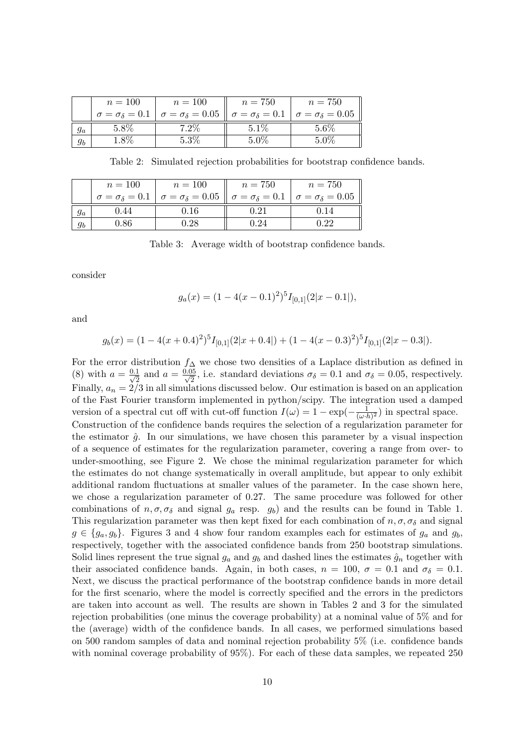| | $n = 100$ $\sigma = \sigma_\delta = 0.1$ | $n = 100$ $\sigma = \sigma_\delta = 0.05$ | $n = 750$ $\sigma = \sigma_\delta = 0.1$ | $n = 750$ $\sigma = \sigma_\delta = 0.05$ |
|---|---|---|---|---|
| $g_a$ | 5.8% | 7.2% | 5.1% | 5.6% |
| $g_b$ | 1.8% | 5.3% | 5.0% | 5.0% |

Table 2: Simulated rejection probabilities for bootstrap confidence bands.

| | $n = 100$ $\sigma = \sigma_\delta = 0.1$ | $n = 100$ $\sigma = \sigma_\delta = 0.05$ | $n = 750$ $\sigma = \sigma_\delta = 0.1$ | $n = 750$ $\sigma = \sigma_\delta = 0.05$ |
|---|---|---|---|---|
| $g_a$ | 0.44 | 0.16 | 0.21 | 0.14 |
| $g_b$ | 0.86 | 0.28 | 0.24 | 0.22 |

Table 3: Average width of bootstrap confidence bands.

consider

$$g_a(x) = (1 - 4(x - 0.1)^2)^5 I_{[0,1]}(2|x - 0.1|),$$

and

$$g_b(x) = (1 - 4(x + 0.4)^2)^5 I_{[0,1]}(2|x + 0.4|) + (1 - 4(x - 0.3)^2)^5 I_{[0,1]}(2|x - 0.3|).$$

For the error distribution $f_\Delta$ we chose two densities of a Laplace distribution as defined in (8) with $a = \frac{0.1}{\sqrt{2}}$ and $a = \frac{0.05}{\sqrt{2}}$, i.e. standard deviations $\sigma_\delta = 0.1$ and $\sigma_\delta = 0.05$, respectively. Finally, $a_n = 2/3$ in all simulations discussed below. Our estimation is based on an application of the Fast Fourier transform implemented in python/scipy. The integration used a damped version of a spectral cut off with cut-off function $I(\omega) = 1 - \exp(-\frac{1}{(\omega \cdot h)^2})$ in spectral space. Construction of the confidence bands requires the selection of a regularization parameter for the estimator $\hat{g}$. In our simulations, we have chosen this parameter by a visual inspection of a sequence of estimates for the regularization parameter, covering a range from over- to under-smoothing, see Figure 2. We chose the minimal regularization parameter for which the estimates do not change systematically in overall amplitude, but appear to only exhibit additional random fluctuations at smaller values of the parameter. In the case shown here, we chose a regularization parameter of 0.27. The same procedure was followed for other combinations of $n, \sigma, \sigma_\delta$ and signal $g_a$ resp. $g_b$) and the results can be found in Table 1. This regularization parameter was then kept fixed for each combination of $n, \sigma, \sigma_\delta$ and signal $g \in \{g_a, g_b\}$. Figures 3 and 4 show four random examples each for estimates of $g_a$ and $g_b$, respectively, together with the associated confidence bands from 250 bootstrap simulations. Solid lines represent the true signal $g_a$ and $g_b$ and dashed lines the estimates $\hat{g}_n$ together with their associated confidence bands. Again, in both cases, $n = 100$, $\sigma = 0.1$ and $\sigma_\delta = 0.1$. Next, we discuss the practical performance of the bootstrap confidence bands in more detail for the first scenario, where the model is correctly specified and the errors in the predictors are taken into account as well. The results are shown in Tables 2 and 3 for the simulated rejection probabilities (one minus the coverage probability) at a nominal value of 5% and for the (average) width of the confidence bands. In all cases, we performed simulations based on 500 random samples of data and nominal rejection probability 5% (i.e. confidence bands with nominal coverage probability of 95%). For each of these data samples, we repeated 250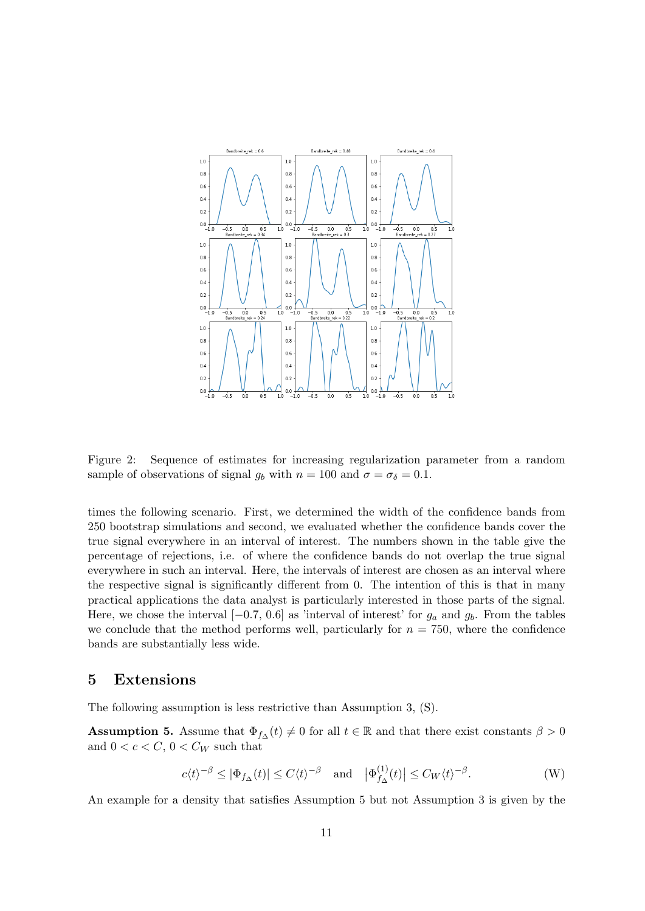Figure 2: Sequence of estimates for increasing regularization parameter from a random sample of observations of signal $g_b$ with $n = 100$ and $\sigma = \sigma_\delta = 0.1$.

times the following scenario. First, we determined the width of the confidence bands from 250 bootstrap simulations and second, we evaluated whether the confidence bands cover the true signal everywhere in an interval of interest. The numbers shown in the table give the percentage of rejections, i.e. of where the confidence bands do not overlap the true signal everywhere in such an interval. Here, the intervals of interest are chosen as an interval where the respective signal is significantly different from 0. The intention of this is that in many practical applications the data analyst is particularly interested in those parts of the signal. Here, we chose the interval $[-0.7, 0.6]$ as 'interval of interest' for $g_a$ and $g_b$. From the tables we conclude that the method performs well, particularly for $n = 750$, where the confidence bands are substantially less wide.

## 5 Extensions

The following assumption is less restrictive than Assumption 3, (S).

**Assumption 5.** Assume that $\Phi_{f_\Delta}(t) \neq 0$ for all $t \in \mathbb{R}$ and that there exist constants $\beta > 0$ and $0 < c < C$, $0 < C_W$ such that

$$c\langle t\rangle^{-\beta} \leq |\Phi_{f_\Delta}(t)| \leq C\langle t\rangle^{-\beta} \quad \text{and} \quad \left|\Phi_{f_\Delta}^{(1)}(t)\right| \leq C_W\langle t\rangle^{-\beta}. \tag{W}$$

An example for a density that satisfies Assumption 5 but not Assumption 3 is given by the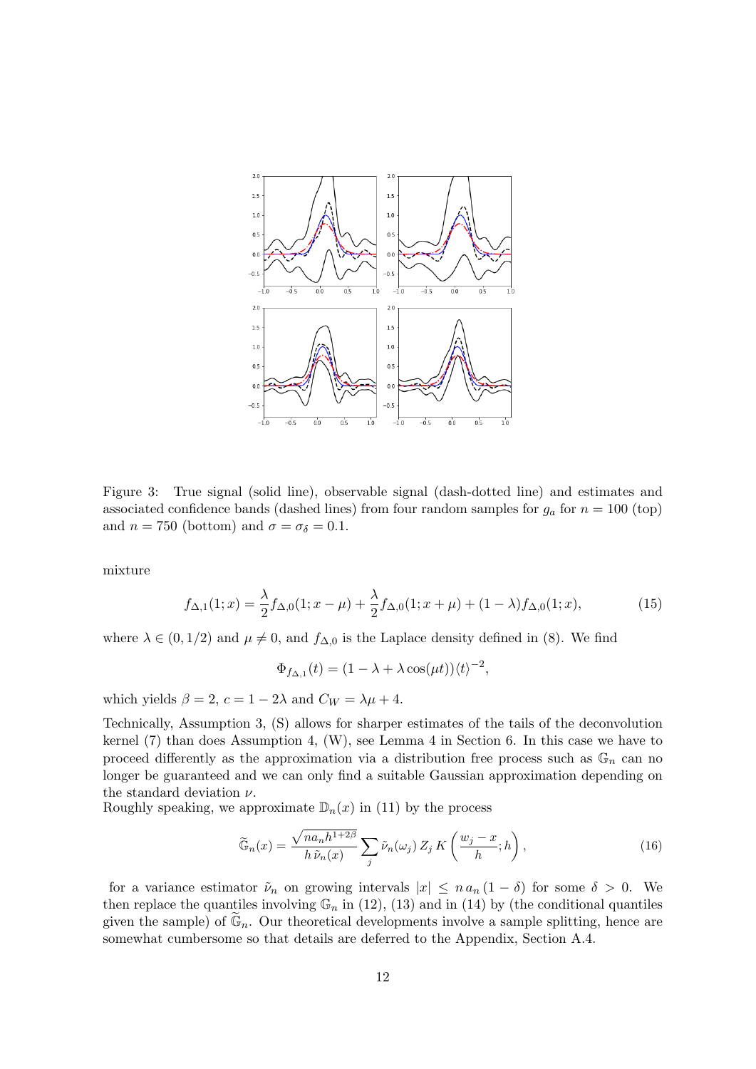Figure 3: True signal (solid line), observable signal (dash-dotted line) and estimates and associated confidence bands (dashed lines) from four random samples for $g_a$ for $n = 100$ (top) and $n = 750$ (bottom) and $\sigma = \sigma_\delta = 0.1$.

mixture

$$f_{\Delta,1}(1;x) = \frac{\lambda}{2} f_{\Delta,0}(1;x-\mu) + \frac{\lambda}{2} f_{\Delta,0}(1;x+\mu) + (1-\lambda) f_{\Delta,0}(1;x), \tag{15}$$

where $\lambda \in (0, 1/2)$ and $\mu \neq 0$, and $f_{\Delta,0}$ is the Laplace density defined in (8). We find

$$\Phi_{f_{\Delta,1}}(t) = (1 - \lambda + \lambda \cos(\mu t)) \langle t \rangle^{-2},$$

which yields $\beta = 2$, $c = 1 - 2\lambda$ and $C_W = \lambda\mu + 4$.

Technically, Assumption 3, (S) allows for sharper estimates of the tails of the deconvolution kernel (7) than does Assumption 4, (W), see Lemma 4 in Section 6. In this case we have to proceed differently as the approximation via a distribution free process such as $\mathbb{G}_n$ can no longer be guaranteed and we can only find a suitable Gaussian approximation depending on the standard deviation $\nu$.

Roughly speaking, we approximate $\mathbb{D}_n(x)$ in (11) by the process

$$\widetilde{\mathbb{G}}_n(x) = \frac{\sqrt{n a_n h^{1+2\beta}}}{h \, \tilde{\nu}_n(x)} \sum_j \tilde{\nu}_n(\omega_j) \, Z_j \, K\left( \frac{w_j - x}{h}; h \right), \tag{16}$$

for a variance estimator $\tilde{\nu}_n$ on growing intervals $|x| \leq n \, a_n \, (1 - \delta)$ for some $\delta > 0$. We then replace the quantiles involving $\mathbb{G}_n$ in (12), (13) and in (14) by (the conditional quantiles given the sample) of $\widetilde{\mathbb{G}}_n$. Our theoretical developments involve a sample splitting, hence are somewhat cumbersome so that details are deferred to the Appendix, Section A.4.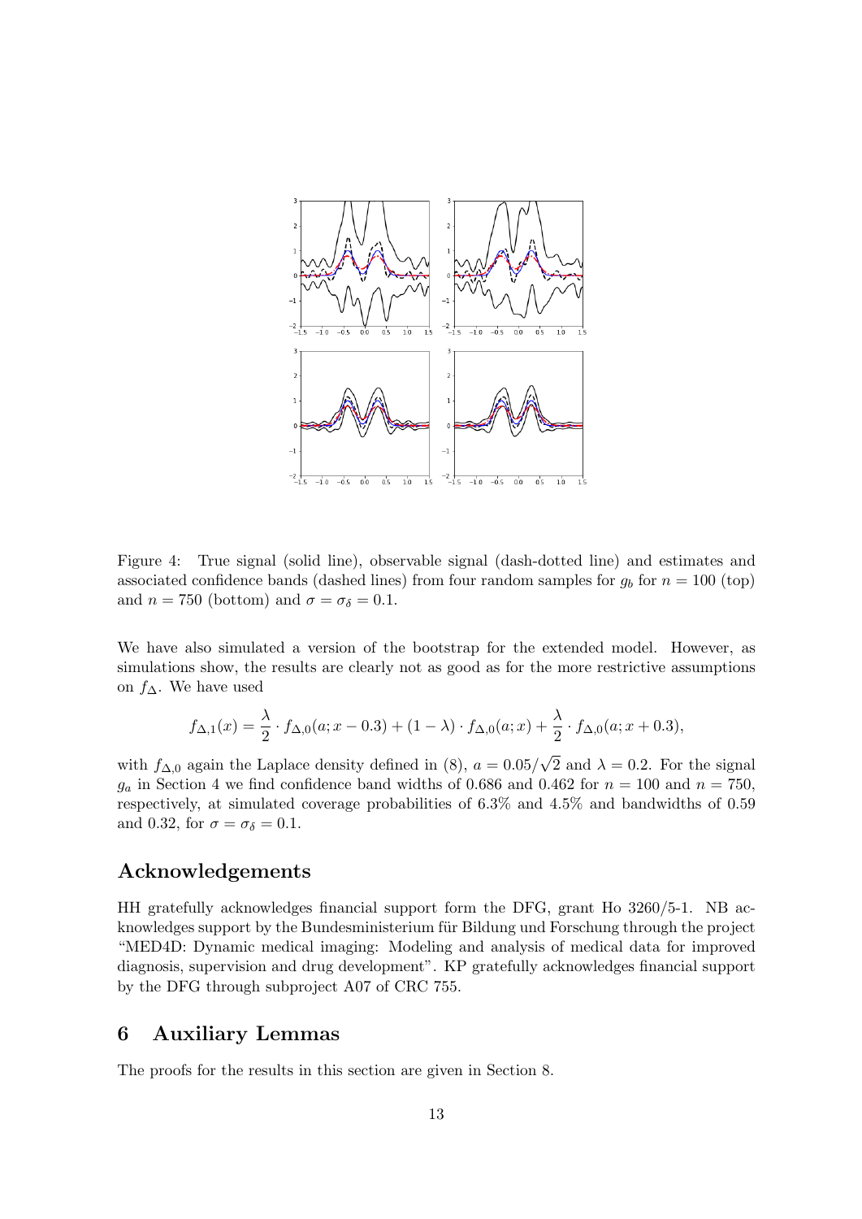Figure 4: True signal (solid line), observable signal (dash-dotted line) and estimates and associated confidence bands (dashed lines) from four random samples for $g_b$ for $n = 100$ (top) and $n = 750$ (bottom) and $\sigma = \sigma_\delta = 0.1$.

We have also simulated a version of the bootstrap for the extended model. However, as simulations show, the results are clearly not as good as for the more restrictive assumptions on $f_\Delta$. We have used

$$f_{\Delta,1}(x) = \frac{\lambda}{2} \cdot f_{\Delta,0}(a; x - 0.3) + (1 - \lambda) \cdot f_{\Delta,0}(a; x) + \frac{\lambda}{2} \cdot f_{\Delta,0}(a; x + 0.3),$$

with $f_{\Delta,0}$ again the Laplace density defined in (8), $a = 0.05/\sqrt{2}$ and $\lambda = 0.2$. For the signal $g_a$ in Section 4 we find confidence band widths of 0.686 and 0.462 for $n = 100$ and $n = 750$, respectively, at simulated coverage probabilities of 6.3% and 4.5% and bandwidths of 0.59 and 0.32, for $\sigma = \sigma_\delta = 0.1$.

## Acknowledgements

HH gratefully acknowledges financial support form the DFG, grant Ho 3260/5-1. NB acknowledges support by the Bundesministerium für Bildung und Forschung through the project "MED4D: Dynamic medical imaging: Modeling and analysis of medical data for improved diagnosis, supervision and drug development". KP gratefully acknowledges financial support by the DFG through subproject A07 of CRC 755.

## 6 Auxiliary Lemmas

The proofs for the results in this section are given in Section 8.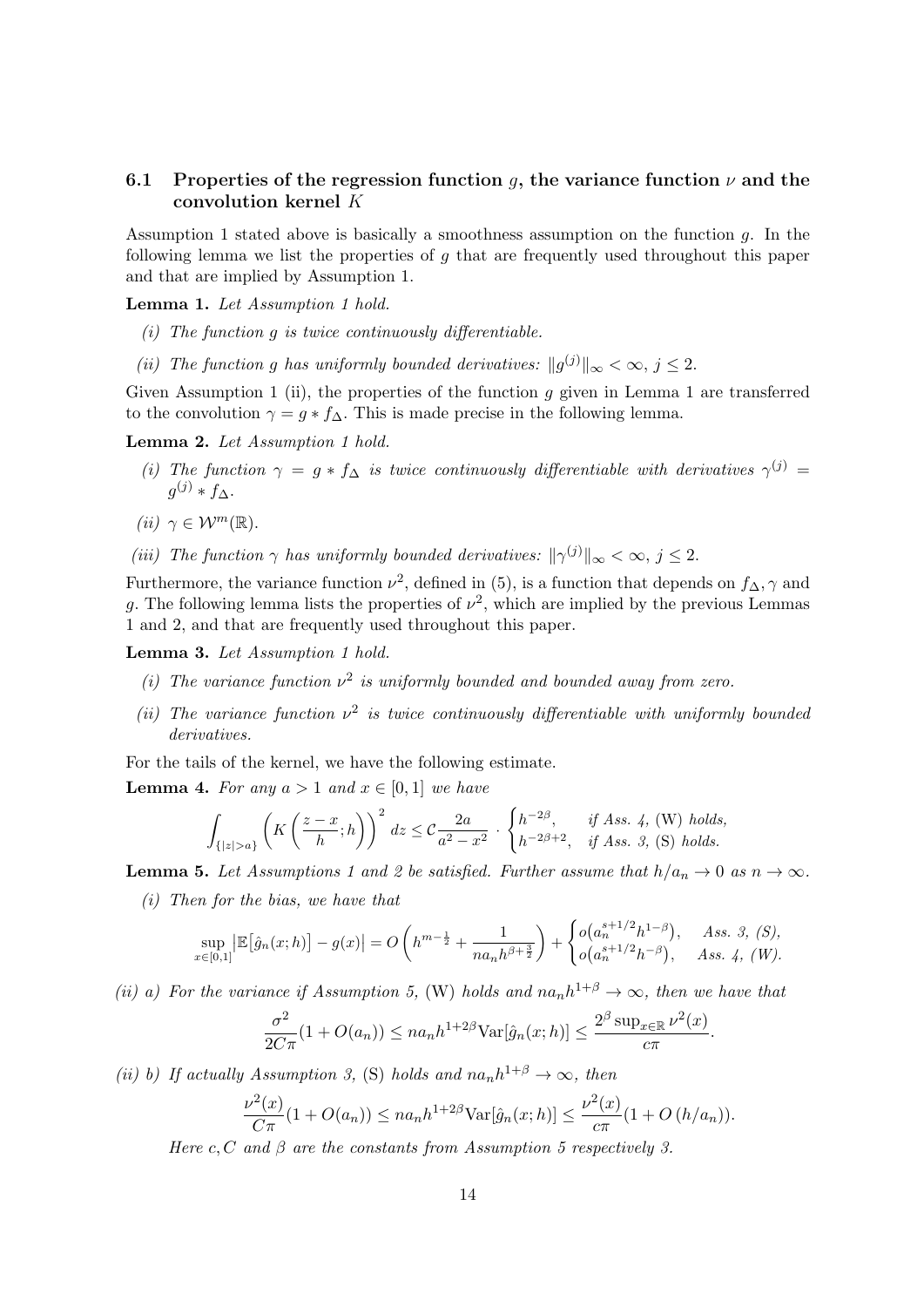### 6.1 Properties of the regression function $g$, the variance function $\nu$ and the convolution kernel $K$

Assumption 1 stated above is basically a smoothness assumption on the function $g$. In the following lemma we list the properties of $g$ that are frequently used throughout this paper and that are implied by Assumption 1.

**Lemma 1.** *Let Assumption 1 hold.*

*(i) The function $g$ is twice continuously differentiable.*

*(ii) The function $g$ has uniformly bounded derivatives: $\|g^{(j)}\|_\infty < \infty$, $j \leq 2$.*

Given Assumption 1 (ii), the properties of the function $g$ given in Lemma 1 are transferred to the convolution $\gamma = g * f_\Delta$. This is made precise in the following lemma.

**Lemma 2.** *Let Assumption 1 hold.*

*(i) The function $\gamma = g * f_\Delta$ is twice continuously differentiable with derivatives $\gamma^{(j)} = g^{(j)} * f_\Delta$.*

*(ii) $\gamma \in \mathcal{W}^m(\mathbb{R})$.*

*(iii) The function $\gamma$ has uniformly bounded derivatives: $\|\gamma^{(j)}\|_\infty < \infty$, $j \leq 2$.*

Furthermore, the variance function $\nu^2$, defined in (5), is a function that depends on $f_\Delta, \gamma$ and $g$. The following lemma lists the properties of $\nu^2$, which are implied by the previous Lemmas 1 and 2, and that are frequently used throughout this paper.

**Lemma 3.** *Let Assumption 1 hold.*

*(i) The variance function $\nu^2$ is uniformly bounded and bounded away from zero.*

*(ii) The variance function $\nu^2$ is twice continuously differentiable with uniformly bounded derivatives.*

For the tails of the kernel, we have the following estimate.

**Lemma 4.** *For any $a > 1$ and $x \in [0,1]$ we have*

$$\int_{\{|z|>a\}} \left( K\left(\frac{z-x}{h}; h\right)\right)^2 dz \leq \mathcal{C}\frac{2a}{a^2 - x^2} \cdot \begin{cases} h^{-2\beta}, & \text{if Ass. 4, (W) holds,} \\ h^{-2\beta+2}, & \text{if Ass. 3, (S) holds.} \end{cases}$$

**Lemma 5.** *Let Assumptions 1 and 2 be satisfied. Further assume that $h/a_n \to 0$ as $n \to \infty$.*

*(i) Then for the bias, we have that*

$$\sup_{x\in[0,1]} \left|\mathbb{E}\big[\hat{g}_n(x;h)\big] - g(x)\right| = O\left(h^{m-\frac{1}{2}} + \frac{1}{na_nh^{\beta+\frac{3}{2}}}\right) + \begin{cases} o\big(a_n^{s+1/2}h^{1-\beta}\big), & \text{Ass. 3, (S),} \\ o\big(a_n^{s+1/2}h^{-\beta}\big), & \text{Ass. 4, (W).} \end{cases}$$

*(ii) a) For the variance if Assumption 5, (W) holds and $na_nh^{1+\beta} \to \infty$, then we have that*

$$\frac{\sigma^2}{2C\pi}(1 + O(a_n)) \leq na_nh^{1+2\beta}\text{Var}[\hat{g}_n(x;h)] \leq \frac{2^\beta \sup_{x\in\mathbb{R}} \nu^2(x)}{c\pi}.$$

*(ii) b) If actually Assumption 3, (S) holds and $na_nh^{1+\beta} \to \infty$, then*

$$\frac{\nu^2(x)}{C\pi}(1 + O(a_n)) \leq na_nh^{1+2\beta}\text{Var}[\hat{g}_n(x;h)] \leq \frac{\nu^2(x)}{c\pi}(1 + O\left(h/a_n\right)).$$

*Here $c, C$ and $\beta$ are the constants from Assumption 5 respectively 3.*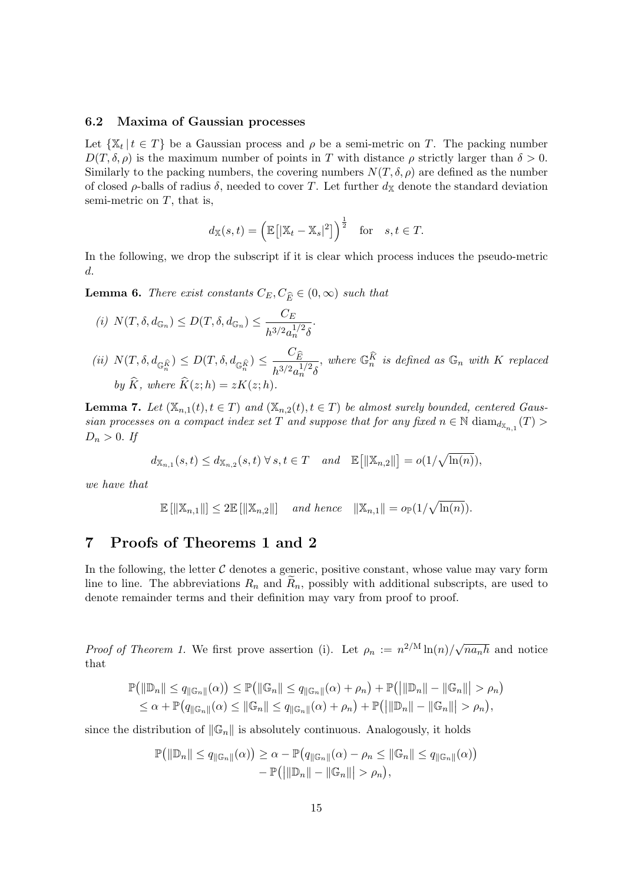### 6.2 Maxima of Gaussian processes

Let $\{\mathbb{X}_t \,|\, t \in T\}$ be a Gaussian process and $\rho$ be a semi-metric on $T$. The packing number $D(T, \delta, \rho)$ is the maximum number of points in $T$ with distance $\rho$ strictly larger than $\delta > 0$. Similarly to the packing numbers, the covering numbers $N(T, \delta, \rho)$ are defined as the number of closed $\rho$-balls of radius $\delta$, needed to cover $T$. Let further $d_{\mathbb{X}}$ denote the standard deviation semi-metric on $T$, that is,

$$d_{\mathbb{X}}(s,t) = \Big(\mathbb{E}\big[|\mathbb{X}_t - \mathbb{X}_s|^2\big]\Big)^{\frac{1}{2}} \quad \text{for} \quad s, t \in T.$$

In the following, we drop the subscript if it is clear which process induces the pseudo-metric $d$.

**Lemma 6.** *There exist constants $C_E, C_{\widehat{E}} \in (0,\infty)$ such that*

*(i)* $N(T, \delta, d_{\mathbb{G}_n}) \leq D(T, \delta, d_{\mathbb{G}_n}) \leq \dfrac{C_E}{h^{3/2} a_n^{1/2} \delta}$.

*(ii)* $N(T, \delta, d_{\mathbb{G}_n^{\widehat{K}}}) \leq D(T, \delta, d_{\mathbb{G}_n^{\widehat{K}}}) \leq \dfrac{C_{\widehat{E}}}{h^{3/2} a_n^{1/2} \delta}$, *where $\mathbb{G}_n^{\widehat{K}}$ is defined as $\mathbb{G}_n$ with $K$ replaced by $\widehat{K}$, where $\widehat{K}(z;h) = zK(z;h)$.*

**Lemma 7.** *Let $(\mathbb{X}_{n,1}(t), t \in T)$ and $(\mathbb{X}_{n,2}(t), t \in T)$ be almost surely bounded, centered Gaussian processes on a compact index set $T$ and suppose that for any fixed $n \in \mathbb{N}$ $\operatorname{diam}_{d_{\mathbb{X}_{n,1}}}(T) > D_n > 0$. If*

$$d_{\mathbb{X}_{n,1}}(s,t) \leq d_{\mathbb{X}_{n,2}}(s,t) \;\forall\, s,t \in T \quad \text{and} \quad \mathbb{E}\big[\|\mathbb{X}_{n,2}\|\big] = o(1/\sqrt{\ln(n)}),$$

*we have that*

$$\mathbb{E}\left[\|\mathbb{X}_{n,1}\|\right] \leq 2\mathbb{E}\left[\|\mathbb{X}_{n,2}\|\right] \quad \text{and hence} \quad \|\mathbb{X}_{n,1}\| = o_{\mathbb{P}}(1/\sqrt{\ln(n)}).$$

# 7 Proofs of Theorems 1 and 2

In the following, the letter $\mathcal{C}$ denotes a generic, positive constant, whose value may vary form line to line. The abbreviations $R_n$ and $\widetilde{R}_n$, possibly with additional subscripts, are used to denote remainder terms and their definition may vary from proof to proof.

*Proof of Theorem 1.* We first prove assertion (i). Let $\rho_n := n^{2/\mathrm{M}} \ln(n)/\sqrt{n a_n h}$ and notice that

$$\begin{aligned}
\mathbb{P}\big(\|\mathbb{D}_n\| \leq q_{\|\mathbb{G}_n\|}(\alpha)\big) &\leq \mathbb{P}\big(\|\mathbb{G}_n\| \leq q_{\|\mathbb{G}_n\|}(\alpha) + \rho_n\big) + \mathbb{P}\big(\big|\|\mathbb{D}_n\| - \|\mathbb{G}_n\|\big| > \rho_n\big) \\
&\leq \alpha + \mathbb{P}\big(q_{\|\mathbb{G}_n\|}(\alpha) \leq \|\mathbb{G}_n\| \leq q_{\|\mathbb{G}_n\|}(\alpha) + \rho_n\big) + \mathbb{P}\big(\big|\|\mathbb{D}_n\| - \|\mathbb{G}_n\|\big| > \rho_n\big),
\end{aligned}$$

since the distribution of $\|\mathbb{G}_n\|$ is absolutely continuous. Analogously, it holds

$$\begin{aligned}
\mathbb{P}\big(\|\mathbb{D}_n\| \leq q_{\|\mathbb{G}_n\|}(\alpha)\big) \geq \alpha &- \mathbb{P}\big(q_{\|\mathbb{G}_n\|}(\alpha) - \rho_n \leq \|\mathbb{G}_n\| \leq q_{\|\mathbb{G}_n\|}(\alpha)\big) \\
&- \mathbb{P}\big(\big|\|\mathbb{D}_n\| - \|\mathbb{G}_n\|\big| > \rho_n\big),
\end{aligned}$$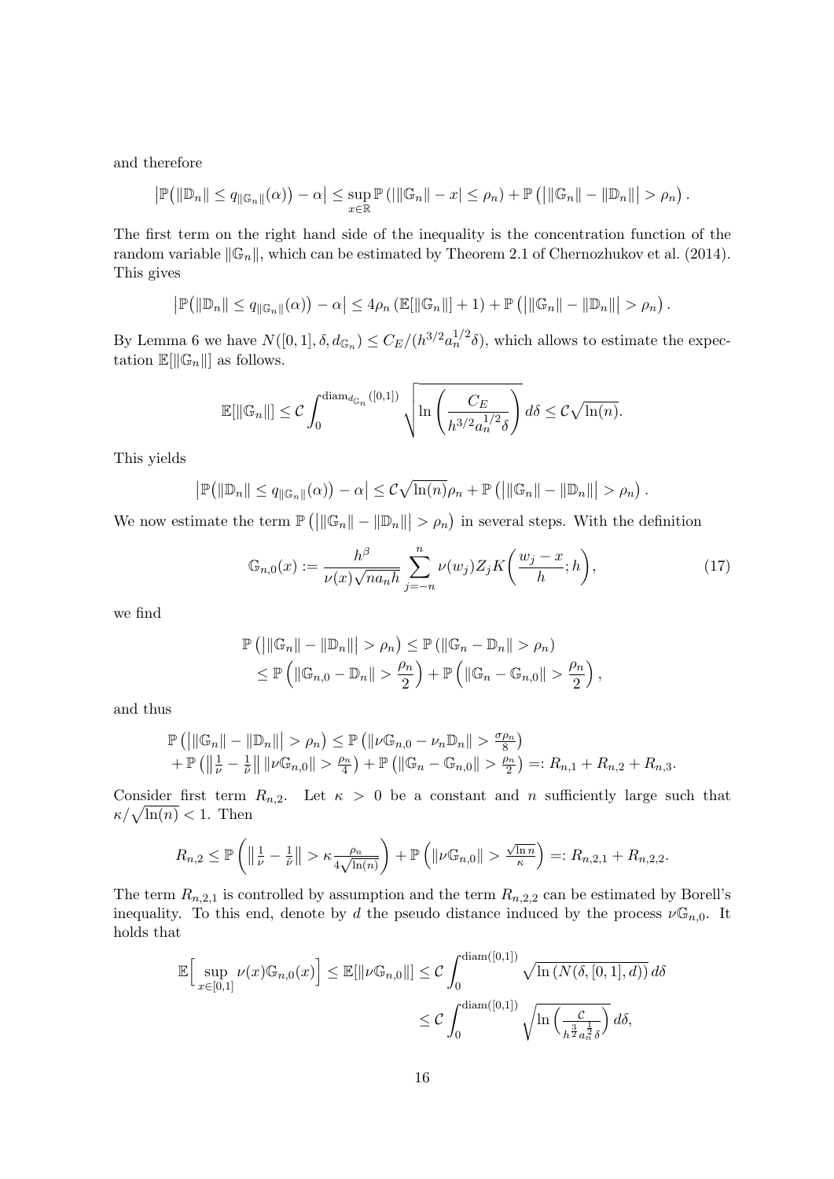and therefore

$$\left|\mathbb{P}\big(\|\mathbb{D}_n\| \leq q_{\|\mathbb{G}_n\|}(\alpha)\big) - \alpha\right| \leq \sup_{x\in\mathbb{R}} \mathbb{P}\left(|\|\mathbb{G}_n\| - x| \leq \rho_n\right) + \mathbb{P}\left(\left|\|\mathbb{G}_n\| - \|\mathbb{D}_n\|\right| > \rho_n\right).$$

The first term on the right hand side of the inequality is the concentration function of the random variable $\|\mathbb{G}_n\|$, which can be estimated by Theorem 2.1 of Chernozhukov et al. (2014). This gives

$$\left|\mathbb{P}\big(\|\mathbb{D}_n\| \leq q_{\|\mathbb{G}_n\|}(\alpha)\big) - \alpha\right| \leq 4\rho_n\left(\mathbb{E}[\|\mathbb{G}_n\|] + 1\right) + \mathbb{P}\left(\left|\|\mathbb{G}_n\| - \|\mathbb{D}_n\|\right| > \rho_n\right).$$

By Lemma 6 we have $N([0,1], \delta, d_{\mathbb{G}_n}) \leq C_E/(h^{3/2}a_n^{1/2}\delta)$, which allows to estimate the expectation $\mathbb{E}[\|\mathbb{G}_n\|]$ as follows.

$$\mathbb{E}[\|\mathbb{G}_n\|] \leq \mathcal{C}\int_0^{\mathrm{diam}_{d_{\mathbb{G}_n}}([0,1])} \sqrt{\ln\left(\frac{C_E}{h^{3/2}a_n^{1/2}\delta}\right)}\, d\delta \leq \mathcal{C}\sqrt{\ln(n)}.$$

This yields

$$\left|\mathbb{P}\big(\|\mathbb{D}_n\| \leq q_{\|\mathbb{G}_n\|}(\alpha)\big) - \alpha\right| \leq \mathcal{C}\sqrt{\ln(n)}\rho_n + \mathbb{P}\left(\left|\|\mathbb{G}_n\| - \|\mathbb{D}_n\|\right| > \rho_n\right).$$

We now estimate the term $\mathbb{P}\left(\left|\|\mathbb{G}_n\| - \|\mathbb{D}_n\|\right| > \rho_n\right)$ in several steps. With the definition

$$\mathbb{G}_{n,0}(x) := \frac{h^\beta}{\nu(x)\sqrt{na_nh}}\sum_{j=-n}^{n} \nu(w_j) Z_j K\bigg(\frac{w_j - x}{h}; h\bigg), \tag{17}$$

we find

$$\begin{aligned}
\mathbb{P}\left(\left|\|\mathbb{G}_n\| - \|\mathbb{D}_n\|\right| > \rho_n\right) &\leq \mathbb{P}\left(\|\mathbb{G}_n - \mathbb{D}_n\| > \rho_n\right) \\
&\leq \mathbb{P}\left(\|\mathbb{G}_{n,0} - \mathbb{D}_n\| > \frac{\rho_n}{2}\right) + \mathbb{P}\left(\|\mathbb{G}_n - \mathbb{G}_{n,0}\| > \frac{\rho_n}{2}\right),
\end{aligned}$$

and thus

$$\begin{aligned}
&\mathbb{P}\left(\left|\|\mathbb{G}_n\| - \|\mathbb{D}_n\|\right| > \rho_n\right) \leq \mathbb{P}\left(\|\nu\mathbb{G}_{n,0} - \nu_n\mathbb{D}_n\| > \tfrac{\sigma\rho_n}{8}\right) \\
&+ \mathbb{P}\left(\left\|\tfrac{1}{\nu} - \tfrac{1}{\hat{\nu}}\right\|\|\nu\mathbb{G}_{n,0}\| > \tfrac{\rho_n}{4}\right) + \mathbb{P}\left(\|\mathbb{G}_n - \mathbb{G}_{n,0}\| > \tfrac{\rho_n}{2}\right) =: R_{n,1} + R_{n,2} + R_{n,3}.
\end{aligned}$$

Consider first term $R_{n,2}$. Let $\kappa > 0$ be a constant and $n$ sufficiently large such that $\kappa/\sqrt{\ln(n)} < 1$. Then

$$R_{n,2} \leq \mathbb{P}\left(\left\|\tfrac{1}{\nu} - \tfrac{1}{\hat{\nu}}\right\| > \kappa\tfrac{\rho_n}{4\sqrt{\ln(n)}}\right) + \mathbb{P}\left(\|\nu\mathbb{G}_{n,0}\| > \tfrac{\sqrt{\ln n}}{\kappa}\right) =: R_{n,2,1} + R_{n,2,2}.$$

The term $R_{n,2,1}$ is controlled by assumption and the term $R_{n,2,2}$ can be estimated by Borell's inequality. To this end, denote by $d$ the pseudo distance induced by the process $\nu\mathbb{G}_{n,0}$. It holds that

$$\begin{aligned}
\mathbb{E}\Big[\sup_{x\in[0,1]} \nu(x)\mathbb{G}_{n,0}(x)\Big] \leq \mathbb{E}[\|\nu\mathbb{G}_{n,0}\|] &\leq \mathcal{C}\int_0^{\mathrm{diam}([0,1])} \sqrt{\ln\left(N(\delta, [0,1], d)\right)}\, d\delta \\
&\leq \mathcal{C}\int_0^{\mathrm{diam}([0,1])} \sqrt{\ln\left(\tfrac{\mathcal{C}}{h^{\frac{3}{2}}a_n^{\frac{1}{2}}\delta}\right)}\, d\delta,
\end{aligned}$$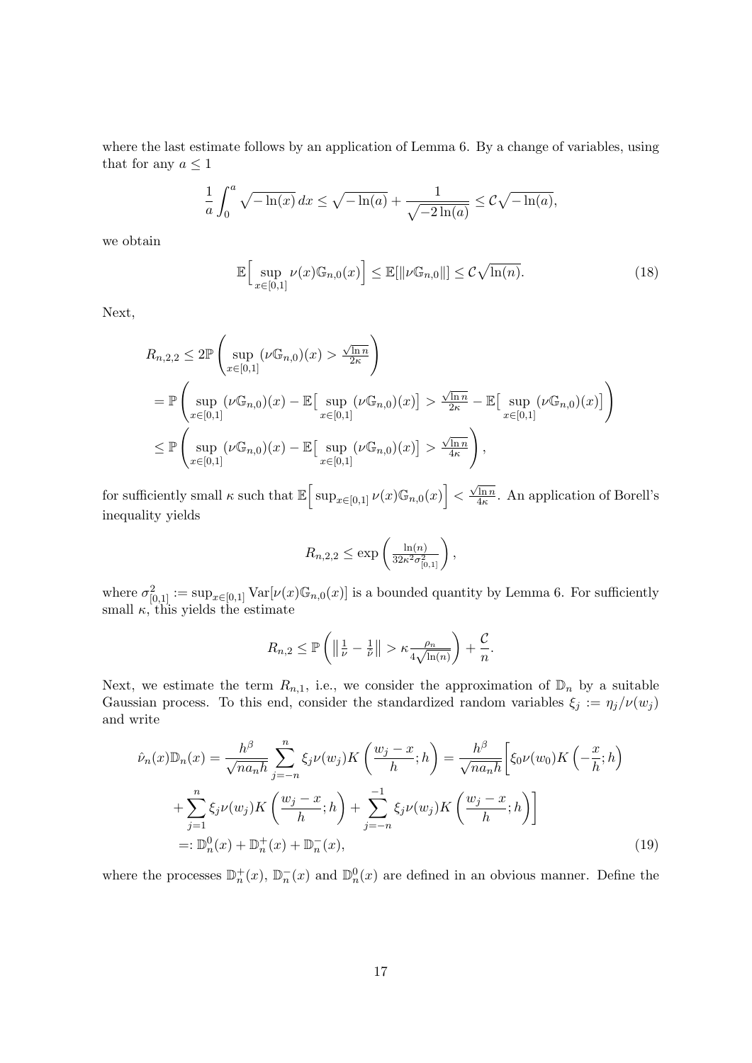where the last estimate follows by an application of Lemma 6. By a change of variables, using that for any $a \leq 1$

$$
\frac{1}{a}\int_0^a \sqrt{-\ln(x)}\,dx \leq \sqrt{-\ln(a)} + \frac{1}{\sqrt{-2\ln(a)}} \leq \mathcal{C}\sqrt{-\ln(a)},
$$

we obtain

$$
\mathbb{E}\Big[\sup_{x\in[0,1]} \nu(x)\mathbb{G}_{n,0}(x)\Big] \leq \mathbb{E}[\|\nu\mathbb{G}_{n,0}\|] \leq \mathcal{C}\sqrt{\ln(n)}. \tag{18}
$$

Next,

$$
\begin{aligned}
R_{n,2,2} &\leq 2\mathbb{P}\left(\sup_{x\in[0,1]} (\nu\mathbb{G}_{n,0})(x) > \tfrac{\sqrt{\ln n}}{2\kappa}\right) \\
&= \mathbb{P}\left(\sup_{x\in[0,1]} (\nu\mathbb{G}_{n,0})(x) - \mathbb{E}\big[\sup_{x\in[0,1]} (\nu\mathbb{G}_{n,0})(x)\big] > \tfrac{\sqrt{\ln n}}{2\kappa} - \mathbb{E}\big[\sup_{x\in[0,1]} (\nu\mathbb{G}_{n,0})(x)\big]\right) \\
&\leq \mathbb{P}\left(\sup_{x\in[0,1]} (\nu\mathbb{G}_{n,0})(x) - \mathbb{E}\big[\sup_{x\in[0,1]} (\nu\mathbb{G}_{n,0})(x)\big] > \tfrac{\sqrt{\ln n}}{4\kappa}\right),
\end{aligned}
$$

for sufficiently small $\kappa$ such that $\mathbb{E}\Big[\sup_{x\in[0,1]}\nu(x)\mathbb{G}_{n,0}(x)\Big] < \frac{\sqrt{\ln n}}{4\kappa}$. An application of Borell's inequality yields

$$
R_{n,2,2} \leq \exp\left(\tfrac{\ln(n)}{32\kappa^2\sigma^2_{[0,1]}}\right),
$$

where $\sigma^2_{[0,1]} := \sup_{x\in[0,1]}\mathrm{Var}[\nu(x)\mathbb{G}_{n,0}(x)]$ is a bounded quantity by Lemma 6. For sufficiently small $\kappa$, this yields the estimate

$$
R_{n,2} \leq \mathbb{P}\left(\big\|\tfrac{1}{\nu} - \tfrac{1}{\hat{\nu}}\big\| > \kappa\tfrac{\rho_n}{4\sqrt{\ln(n)}}\right) + \frac{\mathcal{C}}{n}.
$$

Next, we estimate the term $R_{n,1}$, i.e., we consider the approximation of $\mathbb{D}_n$ by a suitable Gaussian process. To this end, consider the standardized random variables $\xi_j := \eta_j/\nu(w_j)$ and write

$$
\begin{aligned}
\hat{\nu}_n(x)\mathbb{D}_n(x) &= \frac{h^\beta}{\sqrt{na_nh}}\sum_{j=-n}^{n}\xi_j\nu(w_j)K\left(\frac{w_j-x}{h};h\right) = \frac{h^\beta}{\sqrt{na_nh}}\bigg[\xi_0\nu(w_0)K\left(-\frac{x}{h};h\right) \\
&+ \sum_{j=1}^{n}\xi_j\nu(w_j)K\left(\frac{w_j-x}{h};h\right) + \sum_{j=-n}^{-1}\xi_j\nu(w_j)K\left(\frac{w_j-x}{h};h\right)\bigg] \\
&=: \mathbb{D}_n^0(x) + \mathbb{D}_n^+(x) + \mathbb{D}_n^-(x),
\end{aligned} \tag{19}
$$

where the processes $\mathbb{D}_n^+(x)$, $\mathbb{D}_n^-(x)$ and $\mathbb{D}_n^0(x)$ are defined in an obvious manner. Define the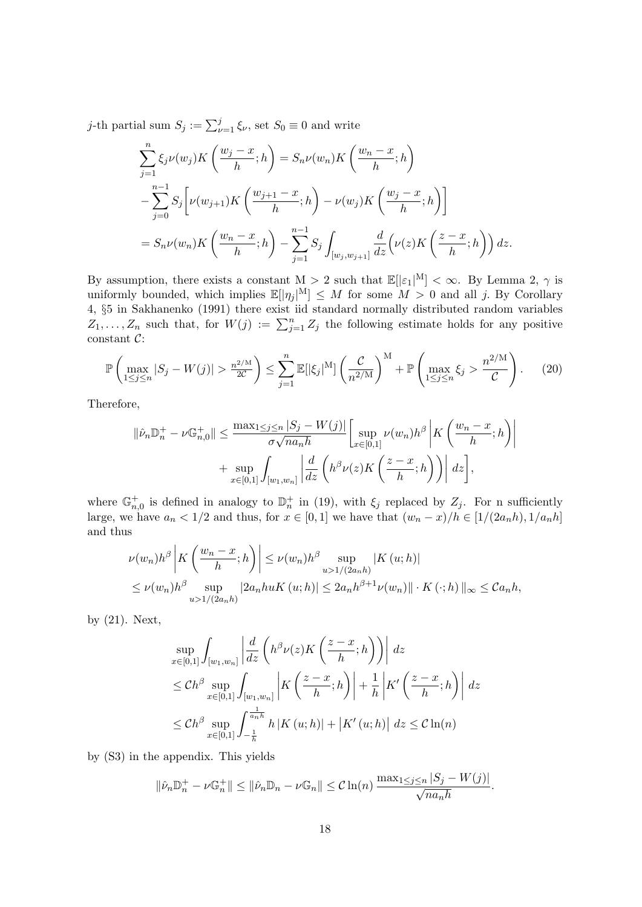$j$-th partial sum $S_j := \sum_{\nu=1}^{j} \xi_\nu$, set $S_0 \equiv 0$ and write

$$
\begin{aligned}
&\sum_{j=1}^{n} \xi_j \nu(w_j) K\left(\frac{w_j - x}{h}; h\right) = S_n \nu(w_n) K\left(\frac{w_n - x}{h}; h\right) \\
&- \sum_{j=0}^{n-1} S_j \Bigg[ \nu(w_{j+1}) K\left(\frac{w_{j+1} - x}{h}; h\right) - \nu(w_j) K\left(\frac{w_j - x}{h}; h\right) \Bigg] \\
&= S_n \nu(w_n) K\left(\frac{w_n - x}{h}; h\right) - \sum_{j=1}^{n-1} S_j \int_{[w_j, w_{j+1}]} \frac{d}{dz}\Big(\nu(z) K\left(\frac{z-x}{h}; h\right)\Big) \, dz.
\end{aligned}
$$

By assumption, there exists a constant $\mathrm{M} > 2$ such that $\mathbb{E}[|\varepsilon_1|^{\mathrm{M}}] < \infty$. By Lemma 2, $\gamma$ is uniformly bounded, which implies $\mathbb{E}[|\eta_j|^{\mathrm{M}}] \leq M$ for some $M > 0$ and all $j$. By Corollary 4, §5 in Sakhanenko (1991) there exist iid standard normally distributed random variables $Z_1, \dots, Z_n$ such that, for $W(j) := \sum_{j=1}^{n} Z_j$ the following estimate holds for any positive constant $\mathcal{C}$:

$$
\mathbb{P}\left(\max_{1 \leq j \leq n} |S_j - W(j)| > \tfrac{n^{2/\mathrm{M}}}{2\mathcal{C}}\right) \leq \sum_{j=1}^{n} \mathbb{E}[|\xi_j|^{\mathrm{M}}] \left(\frac{\mathcal{C}}{n^{2/\mathrm{M}}}\right)^{\mathrm{M}} + \mathbb{P}\left(\max_{1 \leq j \leq n} \xi_j > \frac{n^{2/\mathrm{M}}}{\mathcal{C}}\right). \tag{20}
$$

Therefore,

$$
\begin{aligned}
\|\hat{\nu}_n \mathbb{D}_n^+ - \nu \mathbb{G}_{n,0}^+\| \leq \frac{\max_{1 \leq j \leq n} |S_j - W(j)|}{\sigma \sqrt{n a_n h}} \Bigg[ &\sup_{x \in [0,1]} \nu(w_n) h^\beta \left| K\left(\frac{w_n - x}{h}; h\right) \right| \\
&+ \sup_{x \in [0,1]} \int_{[w_1, w_n]} \left| \frac{d}{dz} \left( h^\beta \nu(z) K\left(\frac{z - x}{h}; h\right) \right) \right| \, dz \Bigg],
\end{aligned}
$$

where $\mathbb{G}_{n,0}^+$ is defined in analogy to $\mathbb{D}_n^+$ in (19), with $\xi_j$ replaced by $Z_j$. For n sufficiently large, we have $a_n < 1/2$ and thus, for $x \in [0,1]$ we have that $(w_n - x)/h \in [1/(2a_n h), 1/a_n h]$ and thus

$$
\begin{aligned}
&\nu(w_n) h^\beta \left| K\left(\frac{w_n - x}{h}; h\right) \right| \leq \nu(w_n) h^\beta \sup_{u > 1/(2a_n h)} |K(u; h)| \\
&\leq \nu(w_n) h^\beta \sup_{u > 1/(2a_n h)} |2a_n h u K(u; h)| \leq 2a_n h^{\beta+1} \nu(w_n) \| \cdot K(\cdot; h) \|_\infty \leq \mathcal{C} a_n h,
\end{aligned}
$$

by (21). Next,

$$
\begin{aligned}
&\sup_{x \in [0,1]} \int_{[w_1, w_n]} \left| \frac{d}{dz} \left( h^\beta \nu(z) K\left(\frac{z - x}{h}; h\right) \right) \right| \, dz \\
&\leq \mathcal{C} h^\beta \sup_{x \in [0,1]} \int_{[w_1, w_n]} \left| K\left(\frac{z - x}{h}; h\right) \right| + \frac{1}{h} \left| K'\left(\frac{z - x}{h}; h\right) \right| \, dz \\
&\leq \mathcal{C} h^\beta \sup_{x \in [0,1]} \int_{-\frac{1}{h}}^{\frac{1}{a_n h}} h \left| K(u; h) \right| + \left| K'(u; h) \right| \, dz \leq \mathcal{C} \ln(n)
\end{aligned}
$$

by (S3) in the appendix. This yields

$$
\|\hat{\nu}_n \mathbb{D}_n^+ - \nu \mathbb{G}_n^+\| \leq \|\hat{\nu}_n \mathbb{D}_n - \nu \mathbb{G}_n\| \leq \mathcal{C} \ln(n) \frac{\max_{1 \leq j \leq n} |S_j - W(j)|}{\sqrt{n a_n h}}.
$$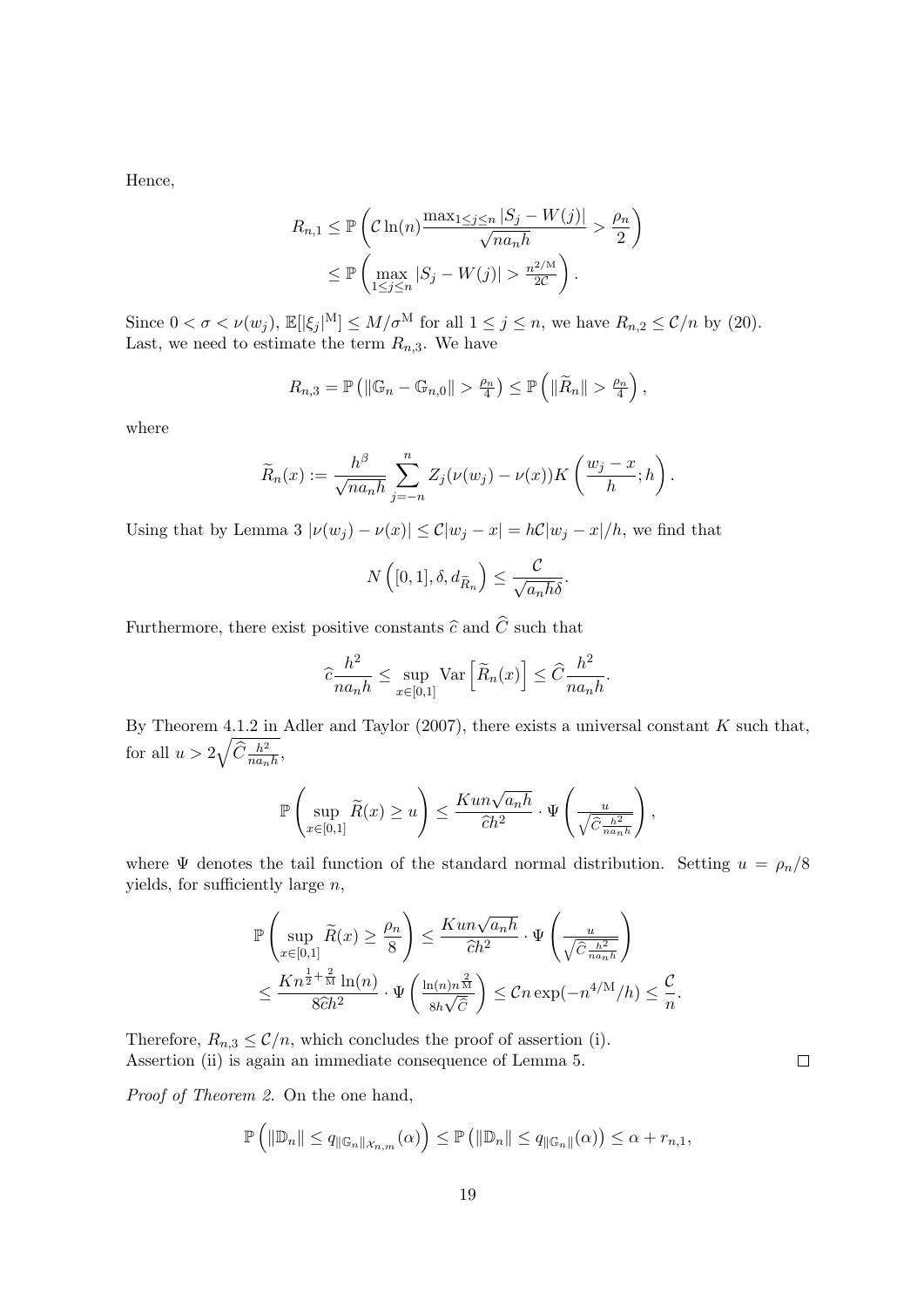Hence,

$$
\begin{aligned}
R_{n,1} &\leq \mathbb{P}\left(\mathcal{C}\ln(n)\frac{\max_{1\leq j\leq n}|S_j - W(j)|}{\sqrt{na_nh}} > \frac{\rho_n}{2}\right) \\
&\leq \mathbb{P}\left(\max_{1\leq j\leq n}|S_j - W(j)| > \tfrac{n^{2/\mathrm{M}}}{2\mathcal{C}}\right).
\end{aligned}
$$

Since $0 < \sigma < \nu(w_j)$, $\mathbb{E}[|\xi_j|^{\mathrm{M}}] \leq M/\sigma^{\mathrm{M}}$ for all $1 \leq j \leq n$, we have $R_{n,2} \leq \mathcal{C}/n$ by (20). Last, we need to estimate the term $R_{n,3}$. We have

$$
R_{n,3} = \mathbb{P}\left(\|\mathbb{G}_n - \mathbb{G}_{n,0}\| > \tfrac{\rho_n}{4}\right) \leq \mathbb{P}\left(\|\widetilde{R}_n\| > \tfrac{\rho_n}{4}\right),
$$

where

$$
\widetilde{R}_n(x) := \frac{h^\beta}{\sqrt{na_nh}}\sum_{j=-n}^{n} Z_j(\nu(w_j) - \nu(x))K\left(\frac{w_j - x}{h}; h\right).
$$

Using that by Lemma 3 $|\nu(w_j) - \nu(x)| \leq \mathcal{C}|w_j - x| = h\mathcal{C}|w_j - x|/h$, we find that

$$
N\left([0,1], \delta, d_{\widetilde{R}_n}\right) \leq \frac{\mathcal{C}}{\sqrt{a_nh}\delta}.
$$

Furthermore, there exist positive constants $\widehat{c}$ and $\widehat{C}$ such that

$$
\widehat{c}\frac{h^2}{na_nh} \leq \sup_{x\in[0,1]} \operatorname{Var}\left[\widetilde{R}_n(x)\right] \leq \widehat{C}\frac{h^2}{na_nh}.
$$

By Theorem 4.1.2 in Adler and Taylor (2007), there exists a universal constant $K$ such that, for all $u > 2\sqrt{\widehat{C}\frac{h^2}{na_nh}}$,

$$
\mathbb{P}\left(\sup_{x\in[0,1]}\widetilde{R}(x) \geq u\right) \leq \frac{Kun\sqrt{a_nh}}{\widehat{c}h^2}\cdot\Psi\left(\frac{u}{\sqrt{\widehat{C}\frac{h^2}{na_nh}}}\right),
$$

where $\Psi$ denotes the tail function of the standard normal distribution. Setting $u = \rho_n/8$ yields, for sufficiently large $n$,

$$
\begin{aligned}
\mathbb{P}\left(\sup_{x\in[0,1]}\widetilde{R}(x) \geq \frac{\rho_n}{8}\right) &\leq \frac{Kun\sqrt{a_nh}}{\widehat{c}h^2}\cdot\Psi\left(\frac{u}{\sqrt{\widehat{C}\frac{h^2}{na_nh}}}\right) \\
&\leq \frac{Kn^{\frac{1}{2}+\frac{2}{\mathrm{M}}}\ln(n)}{8\widehat{c}h^2}\cdot\Psi\left(\frac{\ln(n)n^{\frac{2}{\mathrm{M}}}}{8h\sqrt{\widehat{C}}}\right) \leq \mathcal{C}n\exp(-n^{4/\mathrm{M}}/h) \leq \frac{\mathcal{C}}{n}.
\end{aligned}
$$

Therefore, $R_{n,3} \leq \mathcal{C}/n$, which concludes the proof of assertion (i).
Assertion (ii) is again an immediate consequence of Lemma 5. $\square$

*Proof of Theorem 2.* On the one hand,

$$
\mathbb{P}\left(\|\mathbb{D}_n\| \leq q_{\|\mathbb{G}_n\|_{\mathcal{X}_{n,m}}}(\alpha)\right) \leq \mathbb{P}\left(\|\mathbb{D}_n\| \leq q_{\|\mathbb{G}_n\|}(\alpha)\right) \leq \alpha + r_{n,1},
$$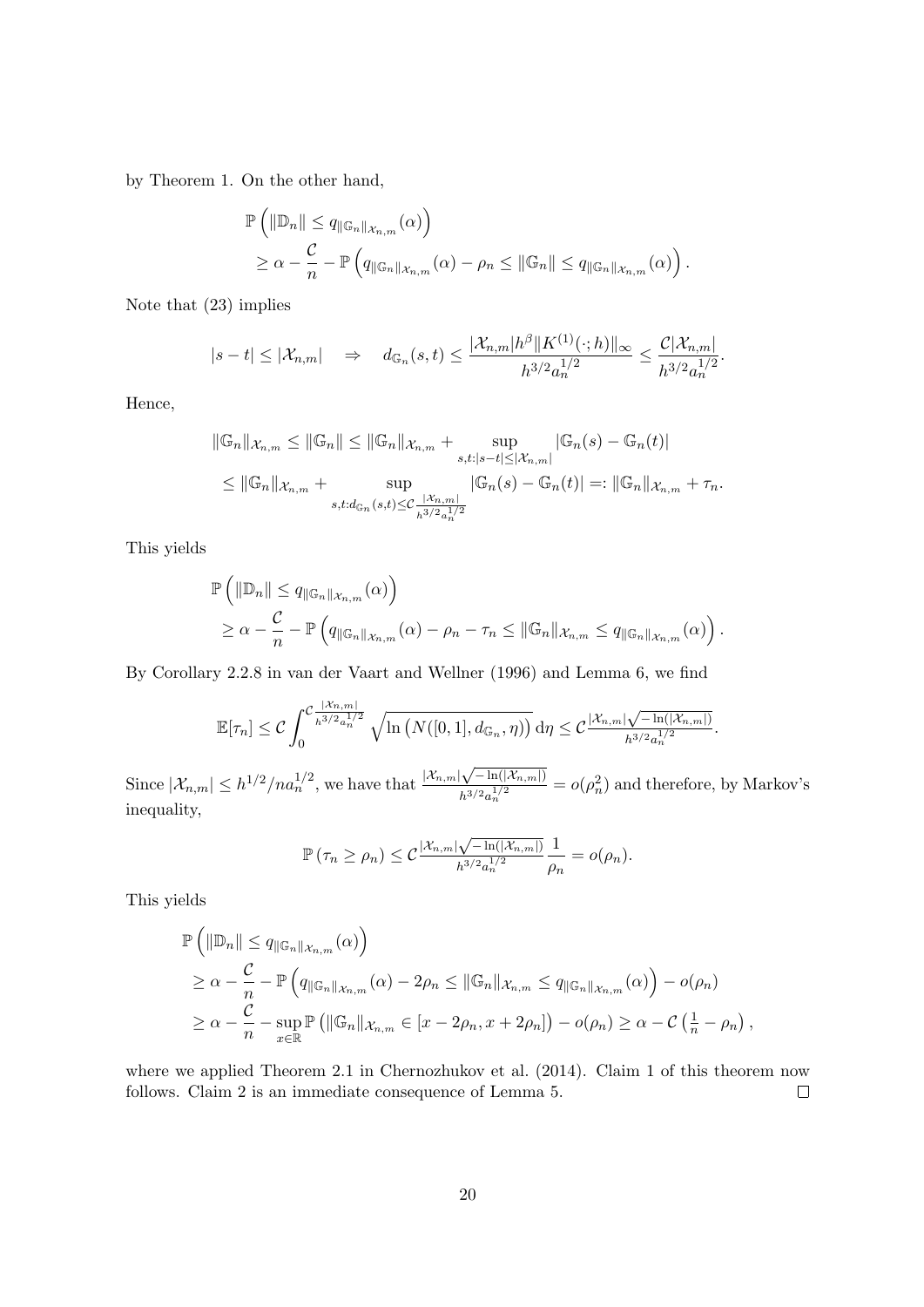by Theorem 1. On the other hand,

$$
\begin{aligned}
&\mathbb{P}\left(\|\mathbb{D}_n\| \leq q_{\|\mathbb{G}_n\|_{\mathcal{X}_{n,m}}}(\alpha)\right) \\
&\geq \alpha - \frac{\mathcal{C}}{n} - \mathbb{P}\left(q_{\|\mathbb{G}_n\|_{\mathcal{X}_{n,m}}}(\alpha) - \rho_n \leq \|\mathbb{G}_n\| \leq q_{\|\mathbb{G}_n\|_{\mathcal{X}_{n,m}}}(\alpha)\right).
\end{aligned}
$$

Note that (23) implies

$$
|s-t| \leq |\mathcal{X}_{n,m}| \quad \Rightarrow \quad d_{\mathbb{G}_n}(s,t) \leq \frac{|\mathcal{X}_{n,m}| h^{\beta} \|K^{(1)}(\cdot;h)\|_\infty}{h^{3/2} a_n^{1/2}} \leq \frac{\mathcal{C}|\mathcal{X}_{n,m}|}{h^{3/2} a_n^{1/2}}.
$$

Hence,

$$
\begin{aligned}
\|\mathbb{G}_n\|_{\mathcal{X}_{n,m}} &\leq \|\mathbb{G}_n\| \leq \|\mathbb{G}_n\|_{\mathcal{X}_{n,m}} + \sup_{s,t:|s-t|\leq|\mathcal{X}_{n,m}|} |\mathbb{G}_n(s) - \mathbb{G}_n(t)| \\
&\leq \|\mathbb{G}_n\|_{\mathcal{X}_{n,m}} + \sup_{s,t:d_{\mathbb{G}_n}(s,t)\leq \mathcal{C}\frac{|\mathcal{X}_{n,m}|}{h^{3/2}a_n^{1/2}}} |\mathbb{G}_n(s) - \mathbb{G}_n(t)| =: \|\mathbb{G}_n\|_{\mathcal{X}_{n,m}} + \tau_n.
\end{aligned}
$$

This yields

$$
\begin{aligned}
&\mathbb{P}\left(\|\mathbb{D}_n\| \leq q_{\|\mathbb{G}_n\|_{\mathcal{X}_{n,m}}}(\alpha)\right) \\
&\geq \alpha - \frac{\mathcal{C}}{n} - \mathbb{P}\left(q_{\|\mathbb{G}_n\|_{\mathcal{X}_{n,m}}}(\alpha) - \rho_n - \tau_n \leq \|\mathbb{G}_n\|_{\mathcal{X}_{n,m}} \leq q_{\|\mathbb{G}_n\|_{\mathcal{X}_{n,m}}}(\alpha)\right).
\end{aligned}
$$

By Corollary 2.2.8 in van der Vaart and Wellner (1996) and Lemma 6, we find

$$
\mathbb{E}[\tau_n] \leq \mathcal{C} \int_0^{\mathcal{C}\frac{|\mathcal{X}_{n,m}|}{h^{3/2}a_n^{1/2}}} \sqrt{\ln\left(N([0,1], d_{\mathbb{G}_n}, \eta)\right)}\, \mathrm{d}\eta \leq \mathcal{C}\frac{|\mathcal{X}_{n,m}|\sqrt{-\ln(|\mathcal{X}_{n,m}|)}}{h^{3/2}a_n^{1/2}}.
$$

Since $|\mathcal{X}_{n,m}| \leq h^{1/2}/na_n^{1/2}$, we have that $\frac{|\mathcal{X}_{n,m}|\sqrt{-\ln(|\mathcal{X}_{n,m}|)}}{h^{3/2}a_n^{1/2}} = o(\rho_n^2)$ and therefore, by Markov's inequality,

$$
\mathbb{P}\left(\tau_n \geq \rho_n\right) \leq \mathcal{C}\frac{|\mathcal{X}_{n,m}|\sqrt{-\ln(|\mathcal{X}_{n,m}|)}}{h^{3/2}a_n^{1/2}} \frac{1}{\rho_n} = o(\rho_n).
$$

This yields

$$
\begin{aligned}
&\mathbb{P}\left(\|\mathbb{D}_n\| \leq q_{\|\mathbb{G}_n\|_{\mathcal{X}_{n,m}}}(\alpha)\right) \\
&\geq \alpha - \frac{\mathcal{C}}{n} - \mathbb{P}\left(q_{\|\mathbb{G}_n\|_{\mathcal{X}_{n,m}}}(\alpha) - 2\rho_n \leq \|\mathbb{G}_n\|_{\mathcal{X}_{n,m}} \leq q_{\|\mathbb{G}_n\|_{\mathcal{X}_{n,m}}}(\alpha)\right) - o(\rho_n) \\
&\geq \alpha - \frac{\mathcal{C}}{n} - \sup_{x\in\mathbb{R}} \mathbb{P}\left(\|\mathbb{G}_n\|_{\mathcal{X}_{n,m}} \in [x - 2\rho_n, x + 2\rho_n]\right) - o(\rho_n) \geq \alpha - \mathcal{C}\left(\tfrac{1}{n} - \rho_n\right),
\end{aligned}
$$

where we applied Theorem 2.1 in Chernozhukov et al. (2014). Claim 1 of this theorem now follows. Claim 2 is an immediate consequence of Lemma 5. □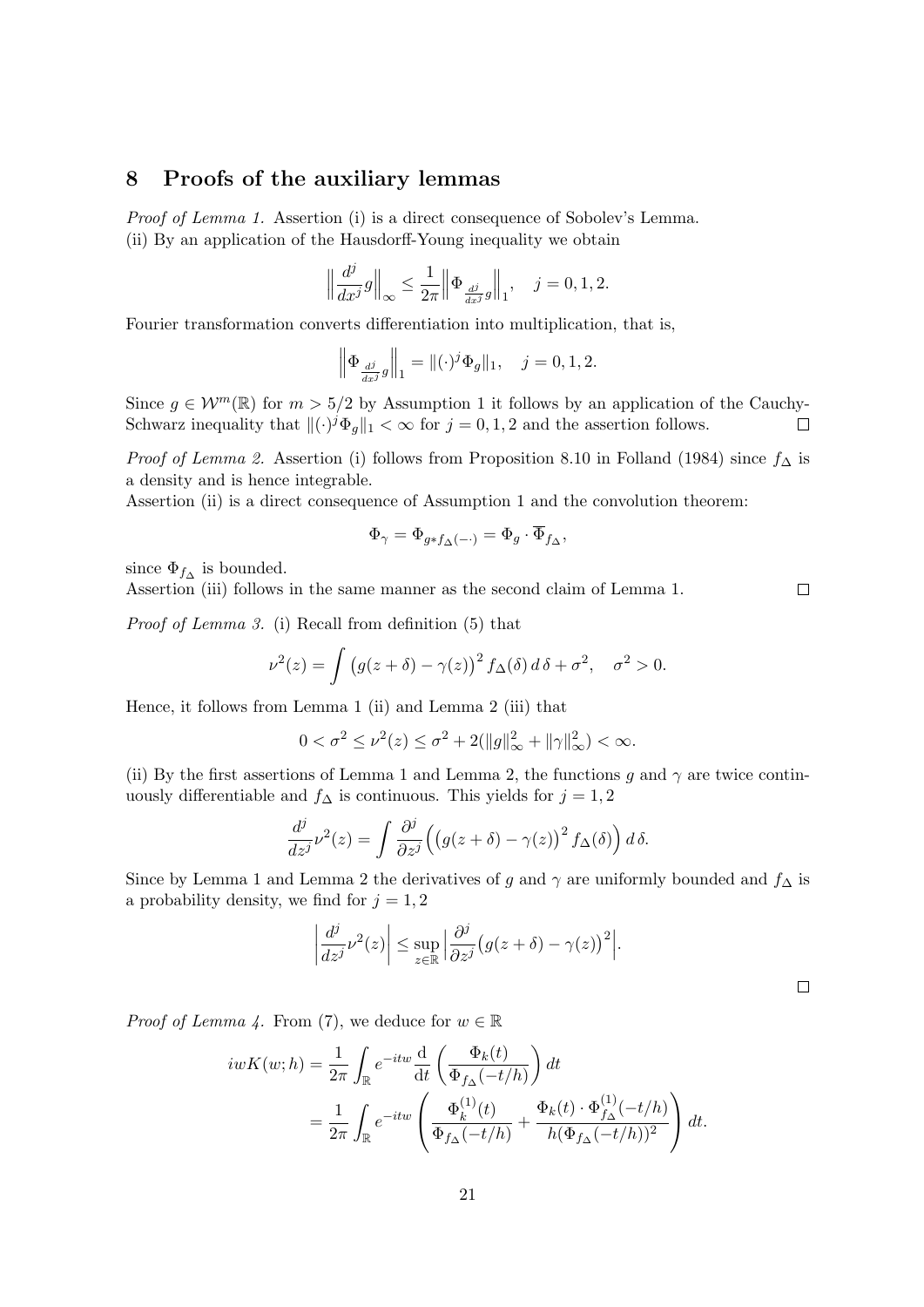# 8 Proofs of the auxiliary lemmas

*Proof of Lemma 1.* Assertion (i) is a direct consequence of Sobolev's Lemma.
(ii) By an application of the Hausdorff-Young inequality we obtain

$$\Big\|\frac{d^j}{dx^j}g\Big\|_\infty \le \frac{1}{2\pi}\Big\|\Phi_{\frac{d^j}{dx^j}g}\Big\|_1, \quad j=0,1,2.$$

Fourier transformation converts differentiation into multiplication, that is,

$$\Big\|\Phi_{\frac{d^j}{dx^j}g}\Big\|_1 = \|(\cdot)^j\Phi_g\|_1, \quad j=0,1,2.$$

Since $g\in\mathcal{W}^m(\mathbb{R})$ for $m>5/2$ by Assumption 1 it follows by an application of the Cauchy-Schwarz inequality that $\|(\cdot)^j\Phi_g\|_1<\infty$ for $j=0,1,2$ and the assertion follows. □

*Proof of Lemma 2.* Assertion (i) follows from Proposition 8.10 in Folland (1984) since $f_\Delta$ is a density and is hence integrable.
Assertion (ii) is a direct consequence of Assumption 1 and the convolution theorem:

$$\Phi_\gamma = \Phi_{g*f_\Delta(-\cdot)} = \Phi_g\cdot\overline{\Phi}_{f_\Delta},$$

since $\Phi_{f_\Delta}$ is bounded.
Assertion (iii) follows in the same manner as the second claim of Lemma 1. □

*Proof of Lemma 3.* (i) Recall from definition (5) that

$$\nu^2(z) = \int\big(g(z+\delta)-\gamma(z)\big)^2 f_\Delta(\delta)\,d\,\delta + \sigma^2, \quad \sigma^2>0.$$

Hence, it follows from Lemma 1 (ii) and Lemma 2 (iii) that

$$0<\sigma^2\le\nu^2(z)\le\sigma^2+2(\|g\|_\infty^2+\|\gamma\|_\infty^2)<\infty.$$

(ii) By the first assertions of Lemma 1 and Lemma 2, the functions $g$ and $\gamma$ are twice continuously differentiable and $f_\Delta$ is continuous. This yields for $j=1,2$

$$\frac{d^j}{dz^j}\nu^2(z) = \int\frac{\partial^j}{\partial z^j}\Big(\big(g(z+\delta)-\gamma(z)\big)^2 f_\Delta(\delta)\Big)\,d\,\delta.$$

Since by Lemma 1 and Lemma 2 the derivatives of $g$ and $\gamma$ are uniformly bounded and $f_\Delta$ is a probability density, we find for $j=1,2$

$$\Big|\frac{d^j}{dz^j}\nu^2(z)\Big| \le \sup_{z\in\mathbb{R}}\Big|\frac{\partial^j}{\partial z^j}\big(g(z+\delta)-\gamma(z)\big)^2\Big|.$$

□

*Proof of Lemma 4.* From (7), we deduce for $w\in\mathbb{R}$

$$\begin{aligned} iwK(w;h) &= \frac{1}{2\pi}\int_{\mathbb{R}} e^{-itw}\frac{\mathrm{d}}{\mathrm{d}t}\left(\frac{\Phi_k(t)}{\Phi_{f_\Delta}(-t/h)}\right)dt \\ &= \frac{1}{2\pi}\int_{\mathbb{R}} e^{-itw}\left(\frac{\Phi_k^{(1)}(t)}{\Phi_{f_\Delta}(-t/h)}+\frac{\Phi_k(t)\cdot\Phi_{f_\Delta}^{(1)}(-t/h)}{h(\Phi_{f_\Delta}(-t/h))^2}\right)dt. \end{aligned}$$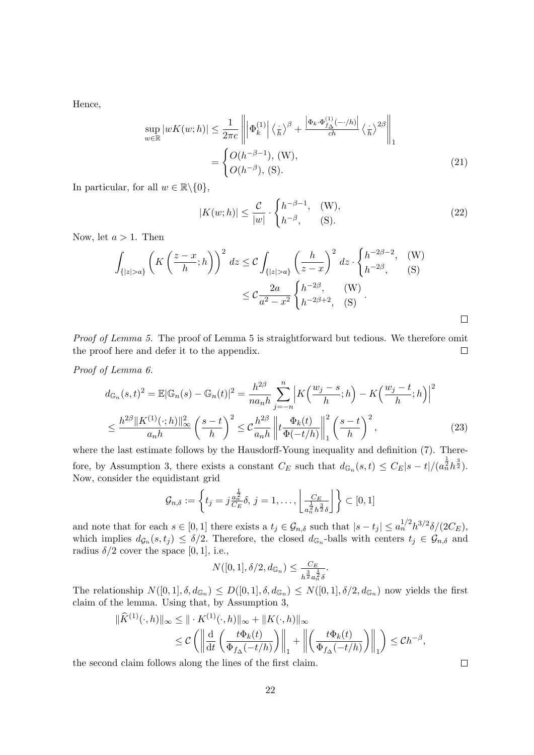Hence,

$$
\begin{aligned}
\sup_{w\in\mathbb{R}} |wK(w;h)| &\le \frac{1}{2\pi c}\left\| \left|\Phi_k^{(1)}\right| \left\langle \tfrac{\cdot}{h}\right\rangle^{\beta} + \frac{\left|\Phi_k \cdot \Phi_{f_\Delta}^{(1)}(-\cdot/h)\right|}{ch} \left\langle \tfrac{\cdot}{h}\right\rangle^{2\beta} \right\|_1 \\
&= \begin{cases} O(h^{-\beta-1}), \text{ (W)}, \\ O(h^{-\beta}), \text{ (S)}. \end{cases}
\end{aligned} \tag{21}
$$

In particular, for all $w \in \mathbb{R}\backslash\{0\}$,

$$
|K(w;h)| \le \frac{\mathcal{C}}{|w|} \cdot \begin{cases} h^{-\beta-1}, & \text{(W)}, \\ h^{-\beta}, & \text{(S)}. \end{cases} \tag{22}
$$

Now, let $a > 1$. Then

$$
\begin{aligned}
\int_{\{|z|>a\}} \left(K\left(\frac{z-x}{h};h\right)\right)^2 dz &\le \mathcal{C}\int_{\{|z|>a\}} \left(\frac{h}{z-x}\right)^2 dz \cdot \begin{cases} h^{-2\beta-2}, & \text{(W)} \\ h^{-2\beta}, & \text{(S)} \end{cases} \\
&\le \mathcal{C}\frac{2a}{a^2-x^2} \begin{cases} h^{-2\beta}, & \text{(W)} \\ h^{-2\beta+2}, & \text{(S)} \end{cases}.
\end{aligned}
$$

□

*Proof of Lemma 5.* The proof of Lemma 5 is straightforward but tedious. We therefore omit the proof here and defer it to the appendix. □

*Proof of Lemma 6.*

$$
\begin{aligned}
d_{\mathbb{G}_n}(s,t)^2 = \mathbb{E}|\mathbb{G}_n(s) - \mathbb{G}_n(t)|^2 &= \frac{h^{2\beta}}{na_nh}\sum_{j=-n}^{n}\Big|K\Big(\frac{w_j-s}{h};h\Big) - K\Big(\frac{w_j-t}{h};h\Big)\Big|^2 \\
\le \frac{h^{2\beta}\|K^{(1)}(\cdot;h)\|_\infty^2}{a_nh}\left(\frac{s-t}{h}\right)^2 &\le \mathcal{C}\frac{h^{2\beta}}{a_nh}\left\|t\frac{\Phi_k(t)}{\Phi(-t/h)}\right\|_1^2\left(\frac{s-t}{h}\right)^2,
\end{aligned} \tag{23}
$$

where the last estimate follows by the Hausdorff-Young inequality and definition (7). Therefore, by Assumption 3, there exists a constant $C_E$ such that $d_{\mathbb{G}_n}(s,t) \le C_E|s-t|/(a_n^{\frac{1}{2}}h^{\frac{3}{2}})$. Now, consider the equidistant grid

$$
\mathcal{G}_{n,\delta} := \left\{ t_j = j\frac{a_n^{\frac{1}{2}}}{C_E}\delta,\ j = 1,\ldots,\left\lfloor \frac{C_E}{a_n^{\frac{1}{2}}h^{\frac{3}{2}}\delta}\right\rfloor \right\} \subset [0,1]
$$

and note that for each $s \in [0,1]$ there exists a $t_j \in \mathcal{G}_{n,\delta}$ such that $|s-t_j| \le a_n^{1/2}h^{3/2}\delta/(2C_E)$, which implies $d_{\mathcal{G}_n}(s,t_j) \le \delta/2$. Therefore, the closed $d_{\mathbb{G}_n}$-balls with centers $t_j \in \mathcal{G}_{n,\delta}$ and radius $\delta/2$ cover the space $[0,1]$, i.e.,

$$
N([0,1],\delta/2,d_{\mathbb{G}_n}) \le \frac{C_E}{h^{\frac{3}{2}}a_n^{\frac{1}{2}}\delta}.
$$

The relationship $N([0,1],\delta,d_{\mathbb{G}_n}) \le D([0,1],\delta,d_{\mathbb{G}_n}) \le N([0,1],\delta/2,d_{\mathbb{G}_n})$ now yields the first claim of the lemma. Using that, by Assumption 3,

$$
\begin{aligned}
\|\widehat{K}^{(1)}(\cdot,h)\|_\infty &\le \|\cdot K^{(1)}(\cdot,h)\|_\infty + \|K(\cdot,h)\|_\infty \\
&\le \mathcal{C}\left(\left\|\frac{\mathrm{d}}{\mathrm{d}t}\left(\frac{t\Phi_k(t)}{\Phi_{f_\Delta}(-t/h)}\right)\right\|_1 + \left\|\left(\frac{t\Phi_k(t)}{\Phi_{f_\Delta}(-t/h)}\right)\right\|_1\right) \le \mathcal{C}h^{-\beta},
\end{aligned}
$$

the second claim follows along the lines of the first claim. □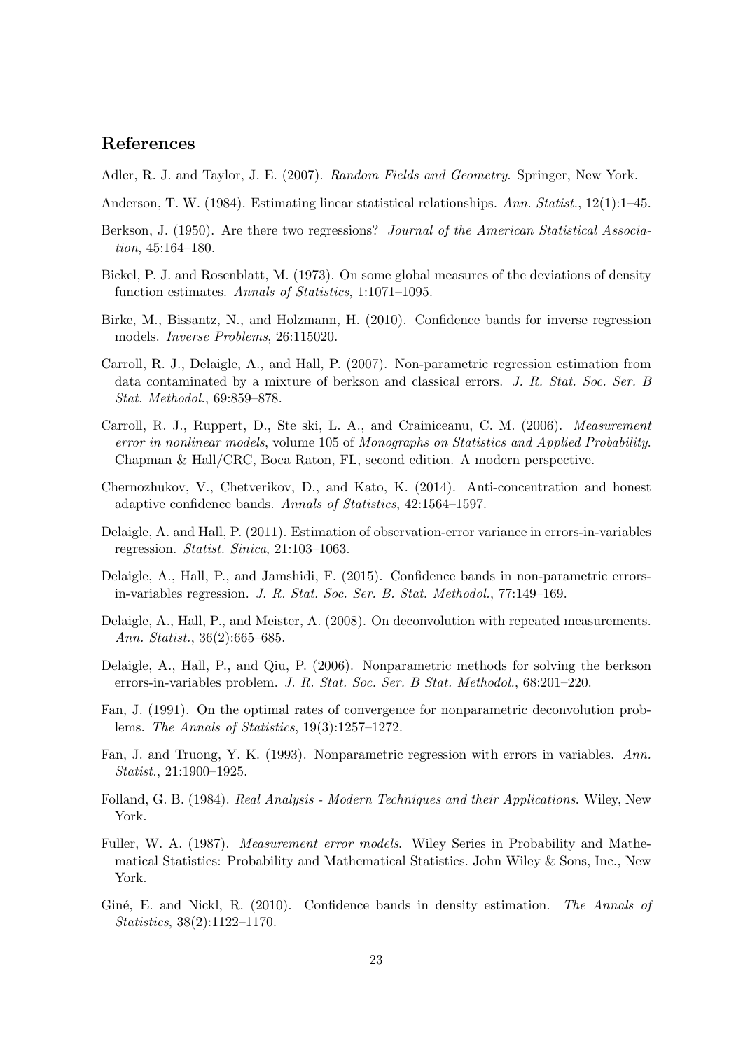## References

Adler, R. J. and Taylor, J. E. (2007). *Random Fields and Geometry*. Springer, New York.

Anderson, T. W. (1984). Estimating linear statistical relationships. *Ann. Statist.*, 12(1):1–45.

Berkson, J. (1950). Are there two regressions? *Journal of the American Statistical Association*, 45:164–180.

Bickel, P. J. and Rosenblatt, M. (1973). On some global measures of the deviations of density function estimates. *Annals of Statistics*, 1:1071–1095.

Birke, M., Bissantz, N., and Holzmann, H. (2010). Confidence bands for inverse regression models. *Inverse Problems*, 26:115020.

Carroll, R. J., Delaigle, A., and Hall, P. (2007). Non-parametric regression estimation from data contaminated by a mixture of berkson and classical errors. *J. R. Stat. Soc. Ser. B Stat. Methodol.*, 69:859–878.

Carroll, R. J., Ruppert, D., Ste ski, L. A., and Crainiceanu, C. M. (2006). *Measurement error in nonlinear models*, volume 105 of *Monographs on Statistics and Applied Probability*. Chapman & Hall/CRC, Boca Raton, FL, second edition. A modern perspective.

Chernozhukov, V., Chetverikov, D., and Kato, K. (2014). Anti-concentration and honest adaptive confidence bands. *Annals of Statistics*, 42:1564–1597.

Delaigle, A. and Hall, P. (2011). Estimation of observation-error variance in errors-in-variables regression. *Statist. Sinica*, 21:103–1063.

Delaigle, A., Hall, P., and Jamshidi, F. (2015). Confidence bands in non-parametric errors-in-variables regression. *J. R. Stat. Soc. Ser. B. Stat. Methodol.*, 77:149–169.

Delaigle, A., Hall, P., and Meister, A. (2008). On deconvolution with repeated measurements. *Ann. Statist.*, 36(2):665–685.

Delaigle, A., Hall, P., and Qiu, P. (2006). Nonparametric methods for solving the berkson errors-in-variables problem. *J. R. Stat. Soc. Ser. B Stat. Methodol.*, 68:201–220.

Fan, J. (1991). On the optimal rates of convergence for nonparametric deconvolution problems. *The Annals of Statistics*, 19(3):1257–1272.

Fan, J. and Truong, Y. K. (1993). Nonparametric regression with errors in variables. *Ann. Statist.*, 21:1900–1925.

Folland, G. B. (1984). *Real Analysis - Modern Techniques and their Applications*. Wiley, New York.

Fuller, W. A. (1987). *Measurement error models*. Wiley Series in Probability and Mathematical Statistics: Probability and Mathematical Statistics. John Wiley & Sons, Inc., New York.

Giné, E. and Nickl, R. (2010). Confidence bands in density estimation. *The Annals of Statistics*, 38(2):1122–1170.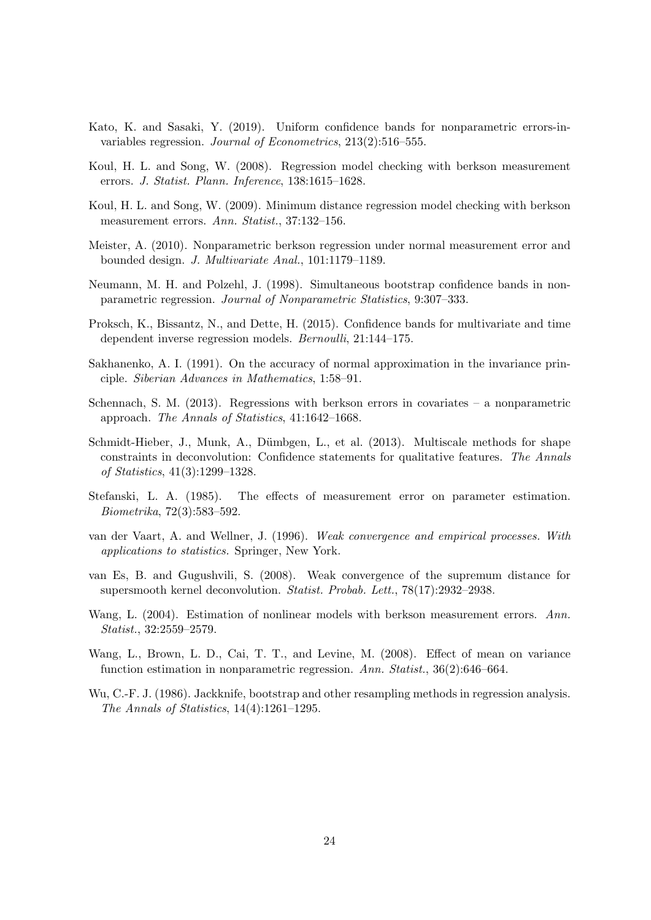Kato, K. and Sasaki, Y. (2019). Uniform confidence bands for nonparametric errors-in-variables regression. *Journal of Econometrics*, 213(2):516–555.

Koul, H. L. and Song, W. (2008). Regression model checking with berkson measurement errors. *J. Statist. Plann. Inference*, 138:1615–1628.

Koul, H. L. and Song, W. (2009). Minimum distance regression model checking with berkson measurement errors. *Ann. Statist.*, 37:132–156.

Meister, A. (2010). Nonparametric berkson regression under normal measurement error and bounded design. *J. Multivariate Anal.*, 101:1179–1189.

Neumann, M. H. and Polzehl, J. (1998). Simultaneous bootstrap confidence bands in nonparametric regression. *Journal of Nonparametric Statistics*, 9:307–333.

Proksch, K., Bissantz, N., and Dette, H. (2015). Confidence bands for multivariate and time dependent inverse regression models. *Bernoulli*, 21:144–175.

Sakhanenko, A. I. (1991). On the accuracy of normal approximation in the invariance principle. *Siberian Advances in Mathematics*, 1:58–91.

Schennach, S. M. (2013). Regressions with berkson errors in covariates – a nonparametric approach. *The Annals of Statistics*, 41:1642–1668.

Schmidt-Hieber, J., Munk, A., Dümbgen, L., et al. (2013). Multiscale methods for shape constraints in deconvolution: Confidence statements for qualitative features. *The Annals of Statistics*, 41(3):1299–1328.

Stefanski, L. A. (1985). The effects of measurement error on parameter estimation. *Biometrika*, 72(3):583–592.

van der Vaart, A. and Wellner, J. (1996). *Weak convergence and empirical processes. With applications to statistics.* Springer, New York.

van Es, B. and Gugushvili, S. (2008). Weak convergence of the supremum distance for supersmooth kernel deconvolution. *Statist. Probab. Lett.*, 78(17):2932–2938.

Wang, L. (2004). Estimation of nonlinear models with berkson measurement errors. *Ann. Statist.*, 32:2559–2579.

Wang, L., Brown, L. D., Cai, T. T., and Levine, M. (2008). Effect of mean on variance function estimation in nonparametric regression. *Ann. Statist.*, 36(2):646–664.

Wu, C.-F. J. (1986). Jackknife, bootstrap and other resampling methods in regression analysis. *The Annals of Statistics*, 14(4):1261–1295.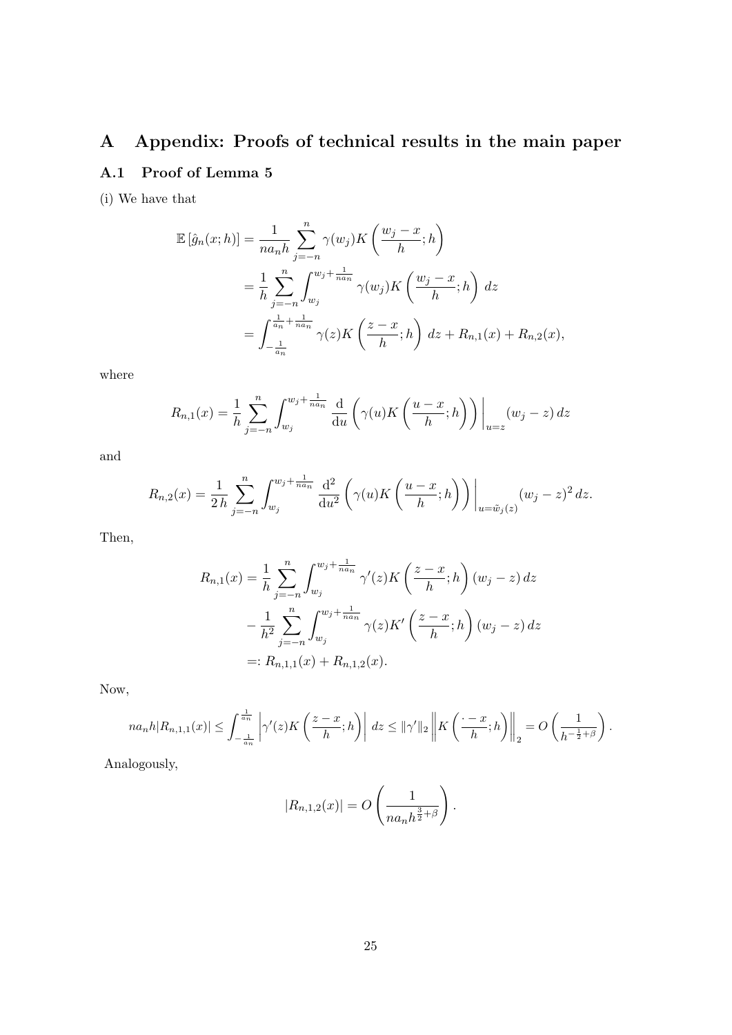# A Appendix: Proofs of technical results in the main paper

## A.1 Proof of Lemma 5

(i) We have that

$$
\begin{aligned}
\mathbb{E}\left[\hat{g}_n(x;h)\right] &= \frac{1}{na_nh}\sum_{j=-n}^{n}\gamma(w_j)K\left(\frac{w_j-x}{h};h\right) \\
&= \frac{1}{h}\sum_{j=-n}^{n}\int_{w_j}^{w_j+\frac{1}{na_n}}\gamma(w_j)K\left(\frac{w_j-x}{h};h\right)\,dz \\
&= \int_{-\frac{1}{a_n}}^{\frac{1}{a_n}+\frac{1}{na_n}}\gamma(z)K\left(\frac{z-x}{h};h\right)\,dz + R_{n,1}(x) + R_{n,2}(x),
\end{aligned}
$$

where

$$
R_{n,1}(x) = \frac{1}{h}\sum_{j=-n}^{n}\int_{w_j}^{w_j+\frac{1}{na_n}}\frac{\mathrm{d}}{\mathrm{d}u}\left(\gamma(u)K\left(\frac{u-x}{h};h\right)\right)\bigg|_{u=z}(w_j-z)\,dz
$$

and

$$
R_{n,2}(x) = \frac{1}{2\,h}\sum_{j=-n}^{n}\int_{w_j}^{w_j+\frac{1}{na_n}}\frac{\mathrm{d}^2}{\mathrm{d}u^2}\left(\gamma(u)K\left(\frac{u-x}{h};h\right)\right)\bigg|_{u=\tilde{w}_j(z)}(w_j-z)^2\,dz.
$$

Then,

$$
\begin{aligned}
R_{n,1}(x) &= \frac{1}{h}\sum_{j=-n}^{n}\int_{w_j}^{w_j+\frac{1}{na_n}}\gamma'(z)K\left(\frac{z-x}{h};h\right)(w_j-z)\,dz \\
&\quad - \frac{1}{h^2}\sum_{j=-n}^{n}\int_{w_j}^{w_j+\frac{1}{na_n}}\gamma(z)K'\left(\frac{z-x}{h};h\right)(w_j-z)\,dz \\
&=: R_{n,1,1}(x) + R_{n,1,2}(x).
\end{aligned}
$$

Now,

$$
na_nh|R_{n,1,1}(x)| \le \int_{-\frac{1}{a_n}}^{\frac{1}{a_n}}\left|\gamma'(z)K\left(\frac{z-x}{h};h\right)\right|\,dz \le \|\gamma'\|_2\left\|K\left(\frac{\cdot-x}{h};h\right)\right\|_2 = O\left(\frac{1}{h^{-\frac{1}{2}+\beta}}\right).
$$

Analogously,

$$
|R_{n,1,2}(x)| = O\left(\frac{1}{na_nh^{\frac{3}{2}+\beta}}\right).
$$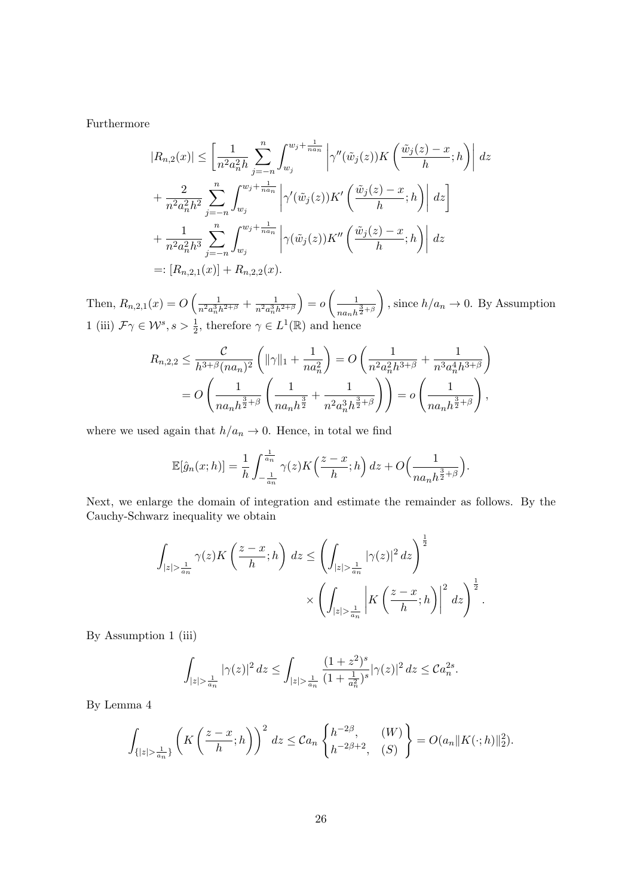Furthermore

$$
\begin{aligned}
|R_{n,2}(x)| &\leq \Bigg[\frac{1}{n^2a_n^2h}\sum_{j=-n}^{n}\int_{w_j}^{w_j+\frac{1}{na_n}}\left|\gamma''(\tilde{w}_j(z))K\left(\frac{\tilde{w}_j(z)-x}{h};h\right)\right|\,dz \\
&+\frac{2}{n^2a_n^2h^2}\sum_{j=-n}^{n}\int_{w_j}^{w_j+\frac{1}{na_n}}\left|\gamma'(\tilde{w}_j(z))K'\left(\frac{\tilde{w}_j(z)-x}{h};h\right)\right|\,dz\Bigg] \\
&+\frac{1}{n^2a_n^2h^3}\sum_{j=-n}^{n}\int_{w_j}^{w_j+\frac{1}{na_n}}\left|\gamma(\tilde{w}_j(z))K''\left(\frac{\tilde{w}_j(z)-x}{h};h\right)\right|\,dz \\
&=: [R_{n,2,1}(x)] + R_{n,2,2}(x).
\end{aligned}
$$

Then, $R_{n,2,1}(x) = O\left(\frac{1}{n^2a_n^3h^{2+\beta}} + \frac{1}{n^2a_n^3h^{2+\beta}}\right) = o\left(\frac{1}{na_nh^{\frac{3}{2}+\beta}}\right)$, since $h/a_n \to 0$. By Assumption 1 (iii) $\mathcal{F}\gamma \in \mathcal{W}^s, s > \frac{1}{2}$, therefore $\gamma \in L^1(\mathbb{R})$ and hence

$$
\begin{aligned}
R_{n,2,2} &\leq \frac{\mathcal{C}}{h^{3+\beta}(na_n)^2}\left(\|\gamma\|_1 + \frac{1}{na_n^2}\right) = O\left(\frac{1}{n^2a_n^2h^{3+\beta}} + \frac{1}{n^3a_n^4h^{3+\beta}}\right) \\
&= O\left(\frac{1}{na_nh^{\frac{3}{2}+\beta}}\left(\frac{1}{na_nh^{\frac{3}{2}}} + \frac{1}{n^2a_n^3h^{\frac{3}{2}+\beta}}\right)\right) = o\left(\frac{1}{na_nh^{\frac{3}{2}+\beta}}\right),
\end{aligned}
$$

where we used again that $h/a_n \to 0$. Hence, in total we find

$$
\mathbb{E}[\hat{g}_n(x;h)] = \frac{1}{h}\int_{-\frac{1}{a_n}}^{\frac{1}{a_n}}\gamma(z)K\Big(\frac{z-x}{h};h\Big)\,dz + O\Big(\frac{1}{na_nh^{\frac{3}{2}+\beta}}\Big).
$$

Next, we enlarge the domain of integration and estimate the remainder as follows. By the Cauchy-Schwarz inequality we obtain

$$
\int_{|z|>\frac{1}{a_n}}\gamma(z)K\left(\frac{z-x}{h};h\right)\,dz \leq \left(\int_{|z|>\frac{1}{a_n}}|\gamma(z)|^2\,dz\right)^{\frac{1}{2}} \times \left(\int_{|z|>\frac{1}{a_n}}\left|K\left(\frac{z-x}{h};h\right)\right|^2\,dz\right)^{\frac{1}{2}}.
$$

By Assumption 1 (iii)

$$
\int_{|z|>\frac{1}{a_n}}|\gamma(z)|^2\,dz \leq \int_{|z|>\frac{1}{a_n}}\frac{(1+z^2)^s}{(1+\frac{1}{a_n^2})^s}|\gamma(z)|^2\,dz \leq \mathcal{C}a_n^{2s}.
$$

By Lemma 4

$$
\int_{\{|z|>\frac{1}{a_n}\}}\left(K\left(\frac{z-x}{h};h\right)\right)^2\,dz \leq \mathcal{C}a_n\begin{Bmatrix}h^{-2\beta}, & (W)\\ h^{-2\beta+2}, & (S)\end{Bmatrix} = O(a_n\|K(\cdot;h)\|_2^2).
$$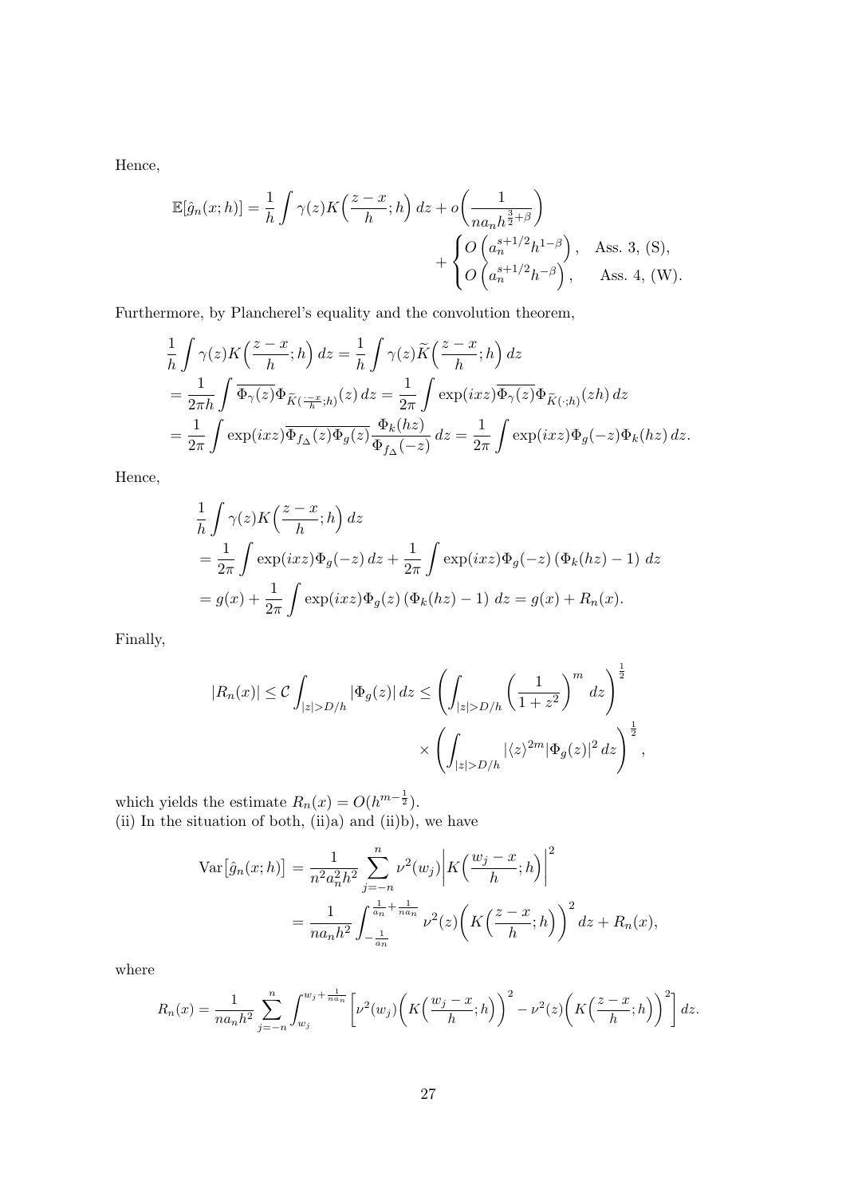Hence,

$$\mathbb{E}[\hat{g}_n(x;h)] = \frac{1}{h}\int \gamma(z) K\Big(\frac{z-x}{h};h\Big)\,dz + o\bigg(\frac{1}{na_nh^{\frac{3}{2}+\beta}}\bigg) + \begin{cases} O\Big(a_n^{s+1/2}h^{1-\beta}\Big), & \text{Ass. 3, (S)},\\ O\Big(a_n^{s+1/2}h^{-\beta}\Big), & \text{Ass. 4, (W)}.\end{cases}$$

Furthermore, by Plancherel's equality and the convolution theorem,

$$\begin{aligned}
\frac{1}{h}\int \gamma(z) K\Big(\frac{z-x}{h};h\Big)\,dz &= \frac{1}{h}\int \gamma(z) \widetilde{K}\Big(\frac{z-x}{h};h\Big)\,dz \\
&= \frac{1}{2\pi h}\int \overline{\Phi_\gamma(z)}\Phi_{\widetilde{K}(\frac{\cdot-x}{h};h)}(z)\,dz = \frac{1}{2\pi}\int \exp(ixz)\overline{\Phi_\gamma(z)}\Phi_{\widetilde{K}(\cdot;h)}(zh)\,dz \\
&= \frac{1}{2\pi}\int \exp(ixz)\overline{\Phi_{f_\Delta}(z)\Phi_g(z)}\frac{\Phi_k(hz)}{\Phi_{f_\Delta}(-z)}\,dz = \frac{1}{2\pi}\int \exp(ixz)\Phi_g(-z)\Phi_k(hz)\,dz.
\end{aligned}$$

Hence,

$$\begin{aligned}
&\frac{1}{h}\int \gamma(z) K\Big(\frac{z-x}{h};h\Big)\,dz \\
&= \frac{1}{2\pi}\int \exp(ixz)\Phi_g(-z)\,dz + \frac{1}{2\pi}\int \exp(ixz)\Phi_g(-z)\left(\Phi_k(hz)-1\right)\,dz \\
&= g(x) + \frac{1}{2\pi}\int \exp(ixz)\Phi_g(z)\left(\Phi_k(hz)-1\right)\,dz = g(x) + R_n(x).
\end{aligned}$$

Finally,

$$|R_n(x)| \le \mathcal{C}\int_{|z|>D/h}|\Phi_g(z)|\,dz \le \bigg(\int_{|z|>D/h}\Big(\frac{1}{1+z^2}\Big)^m\,dz\bigg)^{\frac{1}{2}} \times \bigg(\int_{|z|>D/h}|\langle z\rangle^{2m}|\Phi_g(z)|^2\,dz\bigg)^{\frac{1}{2}},$$

which yields the estimate $R_n(x) = O(h^{m-\frac{1}{2}})$.
(ii) In the situation of both, (ii)a) and (ii)b), we have

$$\begin{aligned}
\operatorname{Var}\big[\hat{g}_n(x;h)\big] &= \frac{1}{n^2a_n^2h^2}\sum_{j=-n}^{n}\nu^2(w_j)\Big|K\Big(\frac{w_j-x}{h};h\Big)\Big|^2 \\
&= \frac{1}{na_nh^2}\int_{-\frac{1}{a_n}}^{\frac{1}{a_n}+\frac{1}{na_n}}\nu^2(z)\Big(K\Big(\frac{z-x}{h};h\Big)\Big)^2\,dz + R_n(x),
\end{aligned}$$

where

$$R_n(x) = \frac{1}{na_nh^2}\sum_{j=-n}^{n}\int_{w_j}^{w_j+\frac{1}{na_n}}\Big[\nu^2(w_j)\Big(K\Big(\frac{w_j-x}{h};h\Big)\Big)^2 - \nu^2(z)\Big(K\Big(\frac{z-x}{h};h\Big)\Big)^2\Big]\,dz.$$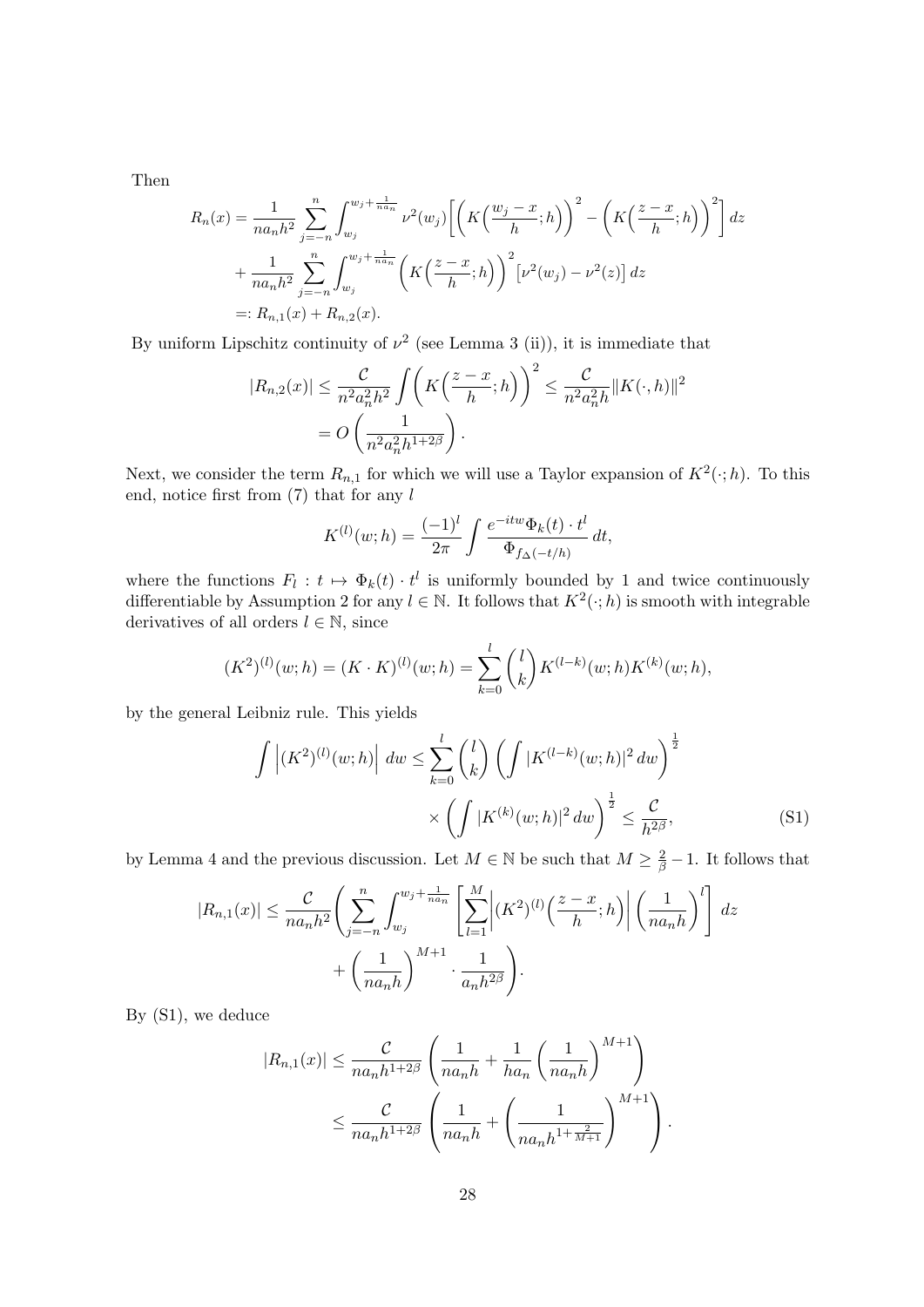Then

$$
\begin{aligned}
R_n(x) &= \frac{1}{na_nh^2}\sum_{j=-n}^{n}\int_{w_j}^{w_j+\frac{1}{na_n}} \nu^2(w_j)\Big[\Big(K\Big(\frac{w_j-x}{h};h\Big)\Big)^2-\Big(K\Big(\frac{z-x}{h};h\Big)\Big)^2\Big]\,dz\\
&\quad+\frac{1}{na_nh^2}\sum_{j=-n}^{n}\int_{w_j}^{w_j+\frac{1}{na_n}}\Big(K\Big(\frac{z-x}{h};h\Big)\Big)^2\big[\nu^2(w_j)-\nu^2(z)\big]\,dz\\
&=: R_{n,1}(x)+R_{n,2}(x).
\end{aligned}
$$

By uniform Lipschitz continuity of $\nu^2$ (see Lemma 3 (ii)), it is immediate that

$$
\begin{aligned}
|R_{n,2}(x)| &\le \frac{\mathcal{C}}{n^2a_n^2h^2}\int\Big(K\Big(\frac{z-x}{h};h\Big)\Big)^2 \le \frac{\mathcal{C}}{n^2a_n^2h}\|K(\cdot,h)\|^2\\
&= O\left(\frac{1}{n^2a_n^2h^{1+2\beta}}\right).
\end{aligned}
$$

Next, we consider the term $R_{n,1}$ for which we will use a Taylor expansion of $K^2(\cdot;h)$. To this end, notice first from (7) that for any $l$

$$
K^{(l)}(w;h) = \frac{(-1)^l}{2\pi}\int\frac{e^{-itw}\Phi_k(t)\cdot t^l}{\Phi_{f_\Delta(-t/h)}}\,dt,
$$

where the functions $F_l : t\mapsto \Phi_k(t)\cdot t^l$ is uniformly bounded by 1 and twice continuously differentiable by Assumption 2 for any $l\in\mathbb{N}$. It follows that $K^2(\cdot;h)$ is smooth with integrable derivatives of all orders $l\in\mathbb{N}$, since

$$
(K^2)^{(l)}(w;h) = (K\cdot K)^{(l)}(w;h) = \sum_{k=0}^{l}\binom{l}{k}K^{(l-k)}(w;h)K^{(k)}(w;h),
$$

by the general Leibniz rule. This yields

$$
\begin{aligned}
\int\Big|(K^2)^{(l)}(w;h)\Big|\,dw &\le \sum_{k=0}^{l}\binom{l}{k}\left(\int|K^{(l-k)}(w;h)|^2\,dw\right)^{\frac{1}{2}}\\
&\quad\times\left(\int|K^{(k)}(w;h)|^2\,dw\right)^{\frac{1}{2}} \le \frac{\mathcal{C}}{h^{2\beta}}, \qquad \text{(S1)}
\end{aligned}
$$

by Lemma 4 and the previous discussion. Let $M\in\mathbb{N}$ be such that $M\ge\frac{2}{\beta}-1$. It follows that

$$
\begin{aligned}
|R_{n,1}(x)| &\le \frac{\mathcal{C}}{na_nh^2}\Bigg(\sum_{j=-n}^{n}\int_{w_j}^{w_j+\frac{1}{na_n}}\left[\sum_{l=1}^{M}\Big|(K^2)^{(l)}\Big(\frac{z-x}{h};h\Big)\Big|\left(\frac{1}{na_nh}\right)^l\right]dz\\
&\quad+\left(\frac{1}{na_nh}\right)^{M+1}\cdot\frac{1}{a_nh^{2\beta}}\Bigg).
\end{aligned}
$$

By (S1), we deduce

$$
\begin{aligned}
|R_{n,1}(x)| &\le \frac{\mathcal{C}}{na_nh^{1+2\beta}}\left(\frac{1}{na_nh}+\frac{1}{ha_n}\left(\frac{1}{na_nh}\right)^{M+1}\right)\\
&\le \frac{\mathcal{C}}{na_nh^{1+2\beta}}\left(\frac{1}{na_nh}+\left(\frac{1}{na_nh^{1+\frac{2}{M+1}}}\right)^{M+1}\right).
\end{aligned}
$$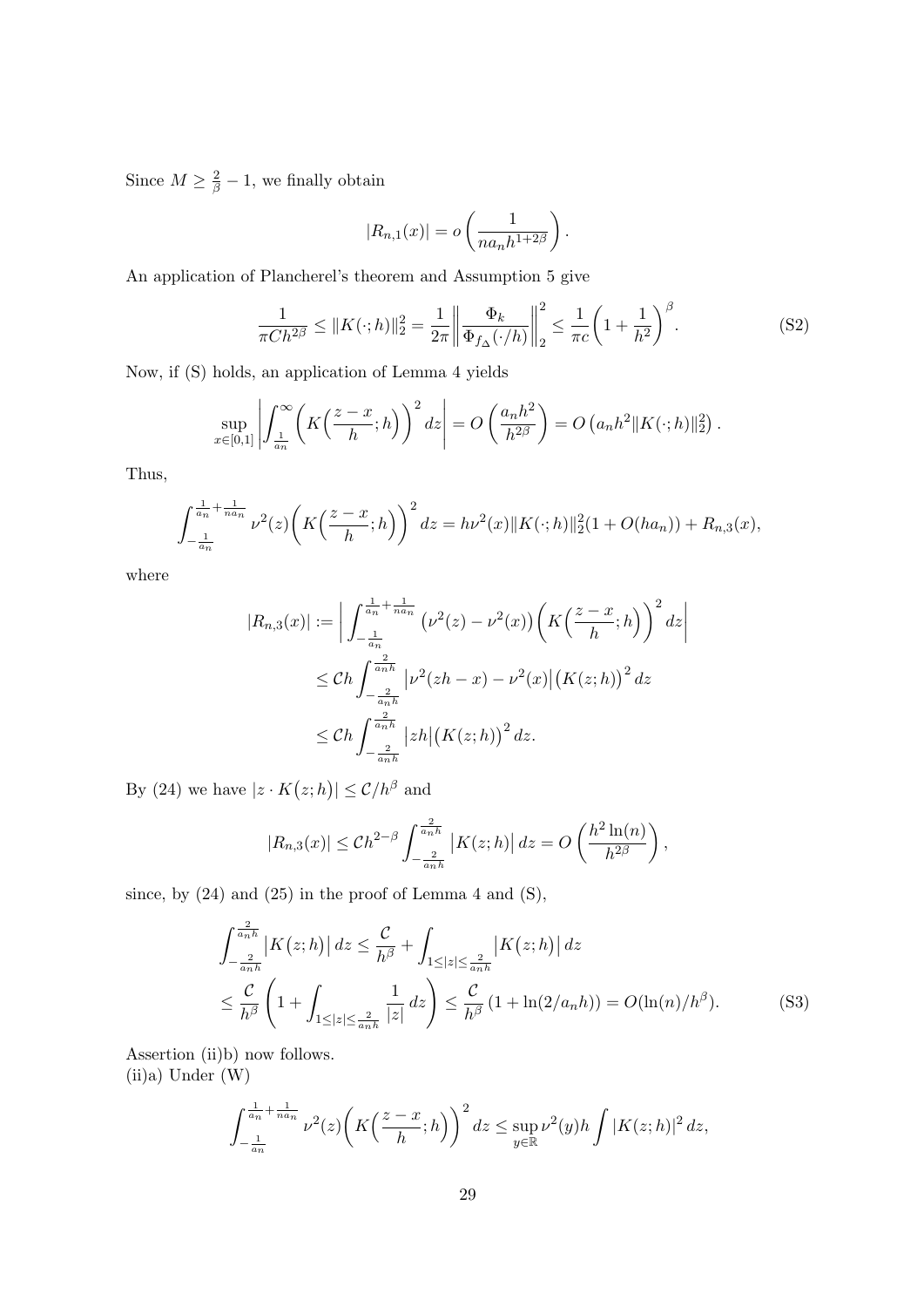Since $M \geq \frac{2}{\beta} - 1$, we finally obtain

$$|R_{n,1}(x)| = o\left(\frac{1}{na_n h^{1+2\beta}}\right).$$

An application of Plancherel's theorem and Assumption 5 give

$$\frac{1}{\pi C h^{2\beta}} \leq \|K(\cdot;h)\|_2^2 = \frac{1}{2\pi}\left\|\frac{\Phi_k}{\Phi_{f_\Delta}(\cdot/h)}\right\|_2^2 \leq \frac{1}{\pi c}\left(1 + \frac{1}{h^2}\right)^{\beta}. \tag{S2}$$

Now, if (S) holds, an application of Lemma 4 yields

$$\sup_{x\in[0,1]}\left|\int_{\frac{1}{a_n}}^{\infty}\left(K\Big(\frac{z-x}{h};h\Big)\right)^2 dz\right| = O\left(\frac{a_n h^2}{h^{2\beta}}\right) = O\left(a_n h^2 \|K(\cdot;h)\|_2^2\right).$$

Thus,

$$\int_{-\frac{1}{a_n}}^{\frac{1}{a_n}+\frac{1}{na_n}} \nu^2(z)\left(K\Big(\frac{z-x}{h};h\Big)\right)^2 dz = h\nu^2(x)\|K(\cdot;h)\|_2^2(1 + O(ha_n)) + R_{n,3}(x),$$

where

$$\begin{aligned}
|R_{n,3}(x)| &:= \left|\int_{-\frac{1}{a_n}}^{\frac{1}{a_n}+\frac{1}{na_n}} \left(\nu^2(z) - \nu^2(x)\right)\left(K\Big(\frac{z-x}{h};h\Big)\right)^2 dz\right| \\
&\leq \mathcal{C}h\int_{-\frac{2}{a_n h}}^{\frac{2}{a_n h}} \left|\nu^2(zh-x) - \nu^2(x)\right|\big(K(z;h)\big)^2 dz \\
&\leq \mathcal{C}h\int_{-\frac{2}{a_n h}}^{\frac{2}{a_n h}} \left|zh\right|\big(K(z;h)\big)^2 dz.
\end{aligned}$$

By (24) we have $|z \cdot K\big(z;h\big)| \leq \mathcal{C}/h^\beta$ and

$$|R_{n,3}(x)| \leq \mathcal{C}h^{2-\beta}\int_{-\frac{2}{a_n h}}^{\frac{2}{a_n h}} \left|K(z;h)\right| dz = O\left(\frac{h^2\ln(n)}{h^{2\beta}}\right),$$

since, by (24) and (25) in the proof of Lemma 4 and (S),

$$\begin{aligned}
\int_{-\frac{2}{a_n h}}^{\frac{2}{a_n h}} \left|K\big(z;h\big)\right| dz &\leq \frac{\mathcal{C}}{h^\beta} + \int_{1\leq|z|\leq\frac{2}{a_n h}} \left|K\big(z;h\big)\right| dz \\
&\leq \frac{\mathcal{C}}{h^\beta}\left(1 + \int_{1\leq|z|\leq\frac{2}{a_n h}} \frac{1}{|z|}\, dz\right) \leq \frac{\mathcal{C}}{h^\beta}\left(1 + \ln(2/a_n h)\right) = O(\ln(n)/h^\beta).
\end{aligned} \tag{S3}$$

Assertion (ii)b) now follows.
(ii)a) Under (W)

$$\int_{-\frac{1}{a_n}}^{\frac{1}{a_n}+\frac{1}{na_n}} \nu^2(z)\left(K\Big(\frac{z-x}{h};h\Big)\right)^2 dz \leq \sup_{y\in\mathbb{R}} \nu^2(y) h \int |K(z;h)|^2\, dz,$$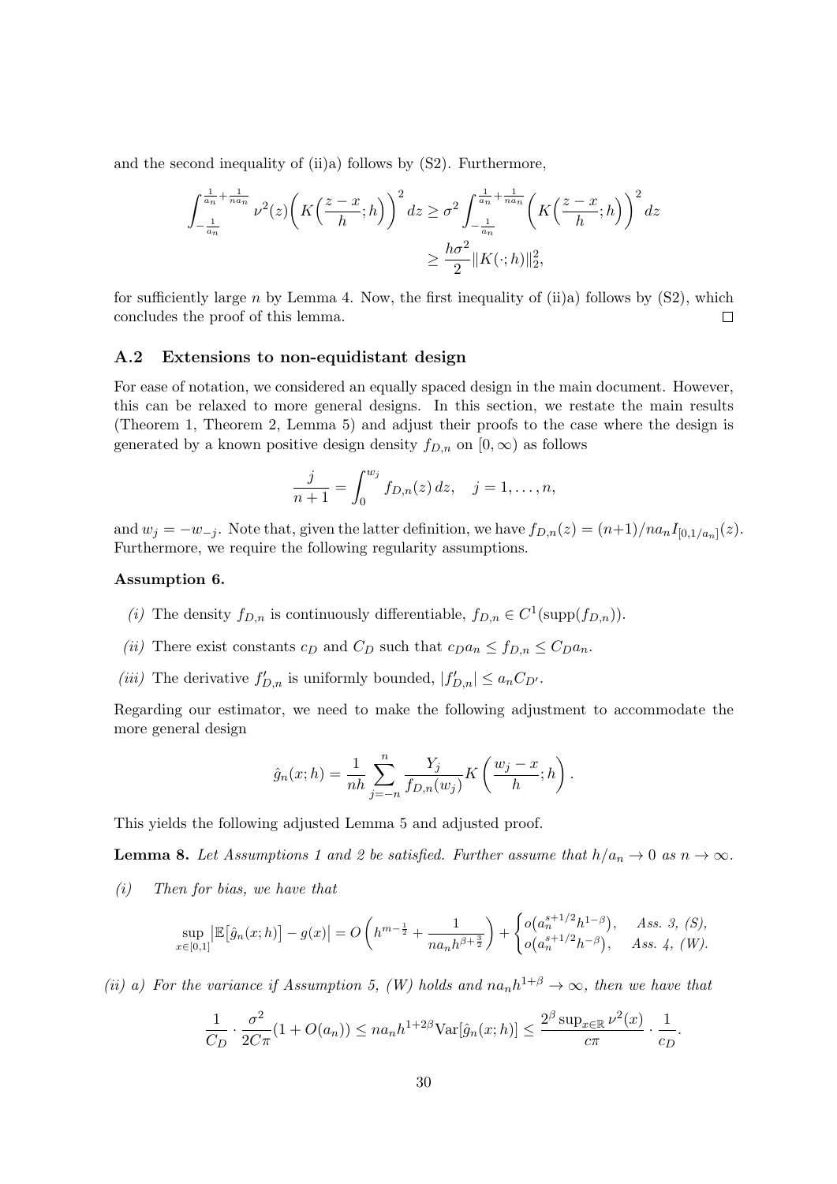and the second inequality of (ii)a) follows by (S2). Furthermore,

$$\int_{-\frac{1}{a_n}}^{\frac{1}{a_n}+\frac{1}{na_n}} \nu^2(z)\Big(K\Big(\frac{z-x}{h};h\Big)\Big)^2\,dz \geq \sigma^2 \int_{-\frac{1}{a_n}}^{\frac{1}{a_n}+\frac{1}{na_n}} \Big(K\Big(\frac{z-x}{h};h\Big)\Big)^2\,dz$$
$$\geq \frac{h\sigma^2}{2}\|K(\cdot;h)\|_2^2,$$

for sufficiently large $n$ by Lemma 4. Now, the first inequality of (ii)a) follows by (S2), which concludes the proof of this lemma. □

### A.2 Extensions to non-equidistant design

For ease of notation, we considered an equally spaced design in the main document. However, this can be relaxed to more general designs. In this section, we restate the main results (Theorem 1, Theorem 2, Lemma 5) and adjust their proofs to the case where the design is generated by a known positive design density $f_{D,n}$ on $[0,\infty)$ as follows

$$\frac{j}{n+1} = \int_0^{w_j} f_{D,n}(z)\,dz, \quad j = 1,\dots,n,$$

and $w_j = -w_{-j}$. Note that, given the latter definition, we have $f_{D,n}(z) = (n+1)/na_n I_{[0,1/a_n]}(z)$. Furthermore, we require the following regularity assumptions.

**Assumption 6.**

*(i)* The density $f_{D,n}$ is continuously differentiable, $f_{D,n} \in C^1(\text{supp}(f_{D,n}))$.

*(ii)* There exist constants $c_D$ and $C_D$ such that $c_D a_n \leq f_{D,n} \leq C_D a_n$.

*(iii)* The derivative $f'_{D,n}$ is uniformly bounded, $|f'_{D,n}| \leq a_n C_{D'}$.

Regarding our estimator, we need to make the following adjustment to accommodate the more general design

$$\hat{g}_n(x;h) = \frac{1}{nh}\sum_{j=-n}^{n} \frac{Y_j}{f_{D,n}(w_j)} K\left(\frac{w_j - x}{h};h\right).$$

This yields the following adjusted Lemma 5 and adjusted proof.

**Lemma 8.** *Let Assumptions 1 and 2 be satisfied. Further assume that $h/a_n \to 0$ as $n \to \infty$.*

*(i)* *Then for bias, we have that*

$$\sup_{x\in[0,1]}\big|\mathbb{E}\big[\hat{g}_n(x;h)\big] - g(x)\big| = O\left(h^{m-\frac{1}{2}} + \frac{1}{na_nh^{\beta+\frac{3}{2}}}\right) + \begin{cases} o\big(a_n^{s+1/2}h^{1-\beta}\big), & \textit{Ass. 3, (S),}\\ o\big(a_n^{s+1/2}h^{-\beta}\big), & \textit{Ass. 4, (W).}\end{cases}$$

*(ii) a)* *For the variance if Assumption 5, (W) holds and $na_nh^{1+\beta} \to \infty$, then we have that*

$$\frac{1}{C_D}\cdot\frac{\sigma^2}{2C\pi}(1+O(a_n)) \leq na_nh^{1+2\beta}\text{Var}[\hat{g}_n(x;h)] \leq \frac{2^\beta \sup_{x\in\mathbb{R}}\nu^2(x)}{c\pi}\cdot\frac{1}{c_D}.$$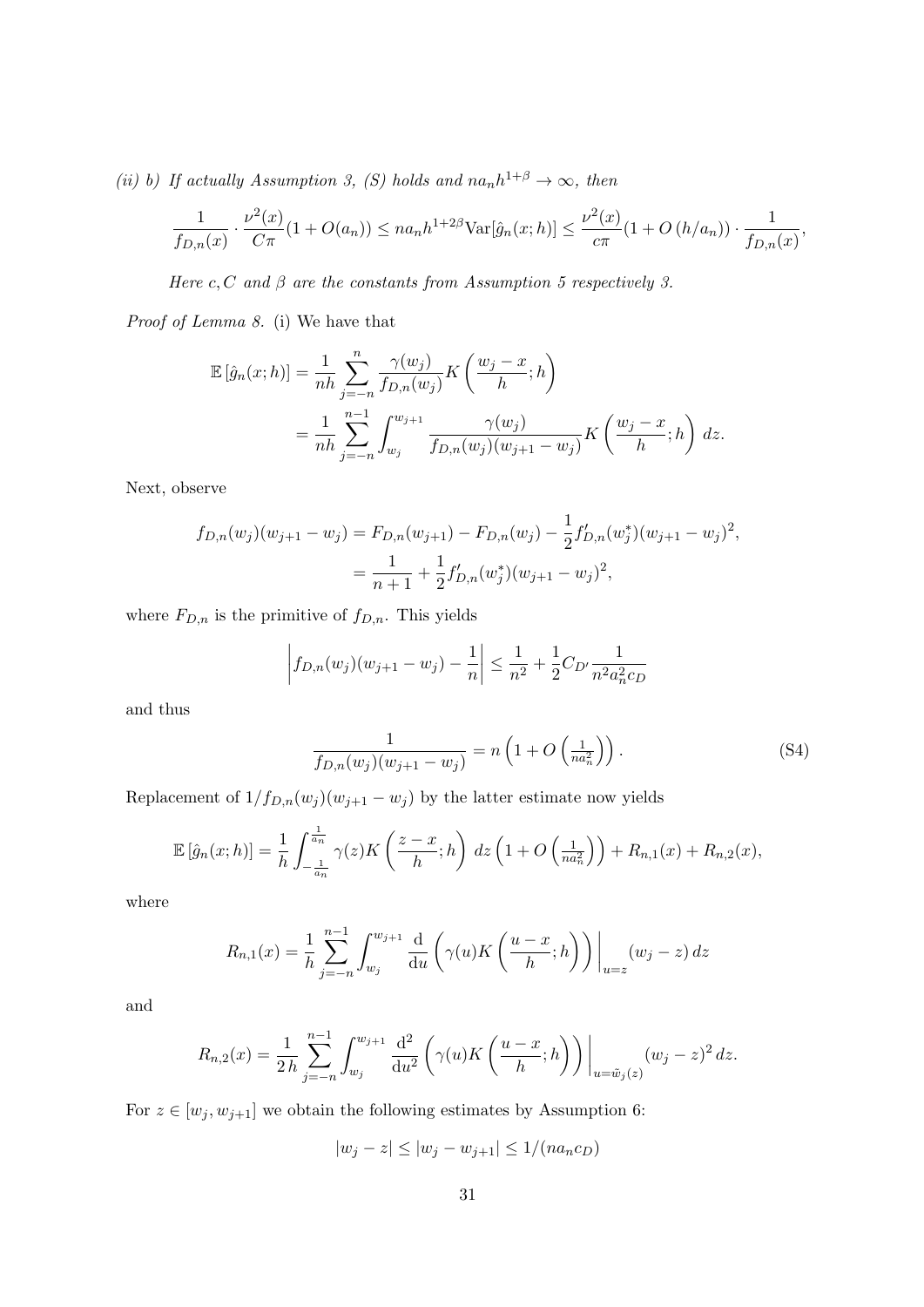*(ii) b) If actually Assumption 3, (S) holds and $na_nh^{1+\beta} \to \infty$, then*

$$\frac{1}{f_{D,n}(x)} \cdot \frac{\nu^2(x)}{C\pi}(1 + O(a_n)) \leq na_nh^{1+2\beta}\mathrm{Var}[\hat{g}_n(x;h)] \leq \frac{\nu^2(x)}{c\pi}(1 + O(h/a_n)) \cdot \frac{1}{f_{D,n}(x)},$$

*Here $c, C$ and $\beta$ are the constants from Assumption 5 respectively 3.*

*Proof of Lemma 8.* (i) We have that

$$\begin{aligned}
\mathbb{E}\left[\hat{g}_n(x;h)\right] &= \frac{1}{nh}\sum_{j=-n}^{n} \frac{\gamma(w_j)}{f_{D,n}(w_j)} K\left(\frac{w_j - x}{h};h\right) \\
&= \frac{1}{nh}\sum_{j=-n}^{n-1} \int_{w_j}^{w_{j+1}} \frac{\gamma(w_j)}{f_{D,n}(w_j)(w_{j+1}-w_j)} K\left(\frac{w_j - x}{h};h\right) dz.
\end{aligned}$$

Next, observe

$$\begin{aligned}
f_{D,n}(w_j)(w_{j+1} - w_j) &= F_{D,n}(w_{j+1}) - F_{D,n}(w_j) - \frac{1}{2}f'_{D,n}(w_j^*)(w_{j+1}-w_j)^2, \\
&= \frac{1}{n+1} + \frac{1}{2}f'_{D,n}(w_j^*)(w_{j+1}-w_j)^2,
\end{aligned}$$

where $F_{D,n}$ is the primitive of $f_{D,n}$. This yields

$$\left| f_{D,n}(w_j)(w_{j+1}-w_j) - \frac{1}{n} \right| \leq \frac{1}{n^2} + \frac{1}{2}C_{D'}\frac{1}{n^2a_n^2c_D}$$

and thus

$$\frac{1}{f_{D,n}(w_j)(w_{j+1}-w_j)} = n\left(1 + O\left(\tfrac{1}{na_n^2}\right)\right). \tag{S4}$$

Replacement of $1/f_{D,n}(w_j)(w_{j+1}-w_j)$ by the latter estimate now yields

$$\mathbb{E}\left[\hat{g}_n(x;h)\right] = \frac{1}{h}\int_{-\frac{1}{a_n}}^{\frac{1}{a_n}} \gamma(z)K\left(\frac{z-x}{h};h\right) dz \left(1 + O\left(\tfrac{1}{na_n^2}\right)\right) + R_{n,1}(x) + R_{n,2}(x),$$

where

$$R_{n,1}(x) = \frac{1}{h}\sum_{j=-n}^{n-1}\int_{w_j}^{w_{j+1}} \frac{\mathrm{d}}{\mathrm{d}u}\left(\gamma(u)K\left(\frac{u-x}{h};h\right)\right)\bigg|_{u=z}(w_j - z)\, dz$$

and

$$R_{n,2}(x) = \frac{1}{2\,h}\sum_{j=-n}^{n-1}\int_{w_j}^{w_{j+1}} \frac{\mathrm{d}^2}{\mathrm{d}u^2}\left(\gamma(u)K\left(\frac{u-x}{h};h\right)\right)\bigg|_{u=\tilde{w}_j(z)}(w_j - z)^2\, dz.$$

For $z \in [w_j, w_{j+1}]$ we obtain the following estimates by Assumption 6:

$$|w_j - z| \leq |w_j - w_{j+1}| \leq 1/(na_nc_D)$$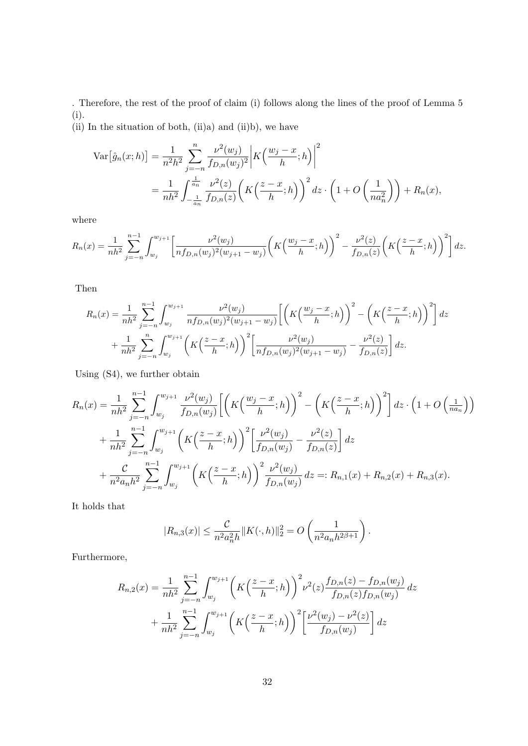. Therefore, the rest of the proof of claim (i) follows along the lines of the proof of Lemma 5 (i).

(ii) In the situation of both, (ii)a) and (ii)b), we have

$$
\begin{aligned}
\operatorname{Var}\big[\hat{g}_n(x;h)\big] &= \frac{1}{n^2h^2}\sum_{j=-n}^{n}\frac{\nu^2(w_j)}{f_{D,n}(w_j)^2}\Big|K\Big(\frac{w_j-x}{h};h\Big)\Big|^2 \\
&= \frac{1}{nh^2}\int_{-\frac{1}{a_n}}^{\frac{1}{a_n}}\frac{\nu^2(z)}{f_{D,n}(z)}\Big(K\Big(\frac{z-x}{h};h\Big)\Big)^2 dz\cdot\left(1+O\left(\frac{1}{na_n^2}\right)\right)+R_n(x),
\end{aligned}
$$

where

$$
R_n(x) = \frac{1}{nh^2}\sum_{j=-n}^{n-1}\int_{w_j}^{w_{j+1}}\Big[\frac{\nu^2(w_j)}{nf_{D,n}(w_j)^2(w_{j+1}-w_j)}\Big(K\Big(\frac{w_j-x}{h};h\Big)\Big)^2-\frac{\nu^2(z)}{f_{D,n}(z)}\Big(K\Big(\frac{z-x}{h};h\Big)\Big)^2\Big]dz.
$$

Then

$$
\begin{aligned}
R_n(x) &= \frac{1}{nh^2}\sum_{j=-n}^{n-1}\int_{w_j}^{w_{j+1}}\frac{\nu^2(w_j)}{nf_{D,n}(w_j)^2(w_{j+1}-w_j)}\Big[\Big(K\Big(\frac{w_j-x}{h};h\Big)\Big)^2-\Big(K\Big(\frac{z-x}{h};h\Big)\Big)^2\Big]dz \\
&+\frac{1}{nh^2}\sum_{j=-n}^{n}\int_{w_j}^{w_{j+1}}\Big(K\Big(\frac{z-x}{h};h\Big)\Big)^2\Big[\frac{\nu^2(w_j)}{nf_{D,n}(w_j)^2(w_{j+1}-w_j)}-\frac{\nu^2(z)}{f_{D,n}(z)}\Big]dz.
\end{aligned}
$$

Using (S4), we further obtain

$$
\begin{aligned}
R_n(x) &= \frac{1}{nh^2}\sum_{j=-n}^{n-1}\int_{w_j}^{w_{j+1}}\frac{\nu^2(w_j)}{f_{D,n}(w_j)}\Big[\Big(K\Big(\frac{w_j-x}{h};h\Big)\Big)^2-\Big(K\Big(\frac{z-x}{h};h\Big)\Big)^2\Big]dz\cdot\Big(1+O\Big(\tfrac{1}{na_n}\Big)\Big) \\
&+\frac{1}{nh^2}\sum_{j=-n}^{n-1}\int_{w_j}^{w_{j+1}}\Big(K\Big(\frac{z-x}{h};h\Big)\Big)^2\Big[\frac{\nu^2(w_j)}{f_{D,n}(w_j)}-\frac{\nu^2(z)}{f_{D,n}(z)}\Big]dz \\
&+\frac{\mathcal{C}}{n^2a_nh^2}\sum_{j=-n}^{n-1}\int_{w_j}^{w_{j+1}}\Big(K\Big(\frac{z-x}{h};h\Big)\Big)^2\frac{\nu^2(w_j)}{f_{D,n}(w_j)}\,dz =: R_{n,1}(x)+R_{n,2}(x)+R_{n,3}(x).
\end{aligned}
$$

It holds that

$$
|R_{n,3}(x)| \leq \frac{\mathcal{C}}{n^2a_n^2h}\|K(\cdot,h)\|_2^2 = O\left(\frac{1}{n^2a_nh^{2\beta+1}}\right).
$$

Furthermore,

$$
\begin{aligned}
R_{n,2}(x) &= \frac{1}{nh^2}\sum_{j=-n}^{n-1}\int_{w_j}^{w_{j+1}}\Big(K\Big(\frac{z-x}{h};h\Big)\Big)^2\nu^2(z)\frac{f_{D,n}(z)-f_{D,n}(w_j)}{f_{D,n}(z)f_{D,n}(w_j)}\,dz \\
&+\frac{1}{nh^2}\sum_{j=-n}^{n-1}\int_{w_j}^{w_{j+1}}\Big(K\Big(\frac{z-x}{h};h\Big)\Big)^2\Big[\frac{\nu^2(w_j)-\nu^2(z)}{f_{D,n}(w_j)}\Big]dz
\end{aligned}
$$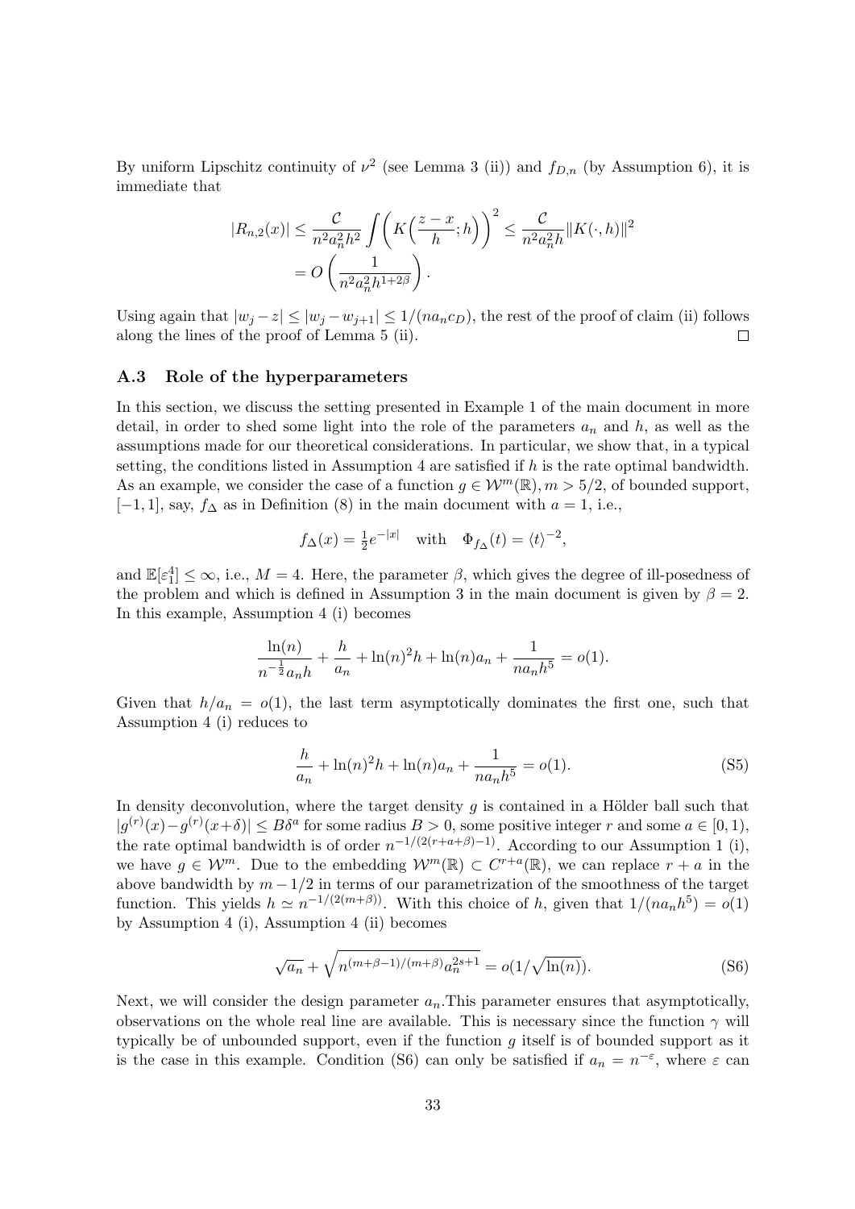By uniform Lipschitz continuity of $\nu^2$ (see Lemma 3 (ii)) and $f_{D,n}$ (by Assumption 6), it is immediate that

$$
\begin{aligned}
|R_{n,2}(x)| &\leq \frac{\mathcal{C}}{n^2 a_n^2 h^2} \int \left( K\Big(\frac{z-x}{h}; h\Big) \right)^2 \leq \frac{\mathcal{C}}{n^2 a_n^2 h} \|K(\cdot, h)\|^2 \\
&= O\left( \frac{1}{n^2 a_n^2 h^{1+2\beta}} \right).
\end{aligned}
$$

Using again that $|w_j - z| \leq |w_j - w_{j+1}| \leq 1/(n a_n c_D)$, the rest of the proof of claim (ii) follows along the lines of the proof of Lemma 5 (ii). $\square$

### A.3 Role of the hyperparameters

In this section, we discuss the setting presented in Example 1 of the main document in more detail, in order to shed some light into the role of the parameters $a_n$ and $h$, as well as the assumptions made for our theoretical considerations. In particular, we show that, in a typical setting, the conditions listed in Assumption 4 are satisfied if $h$ is the rate optimal bandwidth. As an example, we consider the case of a function $g \in \mathcal{W}^m(\mathbb{R}), m > 5/2$, of bounded support, $[-1, 1]$, say, $f_\Delta$ as in Definition (8) in the main document with $a = 1$, i.e.,

$$
f_\Delta(x) = \tfrac{1}{2} e^{-|x|} \quad \text{with} \quad \Phi_{f_\Delta}(t) = \langle t \rangle^{-2},
$$

and $\mathbb{E}[\varepsilon_1^4] \leq \infty$, i.e., $M = 4$. Here, the parameter $\beta$, which gives the degree of ill-posedness of the problem and which is defined in Assumption 3 in the main document is given by $\beta = 2$. In this example, Assumption 4 (i) becomes

$$
\frac{\ln(n)}{n^{-\frac{1}{2}} a_n h} + \frac{h}{a_n} + \ln(n)^2 h + \ln(n) a_n + \frac{1}{n a_n h^5} = o(1).
$$

Given that $h/a_n = o(1)$, the last term asymptotically dominates the first one, such that Assumption 4 (i) reduces to

$$
\frac{h}{a_n} + \ln(n)^2 h + \ln(n) a_n + \frac{1}{n a_n h^5} = o(1). \tag{S5}
$$

In density deconvolution, where the target density $g$ is contained in a Hölder ball such that $|g^{(r)}(x) - g^{(r)}(x+\delta)| \leq B\delta^a$ for some radius $B > 0$, some positive integer $r$ and some $a \in [0, 1)$, the rate optimal bandwidth is of order $n^{-1/(2(r+a+\beta)-1)}$. According to our Assumption 1 (i), we have $g \in \mathcal{W}^m$. Due to the embedding $\mathcal{W}^m(\mathbb{R}) \subset C^{r+a}(\mathbb{R})$, we can replace $r + a$ in the above bandwidth by $m - 1/2$ in terms of our parametrization of the smoothness of the target function. This yields $h \simeq n^{-1/(2(m+\beta))}$. With this choice of $h$, given that $1/(n a_n h^5) = o(1)$ by Assumption 4 (i), Assumption 4 (ii) becomes

$$
\sqrt{a_n} + \sqrt{n^{(m+\beta-1)/(m+\beta)} a_n^{2s+1}} = o(1/\sqrt{\ln(n)}). \tag{S6}
$$

Next, we will consider the design parameter $a_n$.This parameter ensures that asymptotically, observations on the whole real line are available. This is necessary since the function $\gamma$ will typically be of unbounded support, even if the function $g$ itself is of bounded support as it is the case in this example. Condition (S6) can only be satisfied if $a_n = n^{-\varepsilon}$, where $\varepsilon$ can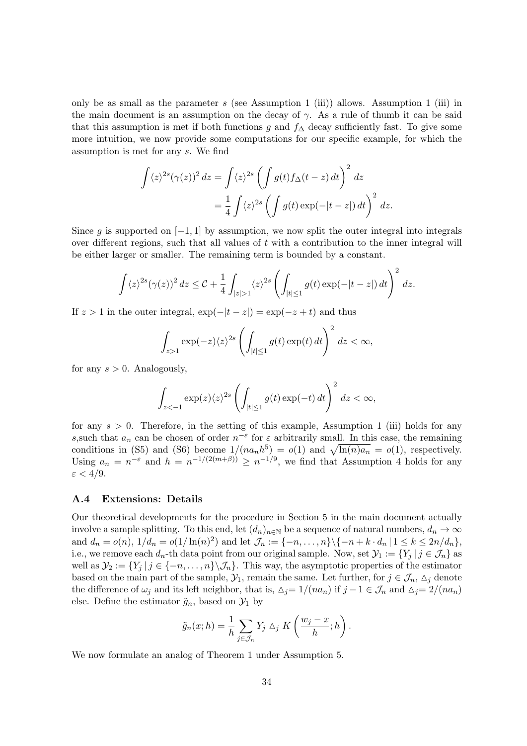only be as small as the parameter $s$ (see Assumption 1 (iii)) allows. Assumption 1 (iii) in the main document is an assumption on the decay of $\gamma$. As a rule of thumb it can be said that this assumption is met if both functions $g$ and $f_\Delta$ decay sufficiently fast. To give some more intuition, we now provide some computations for our specific example, for which the assumption is met for any $s$. We find

$$\begin{aligned}\int \langle z\rangle^{2s}(\gamma(z))^2\,dz &= \int \langle z\rangle^{2s}\left(\int g(t) f_\Delta(t-z)\,dt\right)^2 dz\\ &= \frac{1}{4}\int \langle z\rangle^{2s}\left(\int g(t)\exp(-|t-z|)\,dt\right)^2 dz.\end{aligned}$$

Since $g$ is supported on $[-1,1]$ by assumption, we now split the outer integral into integrals over different regions, such that all values of $t$ with a contribution to the inner integral will be either larger or smaller. The remaining term is bounded by a constant.

$$\int \langle z\rangle^{2s}(\gamma(z))^2\,dz \le \mathcal{C} + \frac{1}{4}\int_{|z|>1}\langle z\rangle^{2s}\left(\int_{|t|\le 1} g(t)\exp(-|t-z|)\,dt\right)^2 dz.$$

If $z>1$ in the outer integral, $\exp(-|t-z|)=\exp(-z+t)$ and thus

$$\int_{z>1}\exp(-z)\langle z\rangle^{2s}\left(\int_{|t|\le 1} g(t)\exp(t)\,dt\right)^2 dz < \infty,$$

for any $s>0$. Analogously,

$$\int_{z<-1}\exp(z)\langle z\rangle^{2s}\left(\int_{|t|\le 1} g(t)\exp(-t)\,dt\right)^2 dz < \infty,$$

for any $s>0$. Therefore, in the setting of this example, Assumption 1 (iii) holds for any $s$,such that $a_n$ can be chosen of order $n^{-\varepsilon}$ for $\varepsilon$ arbitrarily small. In this case, the remaining conditions in (S5) and (S6) become $1/(na_nh^5)=o(1)$ and $\sqrt{\ln(n)a_n}=o(1)$, respectively. Using $a_n=n^{-\varepsilon}$ and $h=n^{-1/(2(m+\beta))}\ge n^{-1/9}$, we find that Assumption 4 holds for any $\varepsilon<4/9$.

### A.4 Extensions: Details

Our theoretical developments for the procedure in Section 5 in the main document actually involve a sample splitting. To this end, let $(d_n)_{n\in\mathbb{N}}$ be a sequence of natural numbers, $d_n\to\infty$ and $d_n=o(n)$, $1/d_n=o(1/\ln(n)^2)$ and let $\mathcal{J}_n := \{-n,\dots,n\}\backslash\{-n+k\cdot d_n \,|\, 1\le k\le 2n/d_n\}$, i.e., we remove each $d_n$-th data point from our original sample. Now, set $\mathcal{Y}_1 := \{Y_j \,|\, j\in\mathcal{J}_n\}$ as well as $\mathcal{Y}_2 := \{Y_j \,|\, j\in\{-n,\dots,n\}\backslash\mathcal{J}_n\}$. This way, the asymptotic properties of the estimator based on the main part of the sample, $\mathcal{Y}_1$, remain the same. Let further, for $j\in\mathcal{J}_n$, $\triangle_j$ denote the difference of $\omega_j$ and its left neighbor, that is, $\triangle_j = 1/(na_n)$ if $j-1\in\mathcal{J}_n$ and $\triangle_j = 2/(na_n)$ else. Define the estimator $\tilde{g}_n$, based on $\mathcal{Y}_1$ by

$$\tilde{g}_n(x;h) = \frac{1}{h}\sum_{j\in\mathcal{J}_n} Y_j\,\triangle_j\,K\left(\frac{w_j-x}{h};h\right).$$

We now formulate an analog of Theorem 1 under Assumption 5.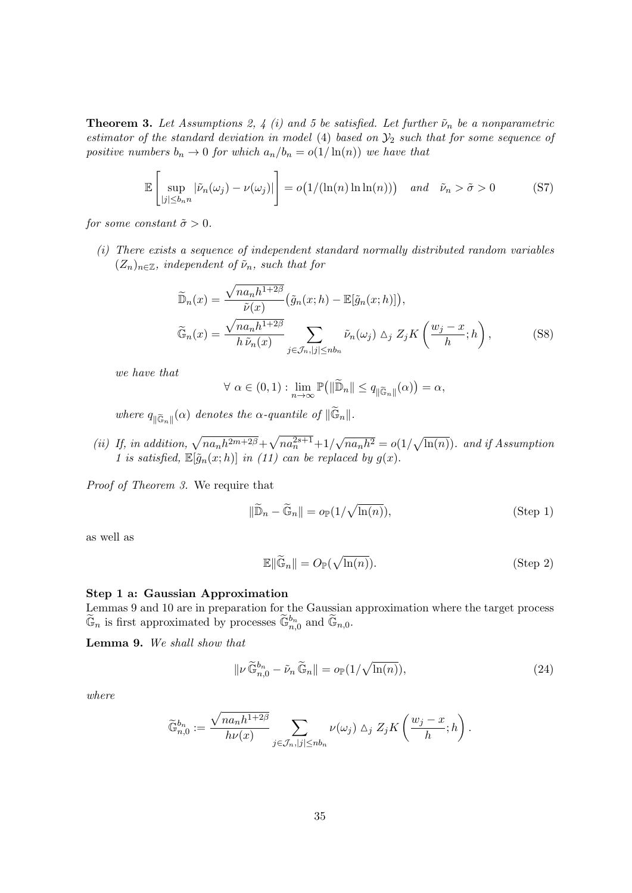**Theorem 3.** *Let Assumptions 2, 4 (i) and 5 be satisfied. Let further $\tilde{\nu}_n$ be a nonparametric estimator of the standard deviation in model* (4) *based on $\mathcal{Y}_2$ such that for some sequence of positive numbers $b_n \to 0$ for which $a_n/b_n = o(1/\ln(n))$ we have that*

$$\mathbb{E}\left[\sup_{|j|\leq b_n n} |\tilde{\nu}_n(\omega_j) - \nu(\omega_j)|\right] = o\big(1/(\ln(n)\ln\ln(n))\big) \quad \text{and} \quad \tilde{\nu}_n > \tilde{\sigma} > 0 \tag{S7}$$

*for some constant $\tilde{\sigma} > 0$.*

*(i) There exists a sequence of independent standard normally distributed random variables $(Z_n)_{n\in\mathbb{Z}}$, independent of $\tilde{\nu}_n$, such that for*

$$\widetilde{\mathbb{D}}_n(x) = \frac{\sqrt{na_nh^{1+2\beta}}}{\tilde{\nu}(x)}\big(\tilde{g}_n(x;h) - \mathbb{E}[\tilde{g}_n(x;h)]\big),$$
$$\widetilde{\mathbb{G}}_n(x) = \frac{\sqrt{na_nh^{1+2\beta}}}{h\,\tilde{\nu}_n(x)} \sum_{j\in\mathcal{J}_n, |j|\leq nb_n} \tilde{\nu}_n(\omega_j) \,\triangle_j\, Z_jK\left(\frac{w_j - x}{h};h\right), \tag{S8}$$

*we have that*

$$\forall\ \alpha \in (0,1): \lim_{n\to\infty} \mathbb{P}\big(\|\widetilde{\mathbb{D}}_n\| \leq q_{\|\widetilde{\mathbb{G}}_n\|}(\alpha)\big) = \alpha,$$

*where $q_{\|\widetilde{\mathbb{G}}_n\|}(\alpha)$ denotes the $\alpha$-quantile of $\|\widetilde{\mathbb{G}}_n\|$.*

*(ii) If, in addition, $\sqrt{na_nh^{2m+2\beta}} + \sqrt{na_n^{2s+1}} + 1/\sqrt{na_nh^2} = o(1/\sqrt{\ln(n)})$. and if Assumption 1 is satisfied, $\mathbb{E}[\tilde{g}_n(x;h)]$ in (11) can be replaced by $g(x)$.*

*Proof of Theorem 3.* We require that

$$\|\widetilde{\mathbb{D}}_n - \widetilde{\mathbb{G}}_n\| = o_{\mathbb{P}}(1/\sqrt{\ln(n)}), \tag{Step 1}$$

as well as

$$\mathbb{E}\|\widetilde{\mathbb{G}}_n\| = O_{\mathbb{P}}(\sqrt{\ln(n)}). \tag{Step 2}$$

**Step 1 a: Gaussian Approximation**

Lemmas 9 and 10 are in preparation for the Gaussian approximation where the target process $\widetilde{\mathbb{G}}_n$ is first approximated by processes $\widetilde{\mathbb{G}}_{n,0}^{b_n}$ and $\widetilde{\mathbb{G}}_{n,0}$.

**Lemma 9.** *We shall show that*

$$\|\nu\,\widetilde{\mathbb{G}}_{n,0}^{b_n} - \tilde{\nu}_n\,\widetilde{\mathbb{G}}_n\| = o_{\mathbb{P}}(1/\sqrt{\ln(n)}), \tag{24}$$

*where*

$$\widetilde{\mathbb{G}}_{n,0}^{b_n} := \frac{\sqrt{na_nh^{1+2\beta}}}{h\nu(x)} \sum_{j\in\mathcal{J}_n, |j|\leq nb_n} \nu(\omega_j) \,\triangle_j\, Z_jK\left(\frac{w_j - x}{h};h\right).$$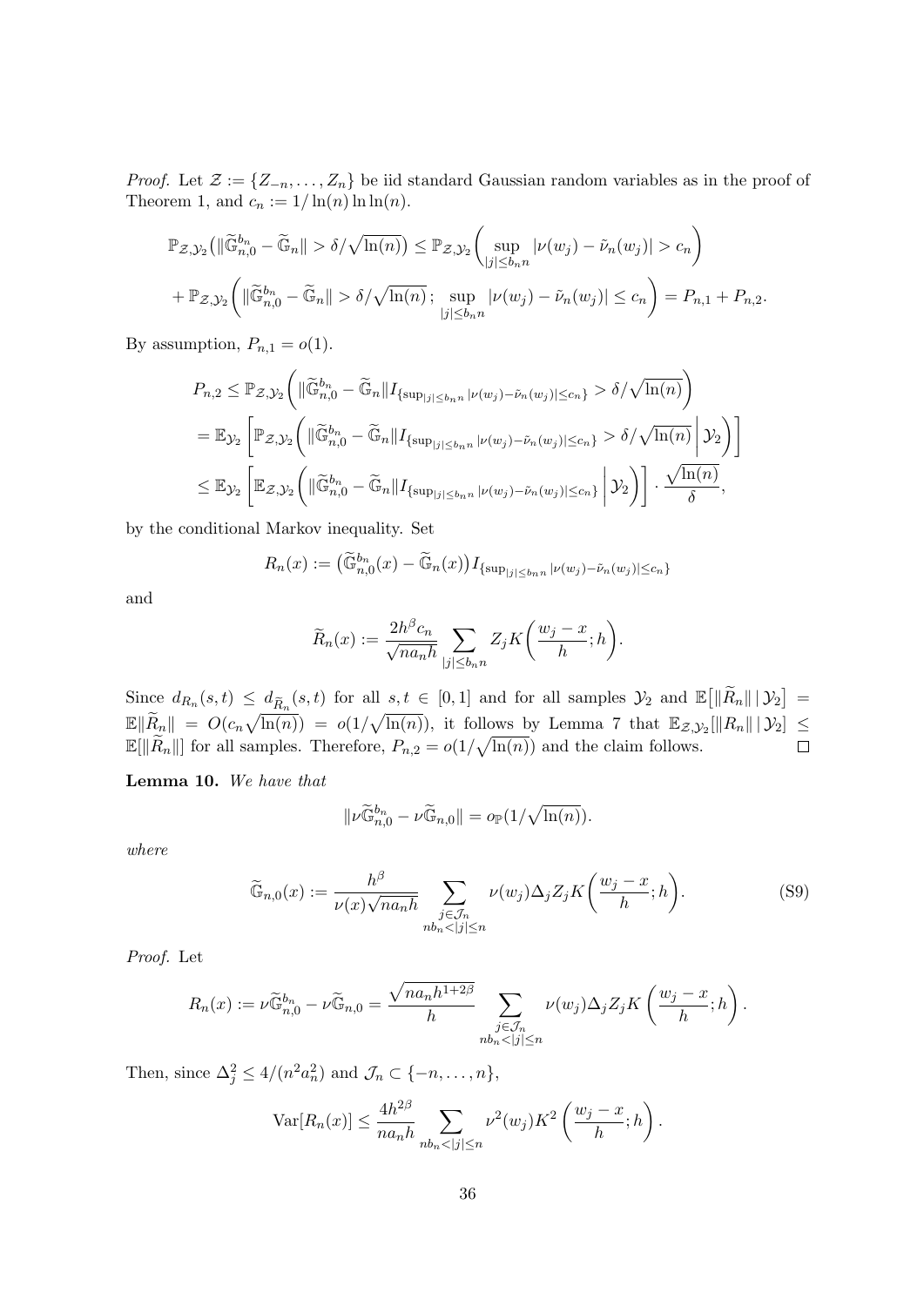*Proof.* Let $\mathcal{Z} := \{Z_{-n}, \dots, Z_n\}$ be iid standard Gaussian random variables as in the proof of Theorem 1, and $c_n := 1/\ln(n)\ln\ln(n)$.

$$
\mathbb{P}_{\mathcal{Z},\mathcal{Y}_2}\big(\|\widetilde{\mathbb{G}}_{n,0}^{b_n} - \widetilde{\mathbb{G}}_n\| > \delta/\sqrt{\ln(n)}\big) \le \mathbb{P}_{\mathcal{Z},\mathcal{Y}_2}\bigg(\sup_{|j|\le b_n n} |\nu(w_j) - \tilde{\nu}_n(w_j)| > c_n\bigg)
$$

$$
+ \mathbb{P}_{\mathcal{Z},\mathcal{Y}_2}\bigg(\|\widetilde{\mathbb{G}}_{n,0}^{b_n} - \widetilde{\mathbb{G}}_n\| > \delta/\sqrt{\ln(n)}\,;\, \sup_{|j|\le b_n n} |\nu(w_j) - \tilde{\nu}_n(w_j)| \le c_n\bigg) = P_{n,1} + P_{n,2}.
$$

By assumption, $P_{n,1} = o(1)$.

$$
\begin{aligned}
P_{n,2} &\le \mathbb{P}_{\mathcal{Z},\mathcal{Y}_2}\bigg(\|\widetilde{\mathbb{G}}_{n,0}^{b_n} - \widetilde{\mathbb{G}}_n\| I_{\{\sup_{|j|\le b_n n} |\nu(w_j) - \tilde{\nu}_n(w_j)| \le c_n\}} > \delta/\sqrt{\ln(n)}\bigg) \\
&= \mathbb{E}_{\mathcal{Y}_2}\bigg[\mathbb{P}_{\mathcal{Z},\mathcal{Y}_2}\bigg(\|\widetilde{\mathbb{G}}_{n,0}^{b_n} - \widetilde{\mathbb{G}}_n\| I_{\{\sup_{|j|\le b_n n} |\nu(w_j) - \tilde{\nu}_n(w_j)| \le c_n\}} > \delta/\sqrt{\ln(n)}\,\bigg|\, \mathcal{Y}_2\bigg)\bigg] \\
&\le \mathbb{E}_{\mathcal{Y}_2}\bigg[\mathbb{E}_{\mathcal{Z},\mathcal{Y}_2}\bigg(\|\widetilde{\mathbb{G}}_{n,0}^{b_n} - \widetilde{\mathbb{G}}_n\| I_{\{\sup_{|j|\le b_n n} |\nu(w_j) - \tilde{\nu}_n(w_j)| \le c_n\}}\,\bigg|\, \mathcal{Y}_2\bigg)\bigg] \cdot \frac{\sqrt{\ln(n)}}{\delta},
\end{aligned}
$$

by the conditional Markov inequality. Set

$$
R_n(x) := \big(\widetilde{\mathbb{G}}_{n,0}^{b_n}(x) - \widetilde{\mathbb{G}}_n(x)\big) I_{\{\sup_{|j|\le b_n n} |\nu(w_j) - \tilde{\nu}_n(w_j)| \le c_n\}}
$$

and

$$
\widetilde{R}_n(x) := \frac{2h^\beta c_n}{\sqrt{n a_n h}} \sum_{|j|\le b_n n} Z_j K\bigg(\frac{w_j - x}{h}; h\bigg).
$$

Since $d_{R_n}(s,t) \le d_{\widetilde{R}_n}(s,t)$ for all $s,t \in [0,1]$ and for all samples $\mathcal{Y}_2$ and $\mathbb{E}\big[\|\widetilde{R}_n\| \,|\, \mathcal{Y}_2\big] = \mathbb{E}\|\widetilde{R}_n\| = O(c_n\sqrt{\ln(n)}) = o(1/\sqrt{\ln(n)})$, it follows by Lemma 7 that $\mathbb{E}_{\mathcal{Z},\mathcal{Y}_2}[\|R_n\| \,|\, \mathcal{Y}_2] \le \mathbb{E}[\|\widetilde{R}_n\|]$ for all samples. Therefore, $P_{n,2} = o(1/\sqrt{\ln(n)})$ and the claim follows. $\square$

**Lemma 10.** *We have that*

$$
\|\nu\widetilde{\mathbb{G}}_{n,0}^{b_n} - \nu\widetilde{\mathbb{G}}_{n,0}\| = o_{\mathbb{P}}(1/\sqrt{\ln(n)}).
$$

*where*

$$
\widetilde{\mathbb{G}}_{n,0}(x) := \frac{h^\beta}{\nu(x)\sqrt{n a_n h}} \sum_{\substack{j\in\mathcal{J}_n \\ nb_n < |j| \le n}} \nu(w_j)\Delta_j Z_j K\bigg(\frac{w_j - x}{h}; h\bigg). \tag{S9}
$$

*Proof.* Let

$$
R_n(x) := \nu\widetilde{\mathbb{G}}_{n,0}^{b_n} - \nu\widetilde{\mathbb{G}}_{n,0} = \frac{\sqrt{n a_n h^{1+2\beta}}}{h} \sum_{\substack{j\in\mathcal{J}_n \\ nb_n < |j| \le n}} \nu(w_j)\Delta_j Z_j K\left(\frac{w_j - x}{h}; h\right).
$$

Then, since $\Delta_j^2 \le 4/(n^2 a_n^2)$ and $\mathcal{J}_n \subset \{-n, \dots, n\}$,

$$
\mathrm{Var}[R_n(x)] \le \frac{4h^{2\beta}}{n a_n h} \sum_{nb_n < |j| \le n} \nu^2(w_j) K^2\left(\frac{w_j - x}{h}; h\right).
$$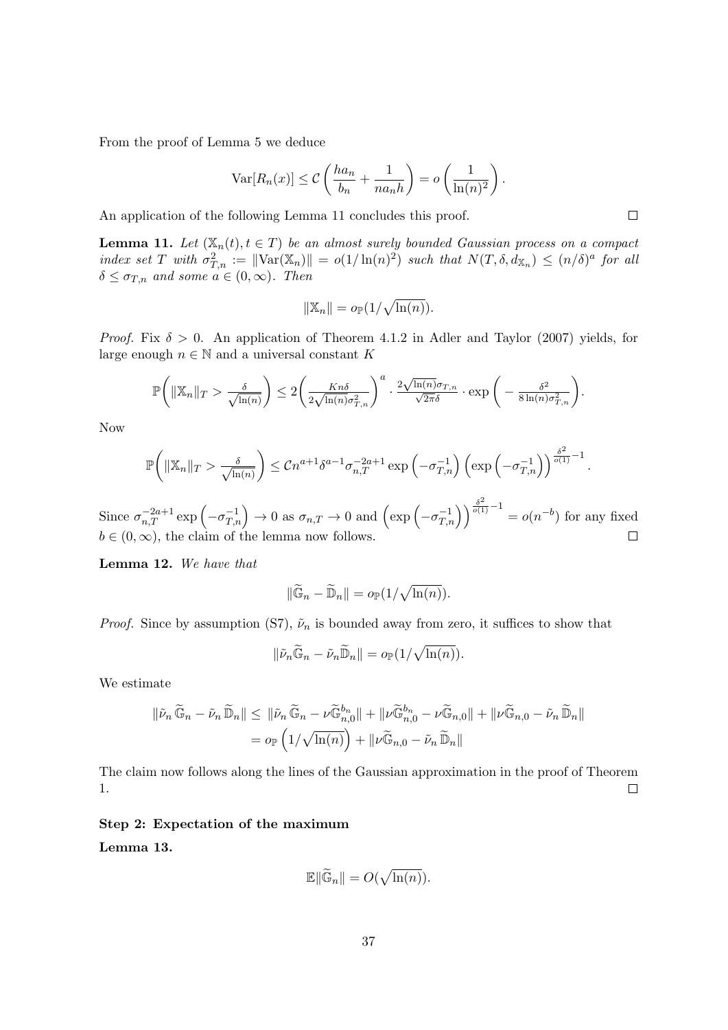From the proof of Lemma 5 we deduce

$$\mathrm{Var}[R_n(x)] \leq \mathcal{C}\left(\frac{ha_n}{b_n} + \frac{1}{na_nh}\right) = o\left(\frac{1}{\ln(n)^2}\right).$$

An application of the following Lemma 11 concludes this proof. $\square$

**Lemma 11.** *Let $(\mathbb{X}_n(t), t \in T)$ be an almost surely bounded Gaussian process on a compact index set $T$ with $\sigma_{T,n}^2 := \|\mathrm{Var}(\mathbb{X}_n)\| = o(1/\ln(n)^2)$ such that $N(T, \delta, d_{\mathbb{X}_n}) \leq (n/\delta)^a$ for all $\delta \leq \sigma_{T,n}$ and some $a \in (0, \infty)$. Then*

$$\|\mathbb{X}_n\| = o_{\mathbb{P}}(1/\sqrt{\ln(n)}).$$

*Proof.* Fix $\delta > 0$. An application of Theorem 4.1.2 in Adler and Taylor (2007) yields, for large enough $n \in \mathbb{N}$ and a universal constant $K$

$$\mathbb{P}\bigg(\|\mathbb{X}_n\|_T > \tfrac{\delta}{\sqrt{\ln(n)}}\bigg) \leq 2\bigg(\tfrac{Kn\delta}{2\sqrt{\ln(n)}\sigma_{T,n}^2}\bigg)^a \cdot \tfrac{2\sqrt{\ln(n)}\sigma_{T,n}}{\sqrt{2\pi}\delta} \cdot \exp\bigg(-\tfrac{\delta^2}{8\ln(n)\sigma_{T,n}^2}\bigg).$$

Now

$$\mathbb{P}\bigg(\|\mathbb{X}_n\|_T > \tfrac{\delta}{\sqrt{\ln(n)}}\bigg) \leq \mathcal{C}n^{a+1}\delta^{a-1}\sigma_{n,T}^{-2a+1}\exp\left(-\sigma_{T,n}^{-1}\right)\left(\exp\left(-\sigma_{T,n}^{-1}\right)\right)^{\frac{\delta^2}{o(1)}-1}.$$

Since $\sigma_{n,T}^{-2a+1}\exp\left(-\sigma_{T,n}^{-1}\right) \to 0$ as $\sigma_{n,T} \to 0$ and $\left(\exp\left(-\sigma_{T,n}^{-1}\right)\right)^{\frac{\delta^2}{o(1)}-1} = o(n^{-b})$ for any fixed $b \in (0, \infty)$, the claim of the lemma now follows. $\square$

**Lemma 12.** *We have that*

$$\|\widetilde{\mathbb{G}}_n - \widetilde{\mathbb{D}}_n\| = o_{\mathbb{P}}(1/\sqrt{\ln(n)}).$$

*Proof.* Since by assumption (S7), $\tilde{\nu}_n$ is bounded away from zero, it suffices to show that

$$\|\tilde{\nu}_n\widetilde{\mathbb{G}}_n - \tilde{\nu}_n\widetilde{\mathbb{D}}_n\| = o_{\mathbb{P}}(1/\sqrt{\ln(n)}).$$

We estimate

$$\begin{aligned}
\|\tilde{\nu}_n\,\widetilde{\mathbb{G}}_n - \tilde{\nu}_n\,\widetilde{\mathbb{D}}_n\| &\leq \|\tilde{\nu}_n\,\widetilde{\mathbb{G}}_n - \nu\widetilde{\mathbb{G}}_{n,0}^{b_n}\| + \|\nu\widetilde{\mathbb{G}}_{n,0}^{b_n} - \nu\widetilde{\mathbb{G}}_{n,0}\| + \|\nu\widetilde{\mathbb{G}}_{n,0} - \tilde{\nu}_n\,\widetilde{\mathbb{D}}_n\| \\
&= o_{\mathbb{P}}\left(1/\sqrt{\ln(n)}\right) + \|\nu\widetilde{\mathbb{G}}_{n,0} - \tilde{\nu}_n\,\widetilde{\mathbb{D}}_n\|
\end{aligned}$$

The claim now follows along the lines of the Gaussian approximation in the proof of Theorem 1. $\square$

**Step 2: Expectation of the maximum**

**Lemma 13.**

$$\mathbb{E}\|\widetilde{\mathbb{G}}_n\| = O(\sqrt{\ln(n)}).$$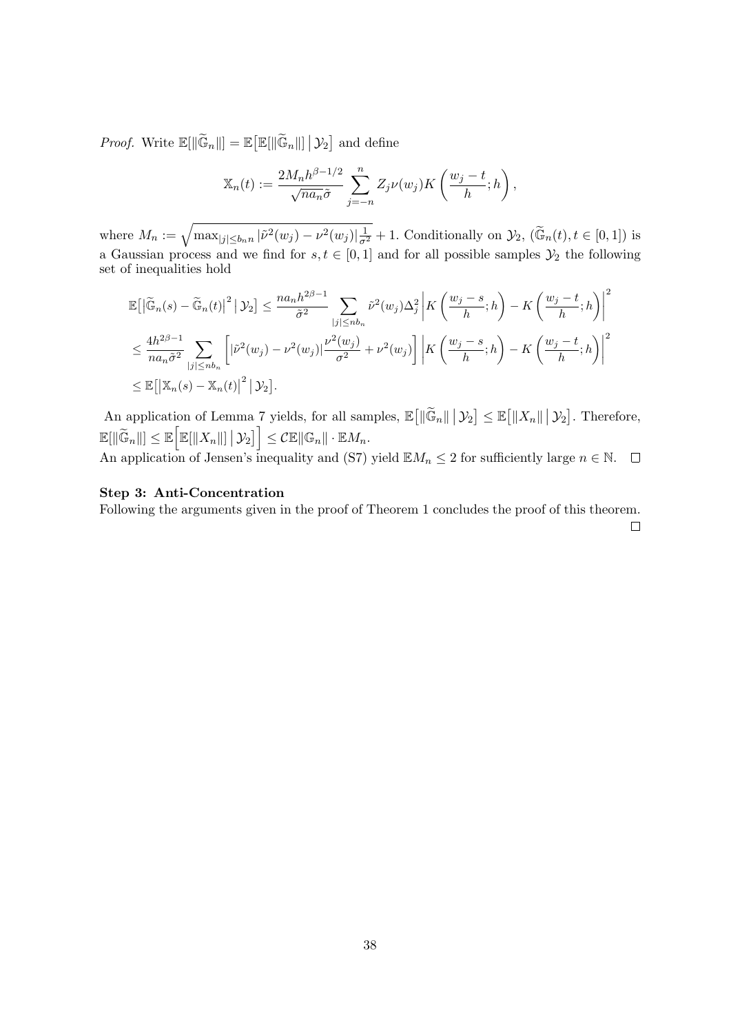*Proof.* Write $\mathbb{E}[\|\widetilde{\mathbb{G}}_n\|] = \mathbb{E}\big[\mathbb{E}[\|\widetilde{\mathbb{G}}_n\|] \,\big|\, \mathcal{Y}_2\big]$ and define

$$\mathbb{X}_n(t) := \frac{2M_n h^{\beta-1/2}}{\sqrt{na_n}\tilde{\sigma}} \sum_{j=-n}^{n} Z_j \nu(w_j) K\left(\frac{w_j - t}{h}; h\right),$$

where $M_n := \sqrt{\max_{|j|\le b_n n} |\tilde{\nu}^2(w_j) - \nu^2(w_j)| \frac{1}{\sigma^2}} + 1$. Conditionally on $\mathcal{Y}_2$, $(\widetilde{\mathbb{G}}_n(t), t \in [0,1])$ is a Gaussian process and we find for $s,t \in [0,1]$ and for all possible samples $\mathcal{Y}_2$ the following set of inequalities hold

$$\begin{aligned}
\mathbb{E}\big[\big|\widetilde{\mathbb{G}}_n(s) - \widetilde{\mathbb{G}}_n(t)\big|^2 \,\big|\, \mathcal{Y}_2\big] &\le \frac{na_n h^{2\beta-1}}{\tilde{\sigma}^2} \sum_{|j|\le nb_n} \tilde{\nu}^2(w_j)\Delta_j^2 \left| K\left(\frac{w_j - s}{h}; h\right) - K\left(\frac{w_j - t}{h}; h\right)\right|^2 \\
&\le \frac{4h^{2\beta-1}}{na_n\tilde{\sigma}^2} \sum_{|j|\le nb_n} \left[ |\tilde{\nu}^2(w_j) - \nu^2(w_j)| \frac{\nu^2(w_j)}{\sigma^2} + \nu^2(w_j)\right] \left| K\left(\frac{w_j - s}{h}; h\right) - K\left(\frac{w_j - t}{h}; h\right)\right|^2 \\
&\le \mathbb{E}\big[\big|\mathbb{X}_n(s) - \mathbb{X}_n(t)\big|^2 \,\big|\, \mathcal{Y}_2\big].
\end{aligned}$$

An application of Lemma 7 yields, for all samples, $\mathbb{E}\big[\|\widetilde{\mathbb{G}}_n\| \,\big|\, \mathcal{Y}_2\big] \le \mathbb{E}\big[\|X_n\| \,\big|\, \mathcal{Y}_2\big]$. Therefore, $\mathbb{E}[\|\widetilde{\mathbb{G}}_n\|] \le \mathbb{E}\Big[\mathbb{E}[\|X_n\|] \,\big|\, \mathcal{Y}_2\Big] \le \mathcal{C}\mathbb{E}\|\mathbb{G}_n\| \cdot \mathbb{E}M_n$.
An application of Jensen's inequality and (S7) yield $\mathbb{E}M_n \le 2$ for sufficiently large $n \in \mathbb{N}$. $\square$

**Step 3: Anti-Concentration**

Following the arguments given in the proof of Theorem 1 concludes the proof of this theorem. $\square$